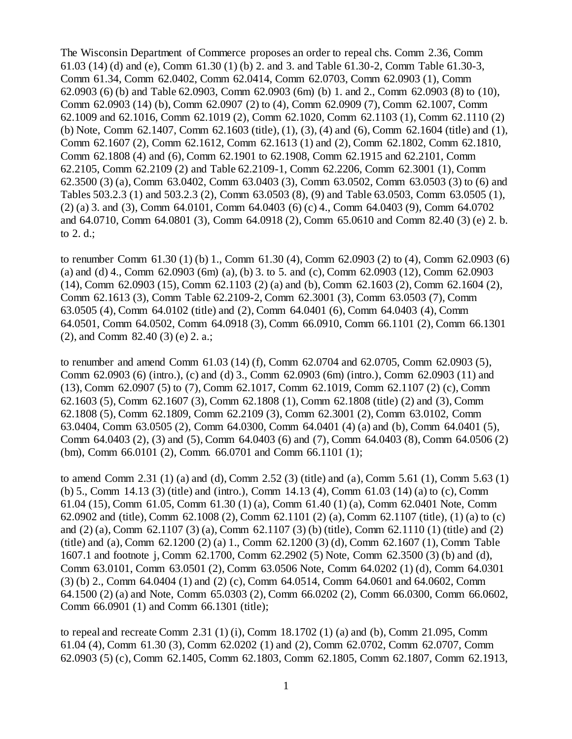The Wisconsin Department of Commerce proposes an order to repeal chs. Comm 2.36, Comm 61.03 (14) (d) and (e), Comm 61.30 (1) (b) 2. and 3. and Table 61.30-2, Comm Table 61.30-3, Comm 61.34, Comm 62.0402, Comm 62.0414, Comm 62.0703, Comm 62.0903 (1), Comm 62.0903 (6) (b) and Table 62.0903, Comm 62.0903 (6m) (b) 1. and 2., Comm 62.0903 (8) to (10), Comm 62.0903 (14) (b), Comm 62.0907 (2) to (4), Comm 62.0909 (7), Comm 62.1007, Comm 62.1009 and 62.1016, Comm 62.1019 (2), Comm 62.1020, Comm 62.1103 (1), Comm 62.1110 (2) (b) Note, Comm 62.1407, Comm 62.1603 (title), (1), (3), (4) and (6), Comm 62.1604 (title) and (1), Comm 62.1607 (2), Comm 62.1612, Comm 62.1613 (1) and (2), Comm 62.1802, Comm 62.1810, Comm 62.1808 (4) and (6), Comm 62.1901 to 62.1908, Comm 62.1915 and 62.2101, Comm 62.2105, Comm 62.2109 (2) and Table 62.2109-1, Comm 62.2206, Comm 62.3001 (1), Comm 62.3500 (3) (a), Comm 63.0402, Comm 63.0403 (3), Comm 63.0502, Comm 63.0503 (3) to (6) and Tables 503.2.3 (1) and 503.2.3 (2), Comm 63.0503 (8), (9) and Table 63.0503, Comm 63.0505 (1), (2) (a) 3. and (3), Comm 64.0101, Comm 64.0403 (6) (c) 4., Comm 64.0403 (9), Comm 64.0702 and 64.0710, Comm 64.0801 (3), Comm 64.0918 (2), Comm 65.0610 and Comm 82.40 (3) (e) 2. b. to 2. d.;

to renumber Comm 61.30 (1) (b) 1., Comm 61.30 (4), Comm 62.0903 (2) to (4), Comm 62.0903 (6) (a) and (d) 4., Comm 62.0903 (6m) (a), (b) 3. to 5. and (c), Comm 62.0903 (12), Comm 62.0903 (14), Comm 62.0903 (15), Comm 62.1103 (2) (a) and (b), Comm 62.1603 (2), Comm 62.1604 (2), Comm 62.1613 (3), Comm Table 62.2109-2, Comm 62.3001 (3), Comm 63.0503 (7), Comm 63.0505 (4), Comm 64.0102 (title) and (2), Comm 64.0401 (6), Comm 64.0403 (4), Comm 64.0501, Comm 64.0502, Comm 64.0918 (3), Comm 66.0910, Comm 66.1101 (2), Comm 66.1301 (2), and Comm 82.40 (3) (e) 2. a.;

to renumber and amend Comm 61.03 (14) (f), Comm 62.0704 and 62.0705, Comm 62.0903 (5), Comm 62.0903 (6) (intro.), (c) and (d) 3., Comm 62.0903 (6m) (intro.), Comm 62.0903 (11) and (13), Comm 62.0907 (5) to (7), Comm 62.1017, Comm 62.1019, Comm 62.1107 (2) (c), Comm 62.1603 (5), Comm 62.1607 (3), Comm 62.1808 (1), Comm 62.1808 (title) (2) and (3), Comm 62.1808 (5), Comm 62.1809, Comm 62.2109 (3), Comm 62.3001 (2), Comm 63.0102, Comm 63.0404, Comm 63.0505 (2), Comm 64.0300, Comm 64.0401 (4) (a) and (b), Comm 64.0401 (5), Comm 64.0403 (2), (3) and (5), Comm 64.0403 (6) and (7), Comm 64.0403 (8), Comm 64.0506 (2) (bm), Comm 66.0101 (2), Comm. 66.0701 and Comm 66.1101 (1);

to amend Comm 2.31 (1) (a) and (d), Comm 2.52 (3) (title) and (a), Comm 5.61 (1), Comm 5.63 (1) (b) 5., Comm 14.13 (3) (title) and (intro.), Comm 14.13 (4), Comm 61.03 (14) (a) to (c), Comm 61.04 (15), Comm 61.05, Comm 61.30 (1) (a), Comm 61.40 (1) (a), Comm 62.0401 Note, Comm 62.0902 and (title), Comm 62.1008 (2), Comm 62.1101 (2) (a), Comm 62.1107 (title), (1) (a) to (c) and (2) (a), Comm 62.1107 (3) (a), Comm 62.1107 (3) (b) (title), Comm 62.1110 (1) (title) and (2) (title) and (a), Comm 62.1200 (2) (a) 1., Comm 62.1200 (3) (d), Comm 62.1607 (1), Comm Table 1607.1 and footnote j, Comm 62.1700, Comm 62.2902 (5) Note, Comm 62.3500 (3) (b) and (d), Comm 63.0101, Comm 63.0501 (2), Comm 63.0506 Note, Comm 64.0202 (1) (d), Comm 64.0301 (3) (b) 2., Comm 64.0404 (1) and (2) (c), Comm 64.0514, Comm 64.0601 and 64.0602, Comm 64.1500 (2) (a) and Note, Comm 65.0303 (2), Comm 66.0202 (2), Comm 66.0300, Comm 66.0602, Comm 66.0901 (1) and Comm 66.1301 (title);

to repeal and recreate Comm 2.31 (1) (i), Comm 18.1702 (1) (a) and (b), Comm 21.095, Comm 61.04 (4), Comm 61.30 (3), Comm 62.0202 (1) and (2), Comm 62.0702, Comm 62.0707, Comm 62.0903 (5) (c), Comm 62.1405, Comm 62.1803, Comm 62.1805, Comm 62.1807, Comm 62.1913,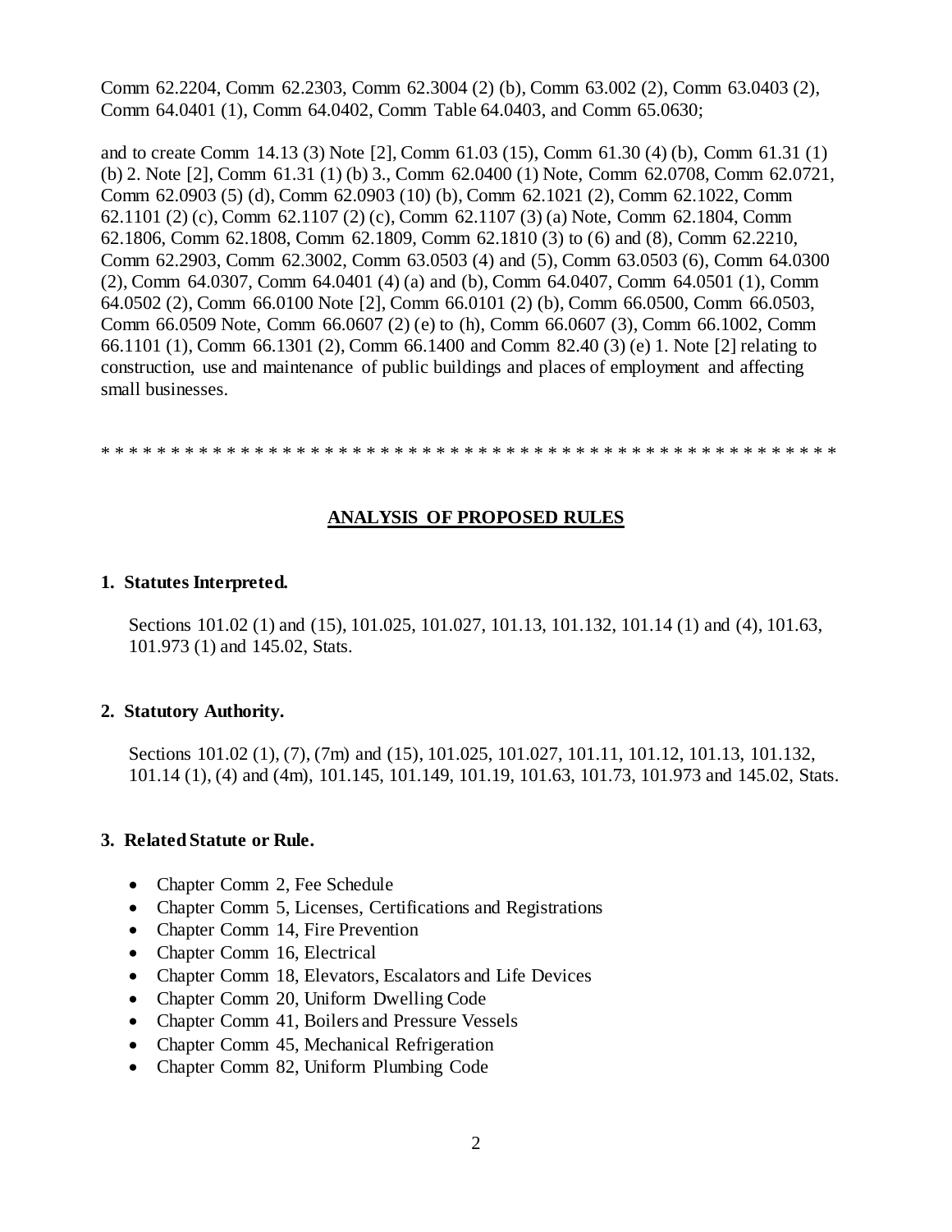Comm 62.2204, Comm 62.2303, Comm 62.3004 (2) (b), Comm 63.002 (2), Comm 63.0403 (2), Comm 64.0401 (1), Comm 64.0402, Comm Table 64.0403, and Comm 65.0630;

and to create Comm 14.13 (3) Note [2], Comm 61.03 (15), Comm 61.30 (4) (b), Comm 61.31 (1) (b) 2. Note [2], Comm 61.31 (1) (b) 3., Comm 62.0400 (1) Note, Comm 62.0708, Comm 62.0721, Comm 62.0903 (5) (d), Comm 62.0903 (10) (b), Comm 62.1021 (2), Comm 62.1022, Comm 62.1101 (2) (c), Comm 62.1107 (2) (c), Comm 62.1107 (3) (a) Note, Comm 62.1804, Comm 62.1806, Comm 62.1808, Comm 62.1809, Comm 62.1810 (3) to (6) and (8), Comm 62.2210, Comm 62.2903, Comm 62.3002, Comm 63.0503 (4) and (5), Comm 63.0503 (6), Comm 64.0300 (2), Comm 64.0307, Comm 64.0401 (4) (a) and (b), Comm 64.0407, Comm 64.0501 (1), Comm 64.0502 (2), Comm 66.0100 Note [2], Comm 66.0101 (2) (b), Comm 66.0500, Comm 66.0503, Comm 66.0509 Note, Comm 66.0607 (2) (e) to (h), Comm 66.0607 (3), Comm 66.1002, Comm 66.1101 (1), Comm 66.1301 (2), Comm 66.1400 and Comm 82.40 (3) (e) 1. Note [2] relating to construction, use and maintenance of public buildings and places of employment and affecting small businesses.

\* \* \* \* \* \* \* \* \* \* \* \* \* \* \* \* \* \* \* \* \* \* \* \* \* \* \* \* \* \* \* \* \* \* \* \* \* \* \* \* \* \* \* \* \* \* \* \* \* \* \* \* \* \* \* \*

## ANALYSIS OF PROPOSED RULES

**1. Statutes Interpreted.**

Sections 101.02 (1) and (15), 101.025, 101.027, 101.13, 101.132, 101.14 (1) and (4), 101.63, 101.973 (1) and 145.02, Stats.

**2. Statutory Authority.**

Sections 101.02 (1), (7), (7m) and (15), 101.025, 101.027, 101.11, 101.12, 101.13, 101.132, 101.14 (1), (4) and (4m), 101.145, 101.149, 101.19, 101.63, 101.73, 101.973 and 145.02, Stats.

**3. Related Statute or Rule.**

- Chapter Comm 2, Fee Schedule
- Chapter Comm 5, Licenses, Certifications and Registrations
- Chapter Comm 14, Fire Prevention
- Chapter Comm 16, Electrical
- Chapter Comm 18, Elevators, Escalators and Life Devices
- Chapter Comm 20, Uniform Dwelling Code
- Chapter Comm 41, Boilers and Pressure Vessels
- Chapter Comm 45, Mechanical Refrigeration
- Chapter Comm 82, Uniform Plumbing Code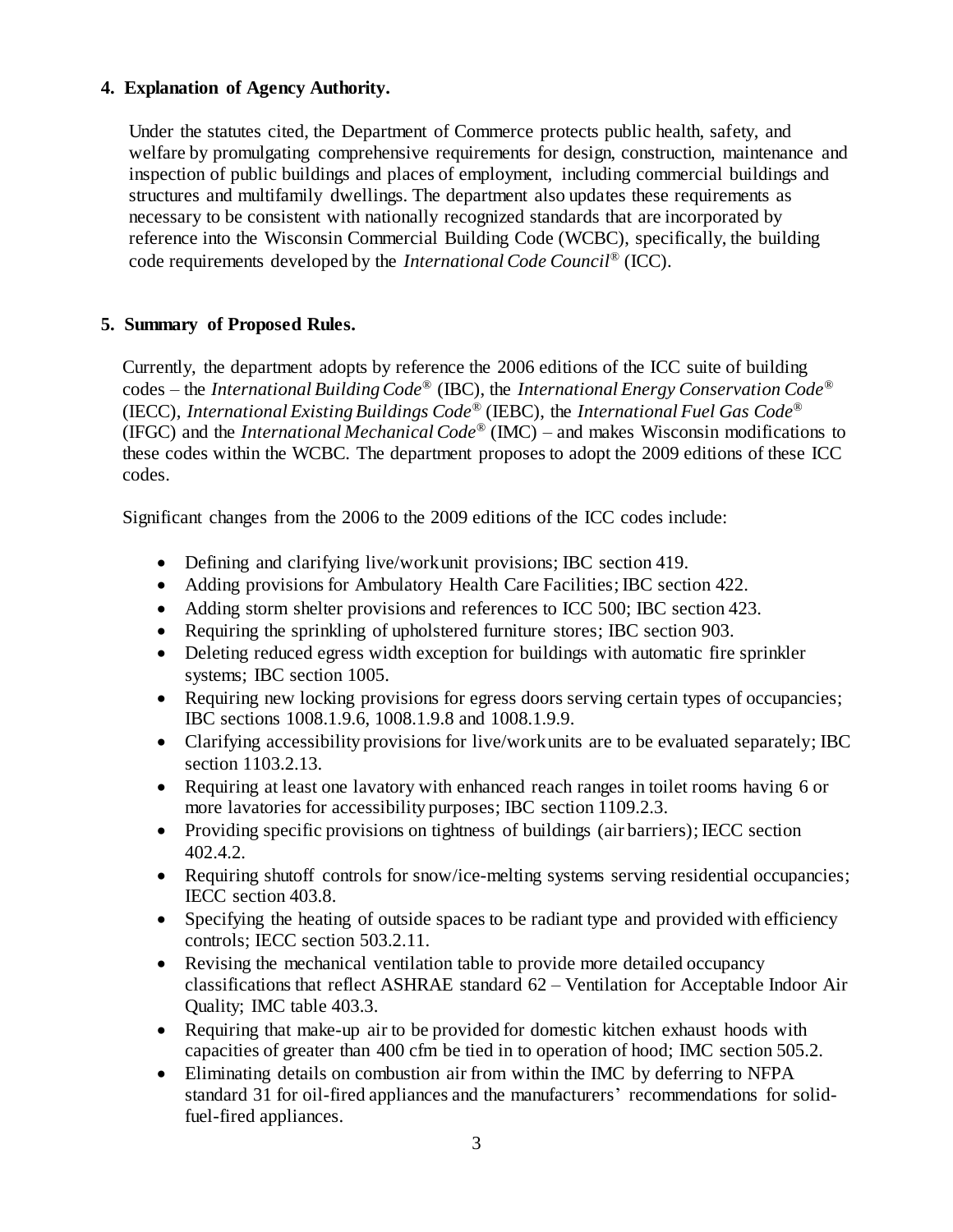## 4. Explanation of Agency Authority.

Under the statutes cited, the Department of Commerce protects public health, safety, and welfare by promulgating comprehensive requirements for design, construction, maintenance and inspection of public buildings and places of employment, including commercial buildings and structures and multifamily dwellings. The department also updates these requirements as necessary to be consistent with nationally recognized standards that are incorporated by reference into the Wisconsin Commercial Building Code (WCBC), specifically, the building code requirements developed by the *International Code Council®* (ICC).

## 5. Summary of Proposed Rules.

Currently, the department adopts by reference the 2006 editions of the ICC suite of building codes – the *International Building Code®* (IBC), the *International Energy Conservation Code®* (IECC), *International Existing Buildings Code®* (IEBC), the *International Fuel Gas Code®* (IFGC) and the *International Mechanical Code®* (IMC) – and makes Wisconsin modifications to these codes within the WCBC. The department proposes to adopt the 2009 editions of these ICC codes.

Significant changes from the 2006 to the 2009 editions of the ICC codes include:

- Defining and clarifying live/work unit provisions; IBC section 419.
- Adding provisions for Ambulatory Health Care Facilities; IBC section 422.
- Adding storm shelter provisions and references to ICC 500; IBC section 423.
- Requiring the sprinkling of upholstered furniture stores; IBC section 903.
- Deleting reduced egress width exception for buildings with automatic fire sprinkler systems; IBC section 1005.
- Requiring new locking provisions for egress doors serving certain types of occupancies; IBC sections 1008.1.9.6, 1008.1.9.8 and 1008.1.9.9.
- Clarifying accessibility provisions for live/work units are to be evaluated separately; IBC section 1103.2.13.
- Requiring at least one lavatory with enhanced reach ranges in toilet rooms having 6 or more lavatories for accessibility purposes; IBC section 1109.2.3.
- Providing specific provisions on tightness of buildings (air barriers); IECC section 402.4.2.
- Requiring shutoff controls for snow/ice-melting systems serving residential occupancies; IECC section 403.8.
- Specifying the heating of outside spaces to be radiant type and provided with efficiency controls; IECC section 503.2.11.
- Revising the mechanical ventilation table to provide more detailed occupancy classifications that reflect ASHRAE standard 62 – Ventilation for Acceptable Indoor Air Quality; IMC table 403.3.
- Requiring that make-up air to be provided for domestic kitchen exhaust hoods with capacities of greater than 400 cfm be tied in to operation of hood; IMC section 505.2.
- Eliminating details on combustion air from within the IMC by deferring to NFPA standard 31 for oil-fired appliances and the manufacturers' recommendations for solid-fuel-fired appliances.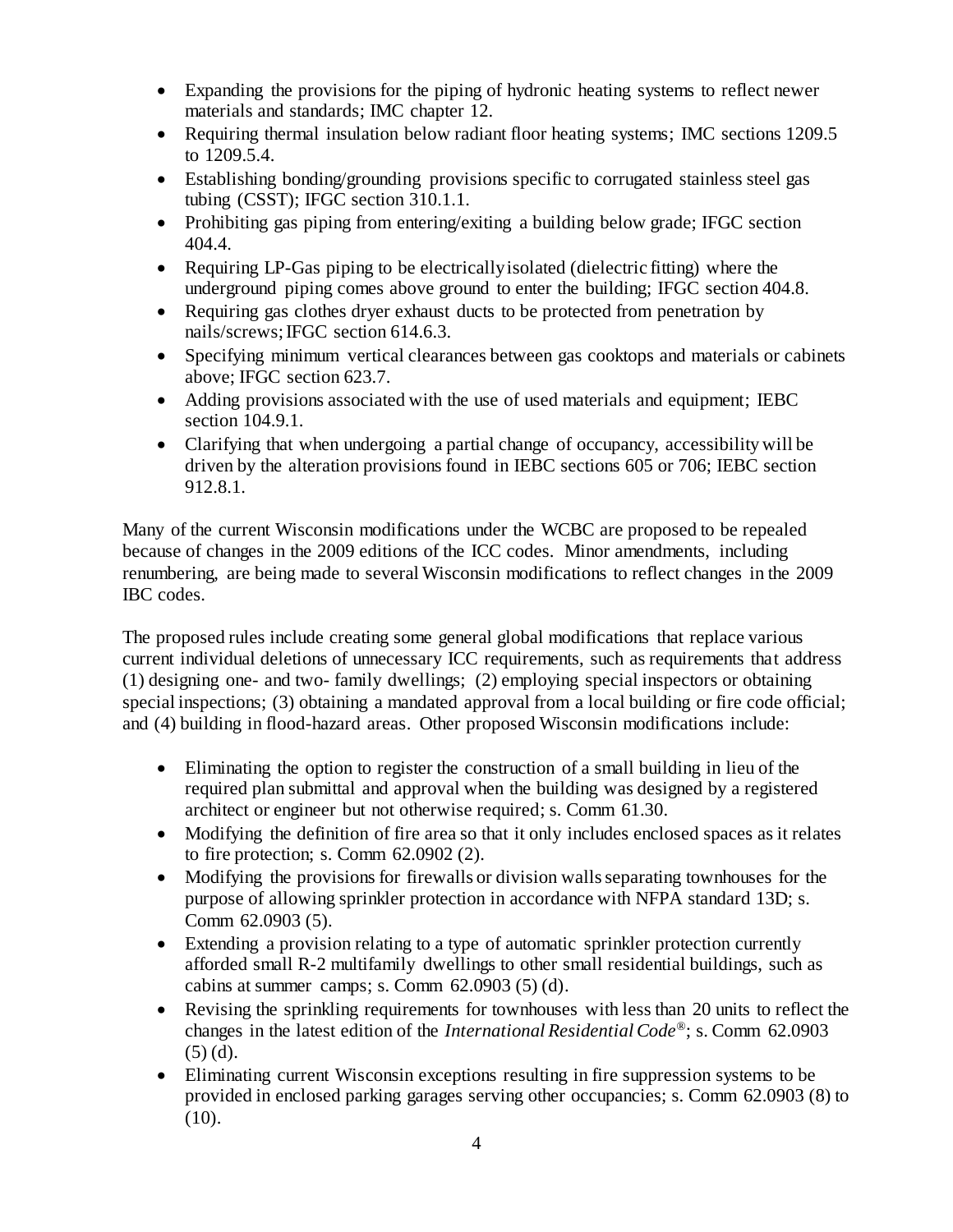- Expanding the provisions for the piping of hydronic heating systems to reflect newer materials and standards; IMC chapter 12.
- Requiring thermal insulation below radiant floor heating systems; IMC sections 1209.5 to 1209.5.4.
- Establishing bonding/grounding provisions specific to corrugated stainless steel gas tubing (CSST); IFGC section 310.1.1.
- Prohibiting gas piping from entering/exiting a building below grade; IFGC section 404.4.
- Requiring LP-Gas piping to be electrically isolated (dielectric fitting) where the underground piping comes above ground to enter the building; IFGC section 404.8.
- Requiring gas clothes dryer exhaust ducts to be protected from penetration by nails/screws; IFGC section 614.6.3.
- Specifying minimum vertical clearances between gas cooktops and materials or cabinets above; IFGC section 623.7.
- Adding provisions associated with the use of used materials and equipment; IEBC section 104.9.1.
- Clarifying that when undergoing a partial change of occupancy, accessibility will be driven by the alteration provisions found in IEBC sections 605 or 706; IEBC section 912.8.1.

Many of the current Wisconsin modifications under the WCBC are proposed to be repealed because of changes in the 2009 editions of the ICC codes. Minor amendments, including renumbering, are being made to several Wisconsin modifications to reflect changes in the 2009 IBC codes.

The proposed rules include creating some general global modifications that replace various current individual deletions of unnecessary ICC requirements, such as requirements that address (1) designing one- and two- family dwellings; (2) employing special inspectors or obtaining special inspections; (3) obtaining a mandated approval from a local building or fire code official; and (4) building in flood-hazard areas. Other proposed Wisconsin modifications include:

- Eliminating the option to register the construction of a small building in lieu of the required plan submittal and approval when the building was designed by a registered architect or engineer but not otherwise required; s. Comm 61.30.
- Modifying the definition of fire area so that it only includes enclosed spaces as it relates to fire protection; s. Comm 62.0902 (2).
- Modifying the provisions for firewalls or division walls separating townhouses for the purpose of allowing sprinkler protection in accordance with NFPA standard 13D; s. Comm 62.0903 (5).
- Extending a provision relating to a type of automatic sprinkler protection currently afforded small R-2 multifamily dwellings to other small residential buildings, such as cabins at summer camps; s. Comm 62.0903 (5) (d).
- Revising the sprinkling requirements for townhouses with less than 20 units to reflect the changes in the latest edition of the *International Residential Code*®; s. Comm 62.0903 (5) (d).
- Eliminating current Wisconsin exceptions resulting in fire suppression systems to be provided in enclosed parking garages serving other occupancies; s. Comm 62.0903 (8) to (10).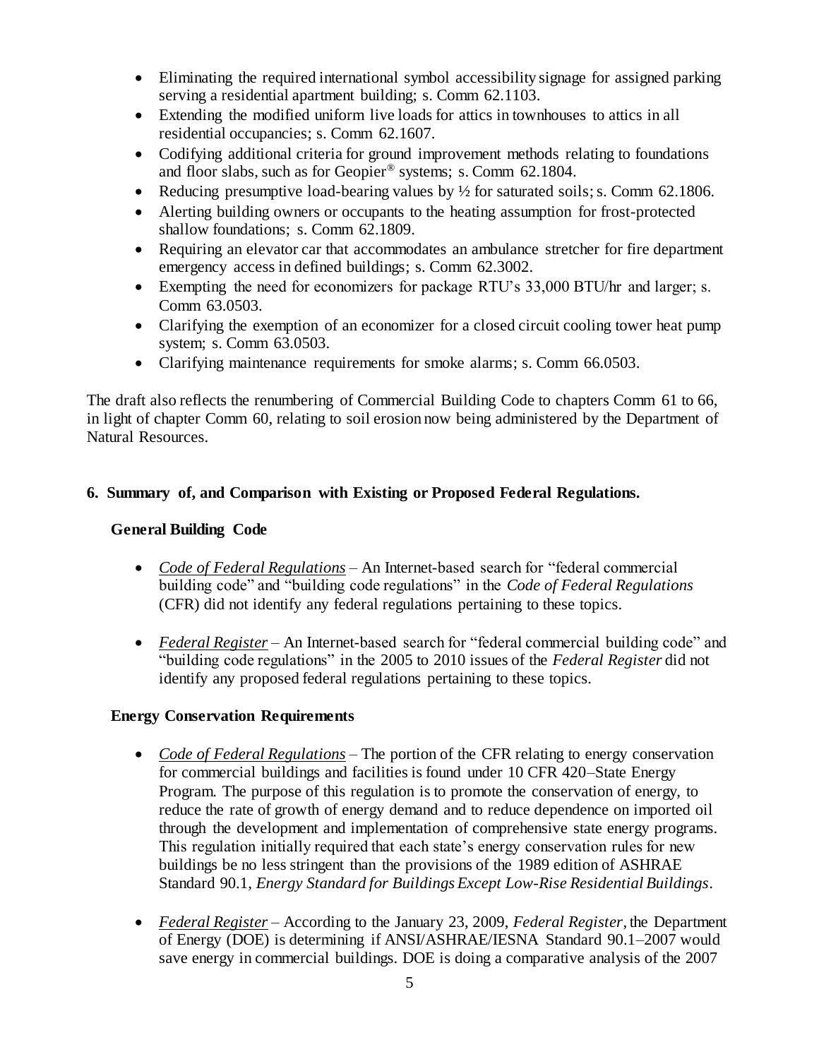- Eliminating the required international symbol accessibility signage for assigned parking serving a residential apartment building; s. Comm 62.1103.
- Extending the modified uniform live loads for attics in townhouses to attics in all residential occupancies; s. Comm 62.1607.
- Codifying additional criteria for ground improvement methods relating to foundations and floor slabs, such as for Geopier® systems; s. Comm 62.1804.
- Reducing presumptive load-bearing values by ½ for saturated soils; s. Comm 62.1806.
- Alerting building owners or occupants to the heating assumption for frost-protected shallow foundations; s. Comm 62.1809.
- Requiring an elevator car that accommodates an ambulance stretcher for fire department emergency access in defined buildings; s. Comm 62.3002.
- Exempting the need for economizers for package RTU's 33,000 BTU/hr and larger; s. Comm 63.0503.
- Clarifying the exemption of an economizer for a closed circuit cooling tower heat pump system; s. Comm 63.0503.
- Clarifying maintenance requirements for smoke alarms; s. Comm 66.0503.

The draft also reflects the renumbering of Commercial Building Code to chapters Comm 61 to 66, in light of chapter Comm 60, relating to soil erosion now being administered by the Department of Natural Resources.

## 6. Summary of, and Comparison with Existing or Proposed Federal Regulations.

### General Building Code

- *Code of Federal Regulations* – An Internet-based search for "federal commercial building code" and "building code regulations" in the *Code of Federal Regulations* (CFR) did not identify any federal regulations pertaining to these topics.

- *Federal Register* – An Internet-based search for "federal commercial building code" and "building code regulations" in the 2005 to 2010 issues of the *Federal Register* did not identify any proposed federal regulations pertaining to these topics.

### Energy Conservation Requirements

- *Code of Federal Regulations* – The portion of the CFR relating to energy conservation for commercial buildings and facilities is found under 10 CFR 420–State Energy Program. The purpose of this regulation is to promote the conservation of energy, to reduce the rate of growth of energy demand and to reduce dependence on imported oil through the development and implementation of comprehensive state energy programs. This regulation initially required that each state's energy conservation rules for new buildings be no less stringent than the provisions of the 1989 edition of ASHRAE Standard 90.1, *Energy Standard for Buildings Except Low-Rise Residential Buildings*.

- *Federal Register* – According to the January 23, 2009, *Federal Register*, the Department of Energy (DOE) is determining if ANSI/ASHRAE/IESNA Standard 90.1–2007 would save energy in commercial buildings. DOE is doing a comparative analysis of the 2007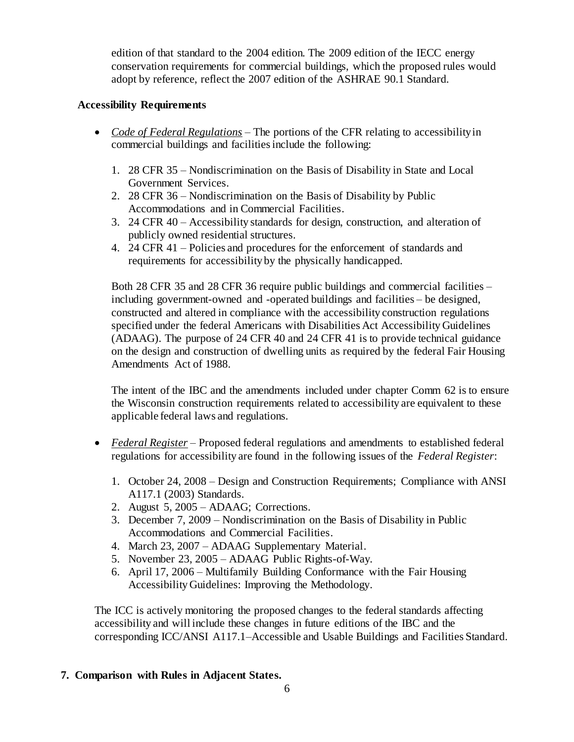edition of that standard to the 2004 edition. The 2009 edition of the IECC energy conservation requirements for commercial buildings, which the proposed rules would adopt by reference, reflect the 2007 edition of the ASHRAE 90.1 Standard.

**Accessibility Requirements**

- *Code of Federal Regulations* – The portions of the CFR relating to accessibility in commercial buildings and facilities include the following:

  1. 28 CFR 35 – Nondiscrimination on the Basis of Disability in State and Local Government Services.
  2. 28 CFR 36 – Nondiscrimination on the Basis of Disability by Public Accommodations and in Commercial Facilities.
  3. 24 CFR 40 – Accessibility standards for design, construction, and alteration of publicly owned residential structures.
  4. 24 CFR 41 – Policies and procedures for the enforcement of standards and requirements for accessibility by the physically handicapped.

  Both 28 CFR 35 and 28 CFR 36 require public buildings and commercial facilities – including government-owned and -operated buildings and facilities – be designed, constructed and altered in compliance with the accessibility construction regulations specified under the federal Americans with Disabilities Act Accessibility Guidelines (ADAAG). The purpose of 24 CFR 40 and 24 CFR 41 is to provide technical guidance on the design and construction of dwelling units as required by the federal Fair Housing Amendments Act of 1988.

  The intent of the IBC and the amendments included under chapter Comm 62 is to ensure the Wisconsin construction requirements related to accessibility are equivalent to these applicable federal laws and regulations.

- *Federal Register* – Proposed federal regulations and amendments to established federal regulations for accessibility are found in the following issues of the *Federal Register*:

  1. October 24, 2008 – Design and Construction Requirements; Compliance with ANSI A117.1 (2003) Standards.
  2. August 5, 2005 – ADAAG; Corrections.
  3. December 7, 2009 – Nondiscrimination on the Basis of Disability in Public Accommodations and Commercial Facilities.
  4. March 23, 2007 – ADAAG Supplementary Material.
  5. November 23, 2005 – ADAAG Public Rights-of-Way.
  6. April 17, 2006 – Multifamily Building Conformance with the Fair Housing Accessibility Guidelines: Improving the Methodology.

The ICC is actively monitoring the proposed changes to the federal standards affecting accessibility and will include these changes in future editions of the IBC and the corresponding ICC/ANSI A117.1–Accessible and Usable Buildings and Facilities Standard.

**7. Comparison with Rules in Adjacent States.**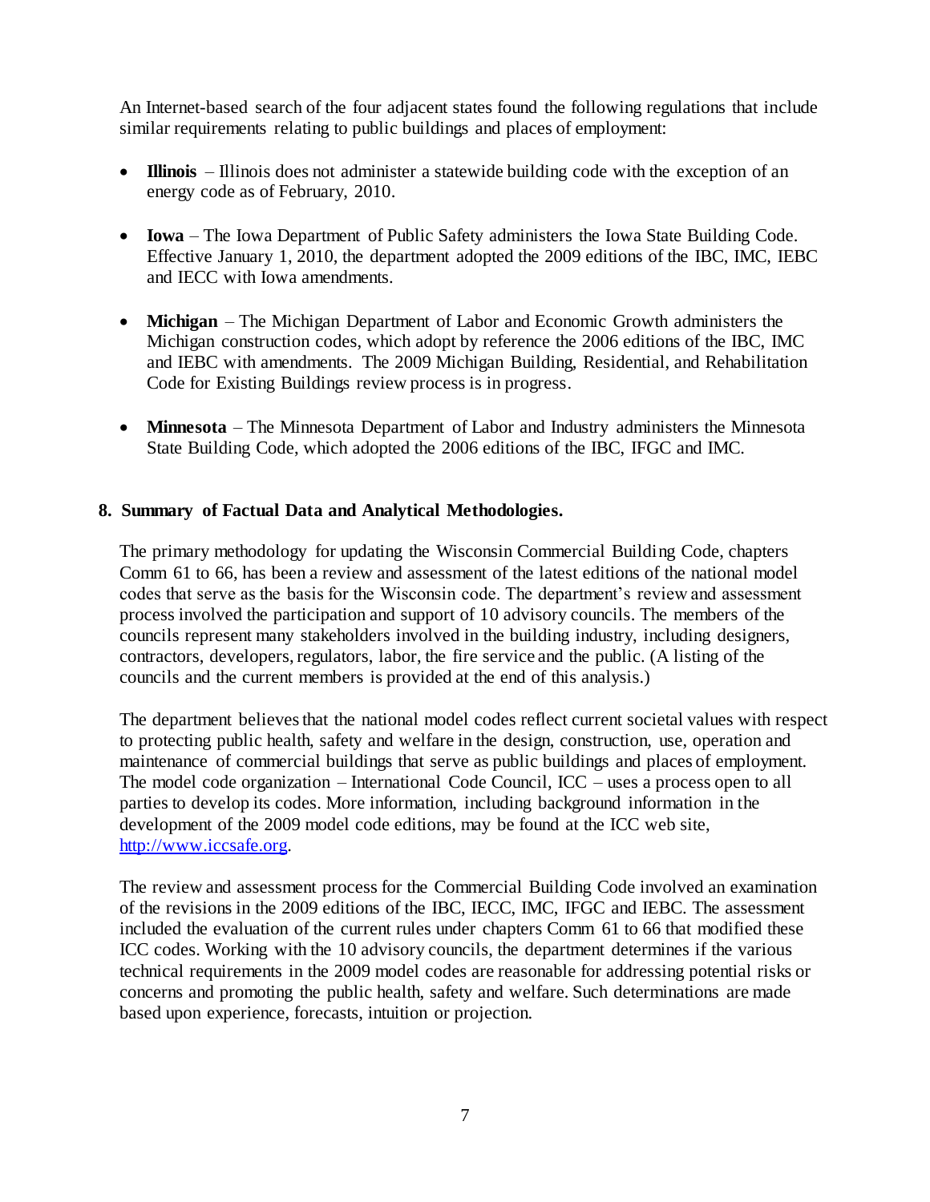An Internet-based search of the four adjacent states found the following regulations that include similar requirements relating to public buildings and places of employment:

- **Illinois** – Illinois does not administer a statewide building code with the exception of an energy code as of February, 2010.
- **Iowa** – The Iowa Department of Public Safety administers the Iowa State Building Code. Effective January 1, 2010, the department adopted the 2009 editions of the IBC, IMC, IEBC and IECC with Iowa amendments.
- **Michigan** – The Michigan Department of Labor and Economic Growth administers the Michigan construction codes, which adopt by reference the 2006 editions of the IBC, IMC and IEBC with amendments. The 2009 Michigan Building, Residential, and Rehabilitation Code for Existing Buildings review process is in progress.
- **Minnesota** – The Minnesota Department of Labor and Industry administers the Minnesota State Building Code, which adopted the 2006 editions of the IBC, IFGC and IMC.

**8. Summary of Factual Data and Analytical Methodologies.**

The primary methodology for updating the Wisconsin Commercial Building Code, chapters Comm 61 to 66, has been a review and assessment of the latest editions of the national model codes that serve as the basis for the Wisconsin code. The department's review and assessment process involved the participation and support of 10 advisory councils. The members of the councils represent many stakeholders involved in the building industry, including designers, contractors, developers, regulators, labor, the fire service and the public. (A listing of the councils and the current members is provided at the end of this analysis.)

The department believes that the national model codes reflect current societal values with respect to protecting public health, safety and welfare in the design, construction, use, operation and maintenance of commercial buildings that serve as public buildings and places of employment. The model code organization – International Code Council, ICC – uses a process open to all parties to develop its codes. More information, including background information in the development of the 2009 model code editions, may be found at the ICC web site, http://www.iccsafe.org.

The review and assessment process for the Commercial Building Code involved an examination of the revisions in the 2009 editions of the IBC, IECC, IMC, IFGC and IEBC. The assessment included the evaluation of the current rules under chapters Comm 61 to 66 that modified these ICC codes. Working with the 10 advisory councils, the department determines if the various technical requirements in the 2009 model codes are reasonable for addressing potential risks or concerns and promoting the public health, safety and welfare. Such determinations are made based upon experience, forecasts, intuition or projection.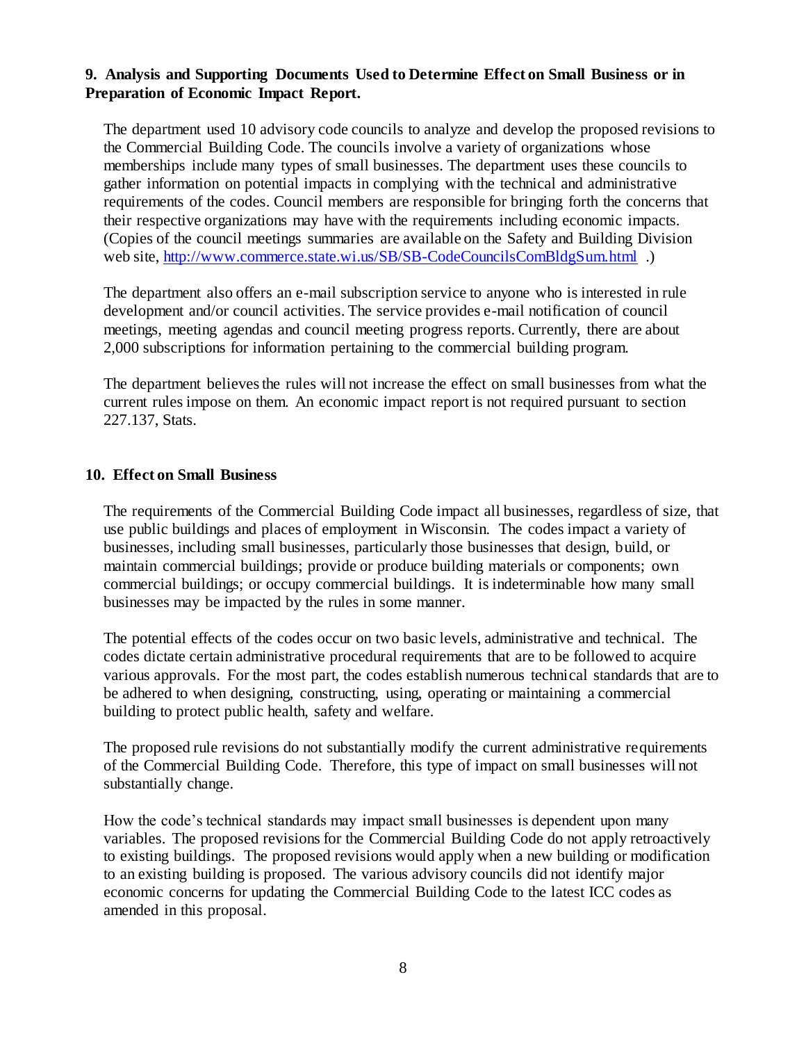**9. Analysis and Supporting Documents Used to Determine Effect on Small Business or in Preparation of Economic Impact Report.**

The department used 10 advisory code councils to analyze and develop the proposed revisions to the Commercial Building Code. The councils involve a variety of organizations whose memberships include many types of small businesses. The department uses these councils to gather information on potential impacts in complying with the technical and administrative requirements of the codes. Council members are responsible for bringing forth the concerns that their respective organizations may have with the requirements including economic impacts. (Copies of the council meetings summaries are available on the Safety and Building Division web site, http://www.commerce.state.wi.us/SB/SB-CodeCouncilsComBldgSum.html .)

The department also offers an e-mail subscription service to anyone who is interested in rule development and/or council activities. The service provides e-mail notification of council meetings, meeting agendas and council meeting progress reports. Currently, there are about 2,000 subscriptions for information pertaining to the commercial building program.

The department believes the rules will not increase the effect on small businesses from what the current rules impose on them. An economic impact report is not required pursuant to section 227.137, Stats.

**10. Effect on Small Business**

The requirements of the Commercial Building Code impact all businesses, regardless of size, that use public buildings and places of employment in Wisconsin. The codes impact a variety of businesses, including small businesses, particularly those businesses that design, build, or maintain commercial buildings; provide or produce building materials or components; own commercial buildings; or occupy commercial buildings. It is indeterminable how many small businesses may be impacted by the rules in some manner.

The potential effects of the codes occur on two basic levels, administrative and technical. The codes dictate certain administrative procedural requirements that are to be followed to acquire various approvals. For the most part, the codes establish numerous technical standards that are to be adhered to when designing, constructing, using, operating or maintaining a commercial building to protect public health, safety and welfare.

The proposed rule revisions do not substantially modify the current administrative requirements of the Commercial Building Code. Therefore, this type of impact on small businesses will not substantially change.

How the code's technical standards may impact small businesses is dependent upon many variables. The proposed revisions for the Commercial Building Code do not apply retroactively to existing buildings. The proposed revisions would apply when a new building or modification to an existing building is proposed. The various advisory councils did not identify major economic concerns for updating the Commercial Building Code to the latest ICC codes as amended in this proposal.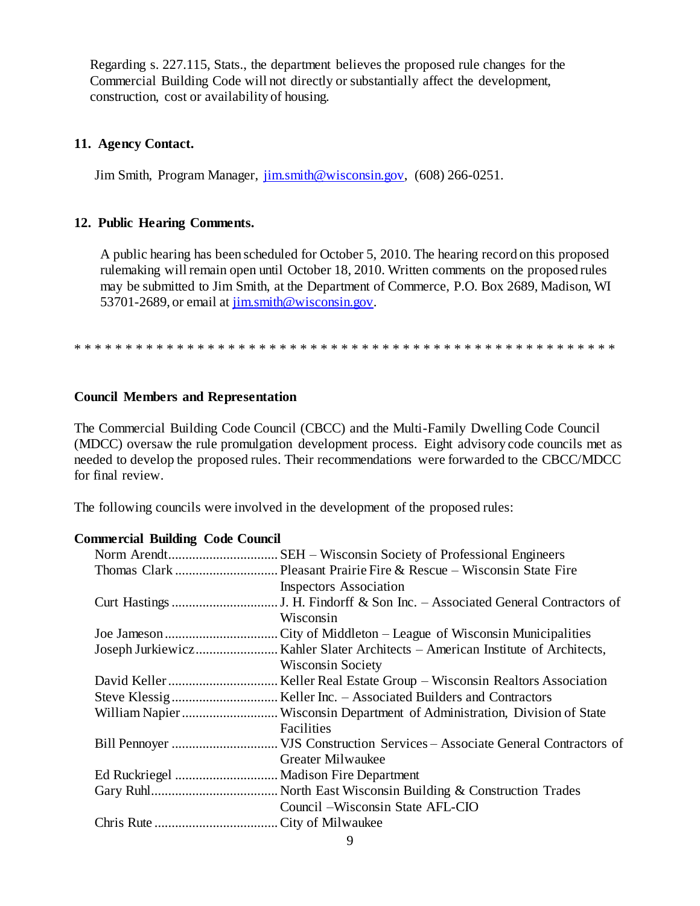Regarding s. 227.115, Stats., the department believes the proposed rule changes for the Commercial Building Code will not directly or substantially affect the development, construction, cost or availability of housing.

**11. Agency Contact.**

Jim Smith, Program Manager, jim.smith@wisconsin.gov, (608) 266-0251.

**12. Public Hearing Comments.**

A public hearing has been scheduled for October 5, 2010. The hearing record on this proposed rulemaking will remain open until October 18, 2010. Written comments on the proposed rules may be submitted to Jim Smith, at the Department of Commerce, P.O. Box 2689, Madison, WI 53701-2689, or email at jim.smith@wisconsin.gov.

\* \* \* \* \* \* \* \* \* \* \* \* \* \* \* \* \* \* \* \* \* \* \* \* \* \* \* \* \* \* \* \* \* \* \* \* \* \* \* \* \* \* \* \* \* \* \* \* \* \* \* \* \* \* \* \*

**Council Members and Representation**

The Commercial Building Code Council (CBCC) and the Multi-Family Dwelling Code Council (MDCC) oversaw the rule promulgation development process. Eight advisory code councils met as needed to develop the proposed rules. Their recommendations were forwarded to the CBCC/MDCC for final review.

The following councils were involved in the development of the proposed rules:

**Commercial Building Code Council**

- Norm Arendt................................ SEH – Wisconsin Society of Professional Engineers
- Thomas Clark .............................. Pleasant Prairie Fire & Rescue – Wisconsin State Fire Inspectors Association
- Curt Hastings ............................... J. H. Findorff & Son Inc. – Associated General Contractors of Wisconsin
- Joe Jameson ................................. City of Middleton – League of Wisconsin Municipalities
- Joseph Jurkiewicz........................ Kahler Slater Architects – American Institute of Architects, Wisconsin Society
- David Keller ................................ Keller Real Estate Group – Wisconsin Realtors Association
- Steve Klessig ............................... Keller Inc. – Associated Builders and Contractors
- William Napier ............................ Wisconsin Department of Administration, Division of State Facilities
- Bill Pennoyer ............................... VJS Construction Services – Associate General Contractors of Greater Milwaukee
- Ed Ruckriegel .............................. Madison Fire Department
- Gary Ruhl..................................... North East Wisconsin Building & Construction Trades Council –Wisconsin State AFL-CIO
- Chris Rute .................................... City of Milwaukee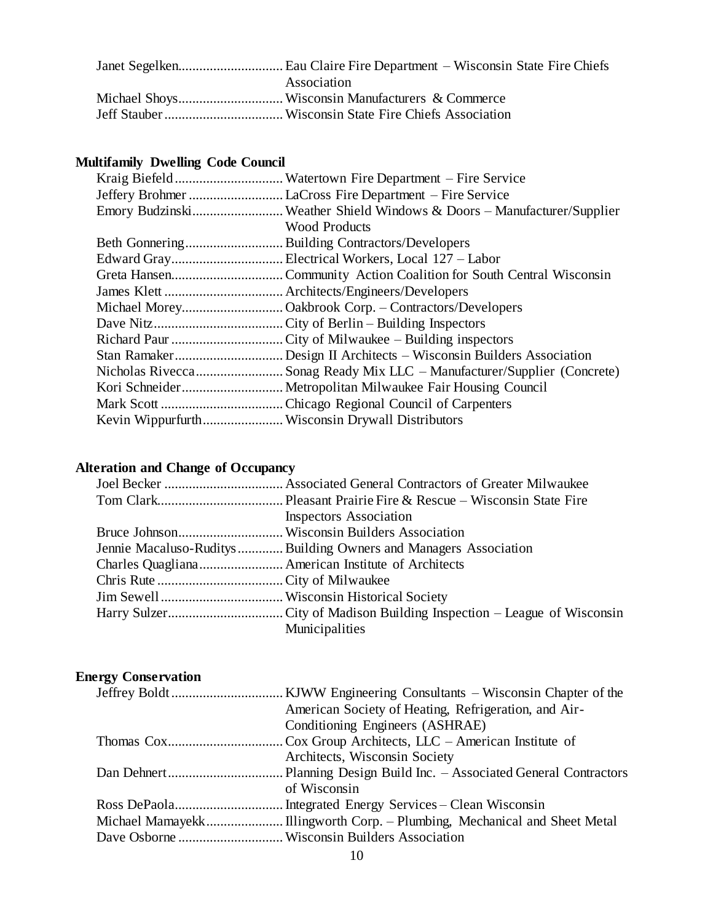Janet Segelken.............................. Eau Claire Fire Department – Wisconsin State Fire Chiefs Association
Michael Shoys.............................. Wisconsin Manufacturers & Commerce
Jeff Stauber.................................. Wisconsin State Fire Chiefs Association

**Multifamily Dwelling Code Council**

Kraig Biefeld............................... Watertown Fire Department – Fire Service
Jeffery Brohmer........................... LaCross Fire Department – Fire Service
Emory Budzinski.......................... Weather Shield Windows & Doors – Manufacturer/Supplier Wood Products
Beth Gonnering............................ Building Contractors/Developers
Edward Gray................................ Electrical Workers, Local 127 – Labor
Greta Hansen................................ Community Action Coalition for South Central Wisconsin
James Klett.................................. Architects/Engineers/Developers
Michael Morey............................. Oakbrook Corp. – Contractors/Developers
Dave Nitz...................................... City of Berlin – Building Inspectors
Richard Paur................................. City of Milwaukee – Building inspectors
Stan Ramaker............................... Design II Architects – Wisconsin Builders Association
Nicholas Rivecca......................... Sonag Ready Mix LLC – Manufacturer/Supplier (Concrete)
Kori Schneider............................. Metropolitan Milwaukee Fair Housing Council
Mark Scott................................... Chicago Regional Council of Carpenters
Kevin Wippurfurth....................... Wisconsin Drywall Distributors

**Alteration and Change of Occupancy**

Joel Becker.................................. Associated General Contractors of Greater Milwaukee
Tom Clark.................................... Pleasant Prairie Fire & Rescue – Wisconsin State Fire Inspectors Association
Bruce Johnson.............................. Wisconsin Builders Association
Jennie Macaluso-Ruditys............. Building Owners and Managers Association
Charles Quagliana........................ American Institute of Architects
Chris Rute.................................... City of Milwaukee
Jim Sewell.................................... Wisconsin Historical Society
Harry Sulzer................................. City of Madison Building Inspection – League of Wisconsin Municipalities

**Energy Conservation**

Jeffrey Boldt................................ KJWW Engineering Consultants – Wisconsin Chapter of the American Society of Heating, Refrigeration, and Air-Conditioning Engineers (ASHRAE)
Thomas Cox................................. Cox Group Architects, LLC – American Institute of Architects, Wisconsin Society
Dan Dehnert................................. Planning Design Build Inc. – Associated General Contractors of Wisconsin
Ross DePaola............................... Integrated Energy Services – Clean Wisconsin
Michael Mamayekk...................... Illingworth Corp. – Plumbing, Mechanical and Sheet Metal
Dave Osborne.............................. Wisconsin Builders Association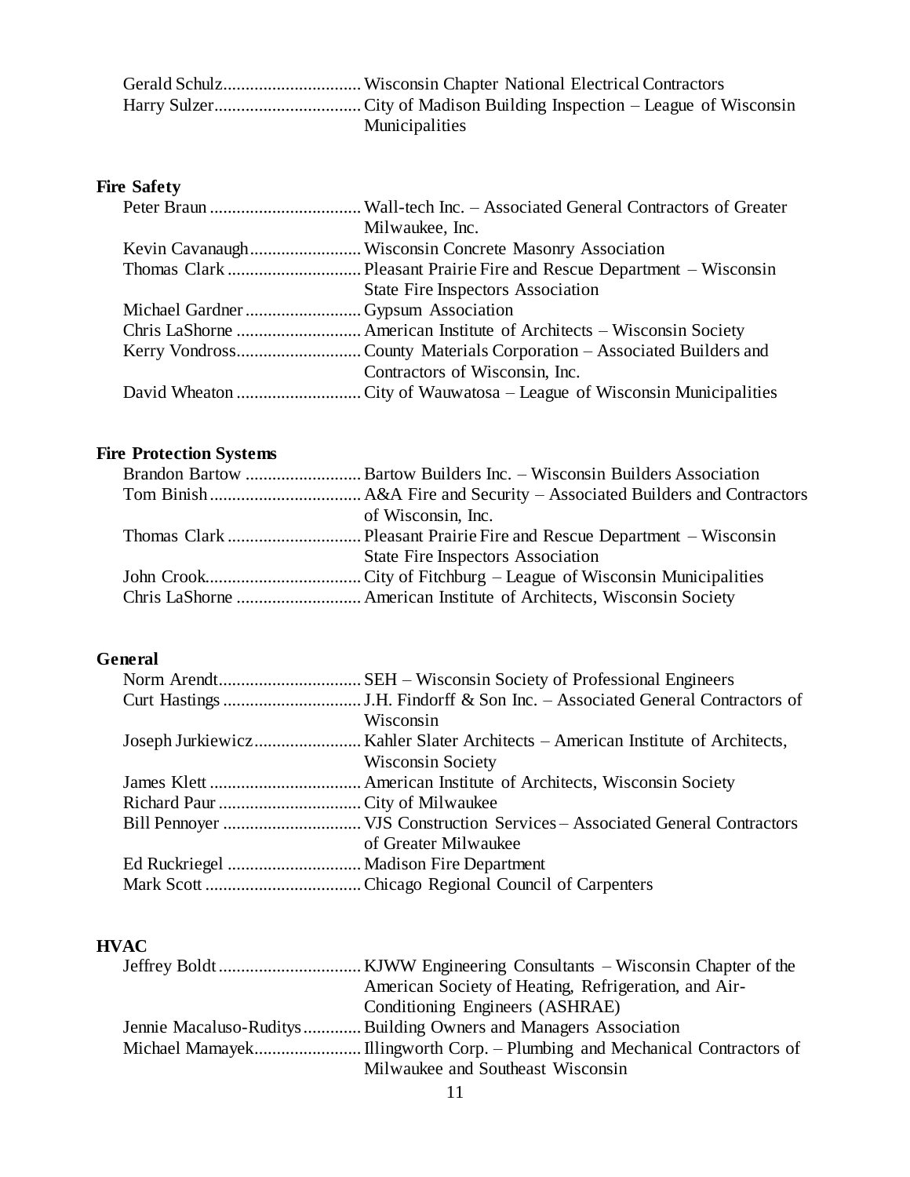Gerald Schulz............................... Wisconsin Chapter National Electrical Contractors
Harry Sulzer................................. City of Madison Building Inspection – League of Wisconsin Municipalities

**Fire Safety**

Peter Braun .................................. Wall-tech Inc. – Associated General Contractors of Greater Milwaukee, Inc.
Kevin Cavanaugh......................... Wisconsin Concrete Masonry Association
Thomas Clark .............................. Pleasant Prairie Fire and Rescue Department – Wisconsin State Fire Inspectors Association
Michael Gardner .......................... Gypsum Association
Chris LaShorne ............................ American Institute of Architects – Wisconsin Society
Kerry Vondross............................ County Materials Corporation – Associated Builders and Contractors of Wisconsin, Inc.
David Wheaton ............................ City of Wauwatosa – League of Wisconsin Municipalities

**Fire Protection Systems**

Brandon Bartow .......................... Bartow Builders Inc. – Wisconsin Builders Association
Tom Binish.................................. A&A Fire and Security – Associated Builders and Contractors of Wisconsin, Inc.
Thomas Clark .............................. Pleasant Prairie Fire and Rescue Department – Wisconsin State Fire Inspectors Association
John Crook................................... City of Fitchburg – League of Wisconsin Municipalities
Chris LaShorne ............................ American Institute of Architects, Wisconsin Society

**General**

Norm Arendt................................ SEH – Wisconsin Society of Professional Engineers
Curt Hastings ............................... J.H. Findorff & Son Inc. – Associated General Contractors of Wisconsin
Joseph Jurkiewicz........................ Kahler Slater Architects – American Institute of Architects, Wisconsin Society
James Klett .................................. American Institute of Architects, Wisconsin Society
Richard Paur ................................ City of Milwaukee
Bill Pennoyer ............................... VJS Construction Services – Associated General Contractors of Greater Milwaukee
Ed Ruckriegel .............................. Madison Fire Department
Mark Scott ................................... Chicago Regional Council of Carpenters

**HVAC**

Jeffrey Boldt ................................ KJWW Engineering Consultants – Wisconsin Chapter of the American Society of Heating, Refrigeration, and Air-Conditioning Engineers (ASHRAE)
Jennie Macaluso-Ruditys............. Building Owners and Managers Association
Michael Mamayek........................ Illingworth Corp. – Plumbing and Mechanical Contractors of Milwaukee and Southeast Wisconsin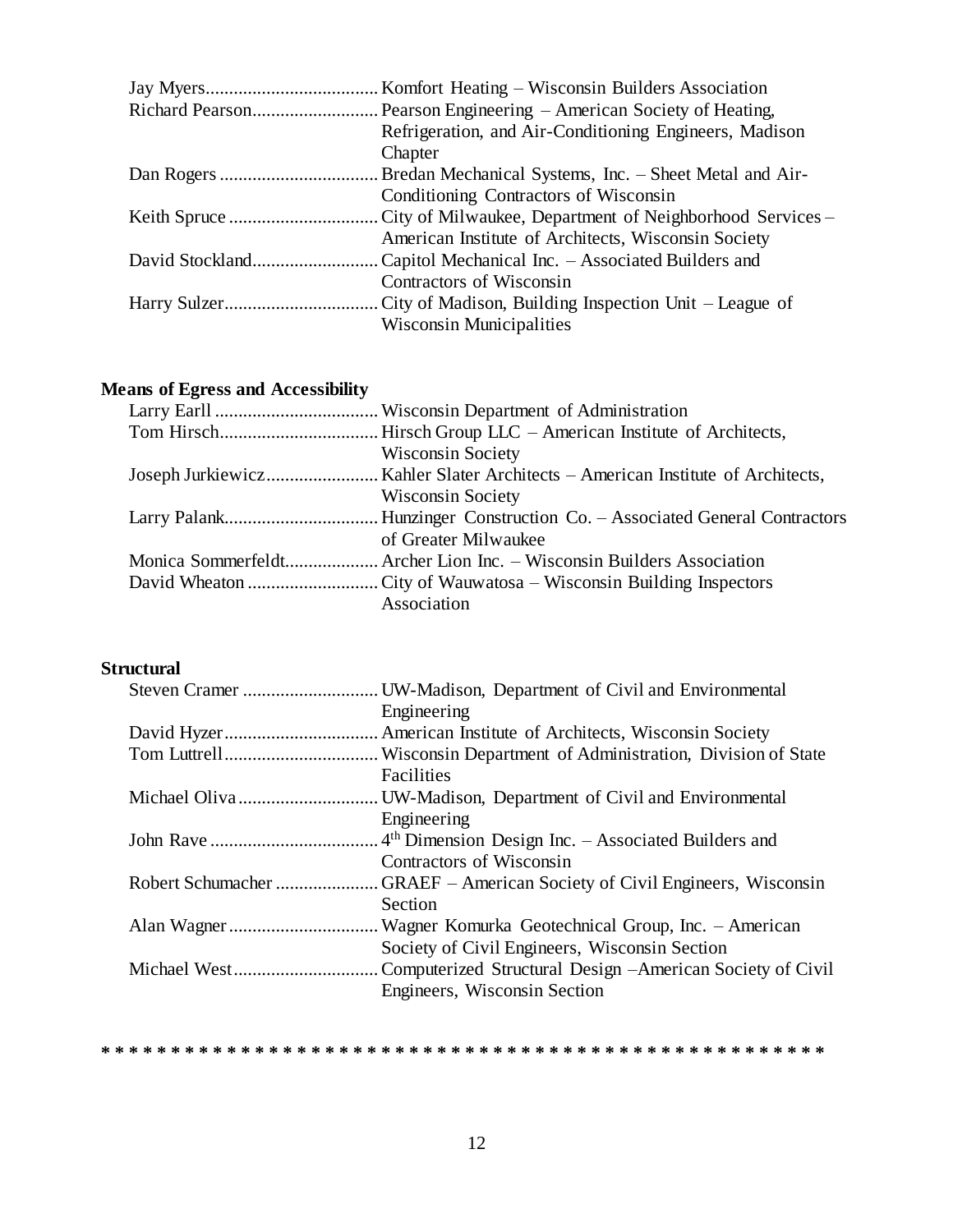Jay Myers.................................... Komfort Heating – Wisconsin Builders Association
Richard Pearson.......................... Pearson Engineering – American Society of Heating, Refrigeration, and Air-Conditioning Engineers, Madison Chapter
Dan Rogers ................................. Bredan Mechanical Systems, Inc. – Sheet Metal and Air-Conditioning Contractors of Wisconsin
Keith Spruce ............................... City of Milwaukee, Department of Neighborhood Services – American Institute of Architects, Wisconsin Society
David Stockland.......................... Capitol Mechanical Inc. – Associated Builders and Contractors of Wisconsin
Harry Sulzer................................ City of Madison, Building Inspection Unit – League of Wisconsin Municipalities

**Means of Egress and Accessibility**

Larry Earll .................................. Wisconsin Department of Administration
Tom Hirsch.................................. Hirsch Group LLC – American Institute of Architects, Wisconsin Society
Joseph Jurkiewicz........................ Kahler Slater Architects – American Institute of Architects, Wisconsin Society
Larry Palank................................ Hunzinger Construction Co. – Associated General Contractors of Greater Milwaukee
Monica Sommerfeldt.................... Archer Lion Inc. – Wisconsin Builders Association
David Wheaton ........................... City of Wauwatosa – Wisconsin Building Inspectors Association

**Structural**

Steven Cramer ............................ UW-Madison, Department of Civil and Environmental Engineering
David Hyzer................................ American Institute of Architects, Wisconsin Society
Tom Luttrell................................ Wisconsin Department of Administration, Division of State Facilities
Michael Oliva ............................. UW-Madison, Department of Civil and Environmental Engineering
John Rave ................................... 4th Dimension Design Inc. – Associated Builders and Contractors of Wisconsin
Robert Schumacher ..................... GRAEF – American Society of Civil Engineers, Wisconsin Section
Alan Wagner ............................... Wagner Komurka Geotechnical Group, Inc. – American Society of Civil Engineers, Wisconsin Section
Michael West.............................. Computerized Structural Design –American Society of Civil Engineers, Wisconsin Section

* * * * * * * * * * * * * * * * * * * * * * * * * * * * * * * * * * * * * * * * * * * * * * * * * * * * * *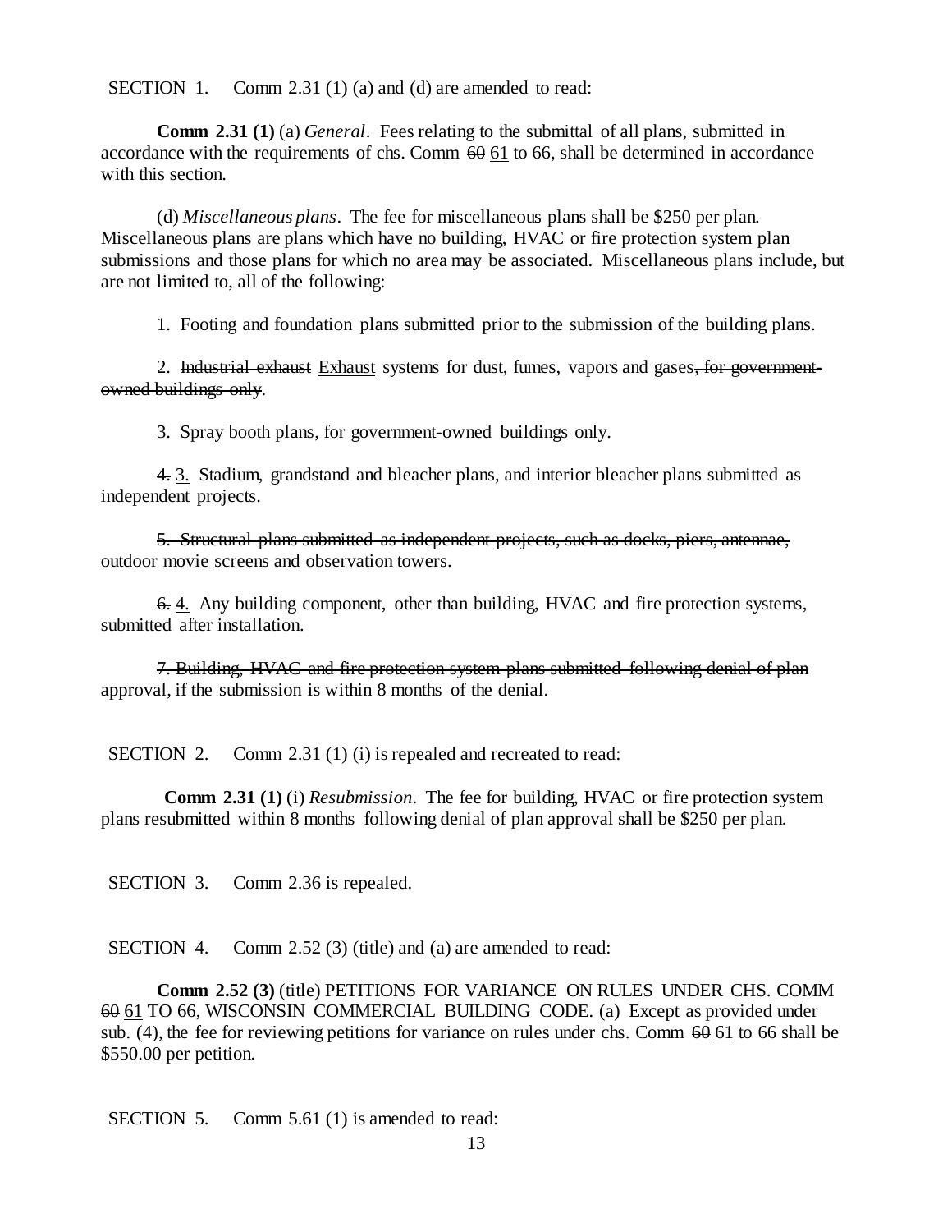SECTION 1. Comm 2.31 (1) (a) and (d) are amended to read:

**Comm 2.31 (1)** (a) *General*. Fees relating to the submittal of all plans, submitted in accordance with the requirements of chs. Comm ~~60~~ <u>61</u> to 66, shall be determined in accordance with this section.

(d) *Miscellaneous plans*. The fee for miscellaneous plans shall be $250 per plan. Miscellaneous plans are plans which have no building, HVAC or fire protection system plan submissions and those plans for which no area may be associated. Miscellaneous plans include, but are not limited to, all of the following:

1. Footing and foundation plans submitted prior to the submission of the building plans.

2. ~~Industrial exhaust~~ <u>Exhaust</u> systems for dust, fumes, vapors and gases~~, for government-owned buildings only~~.

~~3. Spray booth plans, for government-owned buildings only~~.

~~4.~~ <u>3.</u> Stadium, grandstand and bleacher plans, and interior bleacher plans submitted as independent projects.

~~5. Structural plans submitted as independent projects, such as docks, piers, antennae, outdoor movie screens and observation towers.~~

~~6.~~ <u>4.</u> Any building component, other than building, HVAC and fire protection systems, submitted after installation.

~~7. Building, HVAC and fire protection system plans submitted following denial of plan approval, if the submission is within 8 months of the denial.~~

SECTION 2. Comm 2.31 (1) (i) is repealed and recreated to read:

**Comm 2.31 (1)** (i) *Resubmission*. The fee for building, HVAC or fire protection system plans resubmitted within 8 months following denial of plan approval shall be $250 per plan.

SECTION 3. Comm 2.36 is repealed.

SECTION 4. Comm 2.52 (3) (title) and (a) are amended to read:

**Comm 2.52 (3)** (title) PETITIONS FOR VARIANCE ON RULES UNDER CHS. COMM ~~60~~ <u>61</u> TO 66, WISCONSIN COMMERCIAL BUILDING CODE. (a) Except as provided under sub. (4), the fee for reviewing petitions for variance on rules under chs. Comm ~~60~~ <u>61</u> to 66 shall be $550.00 per petition.

SECTION 5. Comm 5.61 (1) is amended to read: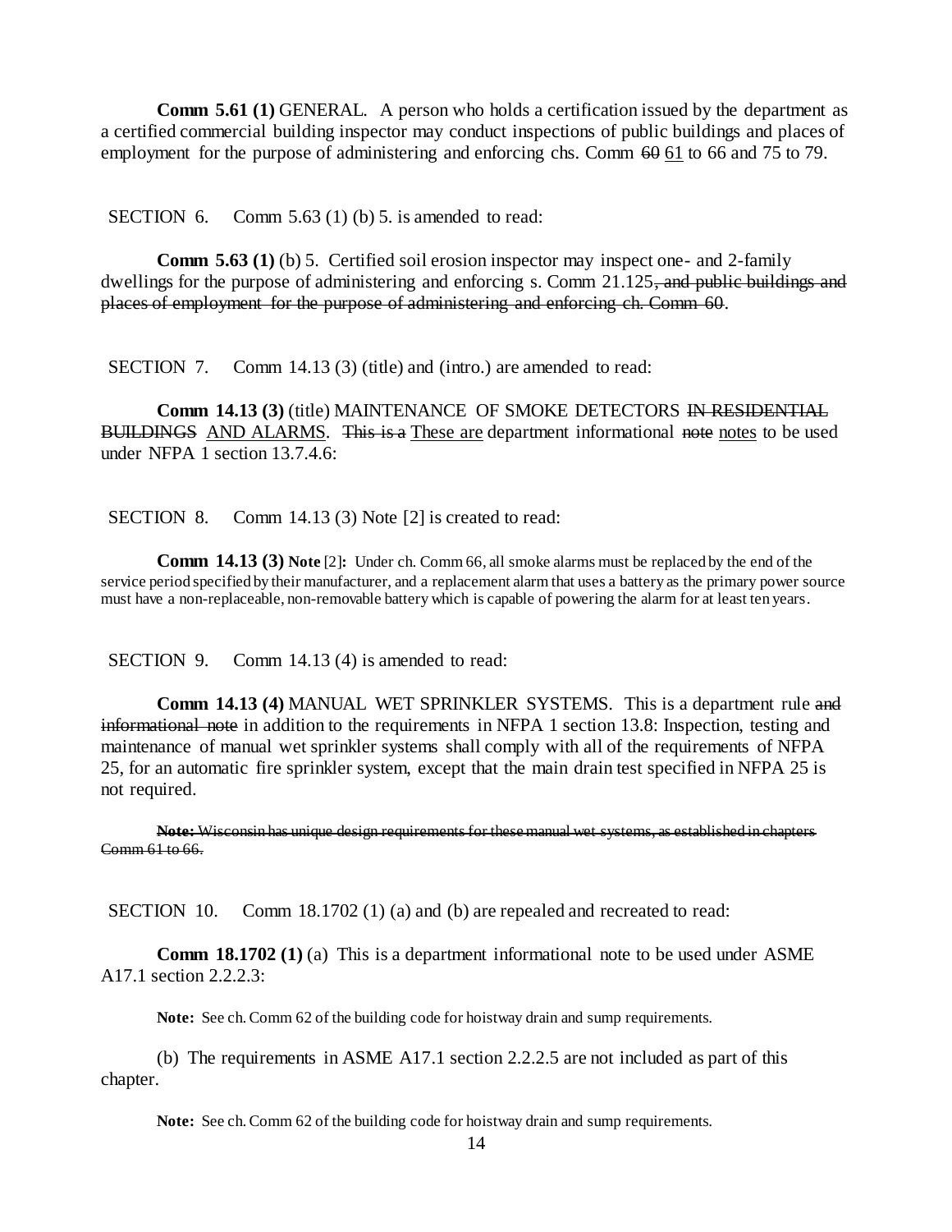**Comm 5.61 (1)** GENERAL. A person who holds a certification issued by the department as a certified commercial building inspector may conduct inspections of public buildings and places of employment for the purpose of administering and enforcing chs. Comm ~~60~~ <u>61</u> to 66 and 75 to 79.

SECTION 6. Comm 5.63 (1) (b) 5. is amended to read:

**Comm 5.63 (1)** (b) 5. Certified soil erosion inspector may inspect one- and 2-family dwellings for the purpose of administering and enforcing s. Comm 21.125~~, and public buildings and places of employment for the purpose of administering and enforcing ch. Comm 60~~.

SECTION 7. Comm 14.13 (3) (title) and (intro.) are amended to read:

**Comm 14.13 (3)** (title) MAINTENANCE OF SMOKE DETECTORS ~~IN RESIDENTIAL BUILDINGS~~ <u>AND ALARMS</u>. ~~This is a~~ <u>These are</u> department informational ~~note~~ <u>notes</u> to be used under NFPA 1 section 13.7.4.6:

SECTION 8. Comm 14.13 (3) Note [2] is created to read:

**Comm 14.13 (3) Note** [2]**:** Under ch. Comm 66, all smoke alarms must be replaced by the end of the service period specified by their manufacturer, and a replacement alarm that uses a battery as the primary power source must have a non-replaceable, non-removable battery which is capable of powering the alarm for at least ten years.

SECTION 9. Comm 14.13 (4) is amended to read:

**Comm 14.13 (4)** MANUAL WET SPRINKLER SYSTEMS. This is a department rule ~~and informational note~~ in addition to the requirements in NFPA 1 section 13.8: Inspection, testing and maintenance of manual wet sprinkler systems shall comply with all of the requirements of NFPA 25, for an automatic fire sprinkler system, except that the main drain test specified in NFPA 25 is not required.

~~**Note:** Wisconsin has unique design requirements for these manual wet systems, as established in chapters Comm 61 to 66.~~

SECTION 10. Comm 18.1702 (1) (a) and (b) are repealed and recreated to read:

**Comm 18.1702 (1)** (a) This is a department informational note to be used under ASME A17.1 section 2.2.2.3:

**Note:** See ch. Comm 62 of the building code for hoistway drain and sump requirements.

(b) The requirements in ASME A17.1 section 2.2.2.5 are not included as part of this chapter.

**Note:** See ch. Comm 62 of the building code for hoistway drain and sump requirements.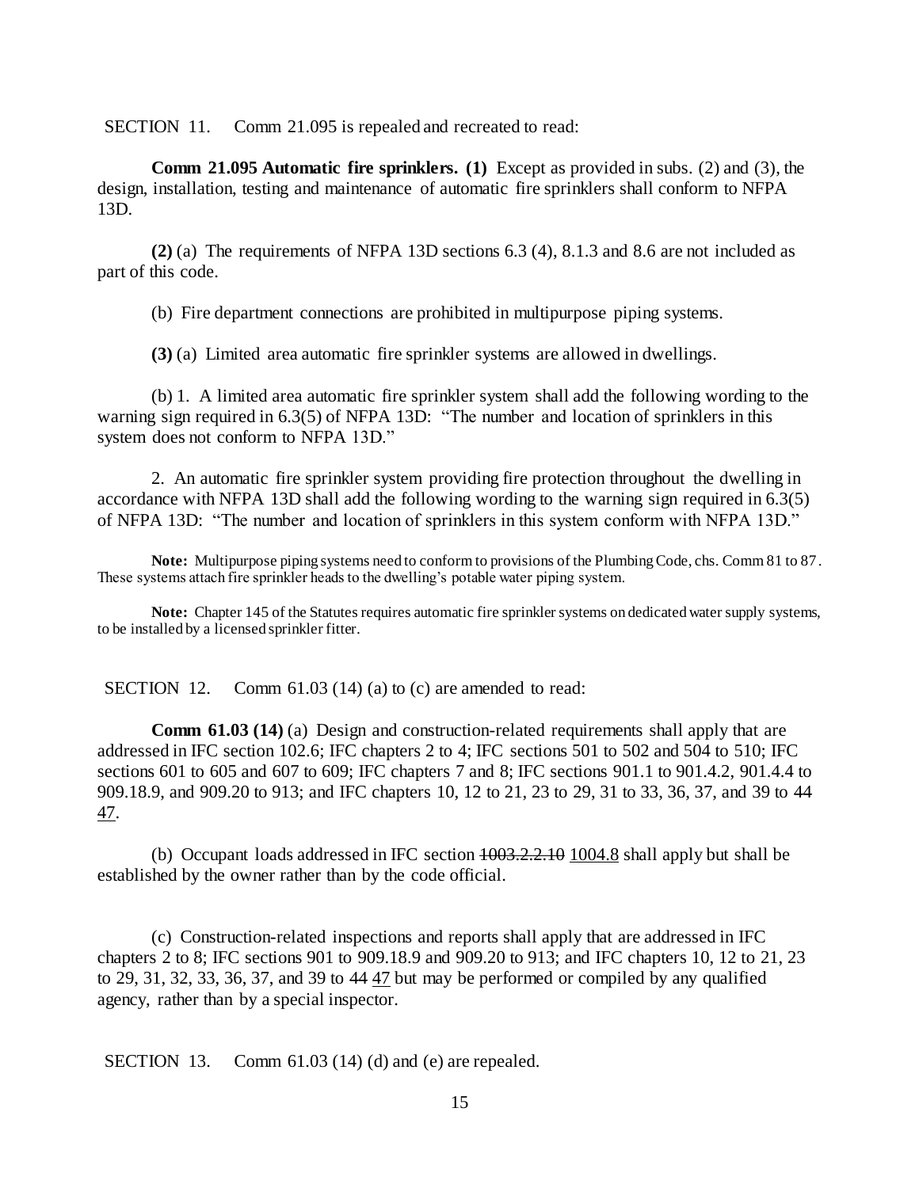SECTION 11. Comm 21.095 is repealed and recreated to read:

**Comm 21.095 Automatic fire sprinklers. (1)** Except as provided in subs. (2) and (3), the design, installation, testing and maintenance of automatic fire sprinklers shall conform to NFPA 13D.

**(2)** (a) The requirements of NFPA 13D sections 6.3 (4), 8.1.3 and 8.6 are not included as part of this code.

(b) Fire department connections are prohibited in multipurpose piping systems.

**(3)** (a) Limited area automatic fire sprinkler systems are allowed in dwellings.

(b) 1. A limited area automatic fire sprinkler system shall add the following wording to the warning sign required in 6.3(5) of NFPA 13D: "The number and location of sprinklers in this system does not conform to NFPA 13D."

2. An automatic fire sprinkler system providing fire protection throughout the dwelling in accordance with NFPA 13D shall add the following wording to the warning sign required in 6.3(5) of NFPA 13D: "The number and location of sprinklers in this system conform with NFPA 13D."

**Note:** Multipurpose piping systems need to conform to provisions of the Plumbing Code, chs. Comm 81 to 87. These systems attach fire sprinkler heads to the dwelling's potable water piping system.

**Note:** Chapter 145 of the Statutes requires automatic fire sprinkler systems on dedicated water supply systems, to be installed by a licensed sprinkler fitter.

SECTION 12. Comm 61.03 (14) (a) to (c) are amended to read:

**Comm 61.03 (14)** (a) Design and construction-related requirements shall apply that are addressed in IFC section 102.6; IFC chapters 2 to 4; IFC sections 501 to 502 and 504 to 510; IFC sections 601 to 605 and 607 to 609; IFC chapters 7 and 8; IFC sections 901.1 to 901.4.2, 901.4.4 to 909.18.9, and 909.20 to 913; and IFC chapters 10, 12 to 21, 23 to 29, 31 to 33, 36, 37, and 39 to ~~44~~ <u>47</u>.

(b) Occupant loads addressed in IFC section ~~1003.2.2.10~~ <u>1004.8</u> shall apply but shall be established by the owner rather than by the code official.

(c) Construction-related inspections and reports shall apply that are addressed in IFC chapters 2 to 8; IFC sections 901 to 909.18.9 and 909.20 to 913; and IFC chapters 10, 12 to 21, 23 to 29, 31, 32, 33, 36, 37, and 39 to ~~44~~ <u>47</u> but may be performed or compiled by any qualified agency, rather than by a special inspector.

SECTION 13. Comm 61.03 (14) (d) and (e) are repealed.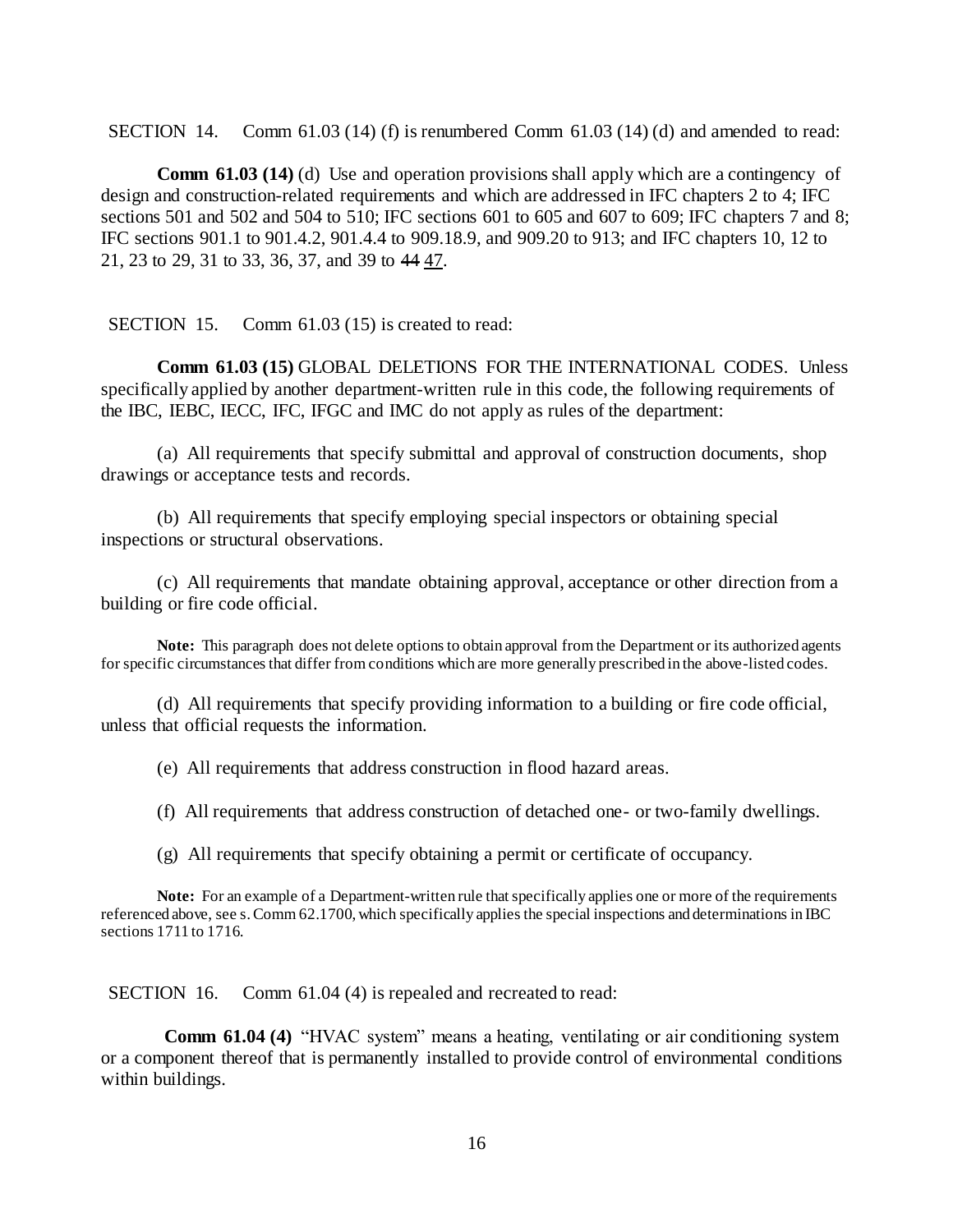SECTION 14. Comm 61.03 (14) (f) is renumbered Comm 61.03 (14) (d) and amended to read:

**Comm 61.03 (14)** (d) Use and operation provisions shall apply which are a contingency of design and construction-related requirements and which are addressed in IFC chapters 2 to 4; IFC sections 501 and 502 and 504 to 510; IFC sections 601 to 605 and 607 to 609; IFC chapters 7 and 8; IFC sections 901.1 to 901.4.2, 901.4.4 to 909.18.9, and 909.20 to 913; and IFC chapters 10, 12 to 21, 23 to 29, 31 to 33, 36, 37, and 39 to ~~44~~ <u>47</u>.

SECTION 15. Comm 61.03 (15) is created to read:

**Comm 61.03 (15)** GLOBAL DELETIONS FOR THE INTERNATIONAL CODES. Unless specifically applied by another department-written rule in this code, the following requirements of the IBC, IEBC, IECC, IFC, IFGC and IMC do not apply as rules of the department:

(a) All requirements that specify submittal and approval of construction documents, shop drawings or acceptance tests and records.

(b) All requirements that specify employing special inspectors or obtaining special inspections or structural observations.

(c) All requirements that mandate obtaining approval, acceptance or other direction from a building or fire code official.

**Note:** This paragraph does not delete options to obtain approval from the Department or its authorized agents for specific circumstances that differ from conditions which are more generally prescribed in the above-listed codes.

(d) All requirements that specify providing information to a building or fire code official, unless that official requests the information.

(e) All requirements that address construction in flood hazard areas.

(f) All requirements that address construction of detached one- or two-family dwellings.

(g) All requirements that specify obtaining a permit or certificate of occupancy.

**Note:** For an example of a Department-written rule that specifically applies one or more of the requirements referenced above, see s. Comm 62.1700, which specifically applies the special inspections and determinations in IBC sections 1711 to 1716.

SECTION 16. Comm 61.04 (4) is repealed and recreated to read:

**Comm 61.04 (4)** "HVAC system" means a heating, ventilating or air conditioning system or a component thereof that is permanently installed to provide control of environmental conditions within buildings.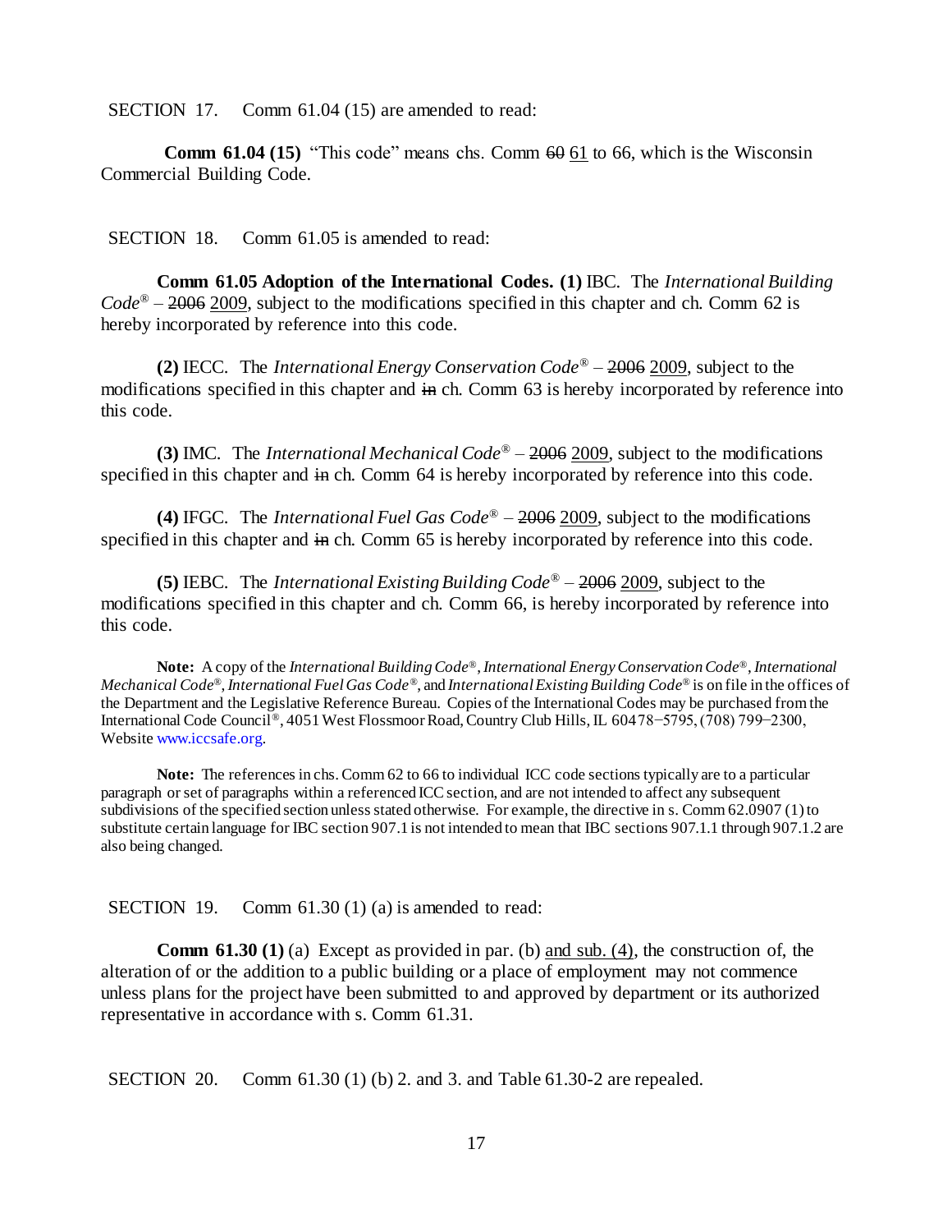SECTION 17. Comm 61.04 (15) are amended to read:

**Comm 61.04 (15)** "This code" means chs. Comm ~~60~~ <u>61</u> to 66, which is the Wisconsin Commercial Building Code.

SECTION 18. Comm 61.05 is amended to read:

**Comm 61.05 Adoption of the International Codes. (1)** IBC. The *International Building Code*® – ~~2006~~ <u>2009</u>, subject to the modifications specified in this chapter and ch. Comm 62 is hereby incorporated by reference into this code.

**(2)** IECC. The *International Energy Conservation Code*® – ~~2006~~ <u>2009</u>, subject to the modifications specified in this chapter and ~~in~~ ch. Comm 63 is hereby incorporated by reference into this code.

**(3)** IMC. The *International Mechanical Code*® – ~~2006~~ <u>2009</u>, subject to the modifications specified in this chapter and ~~in~~ ch. Comm 64 is hereby incorporated by reference into this code.

**(4)** IFGC. The *International Fuel Gas Code*® – ~~2006~~ <u>2009</u>, subject to the modifications specified in this chapter and ~~in~~ ch. Comm 65 is hereby incorporated by reference into this code.

**(5)** IEBC. The *International Existing Building Code*® – ~~2006~~ <u>2009</u>, subject to the modifications specified in this chapter and ch. Comm 66, is hereby incorporated by reference into this code.

**Note:** A copy of the *International Building Code*®, *International Energy Conservation Code*®, *International Mechanical Code*®, *International Fuel Gas Code*®, and *International Existing Building Code*® is on file in the offices of the Department and the Legislative Reference Bureau. Copies of the International Codes may be purchased from the International Code Council®, 4051 West Flossmoor Road, Country Club Hills, IL 60478−5795, (708) 799−2300, Website www.iccsafe.org.

**Note:** The references in chs. Comm 62 to 66 to individual ICC code sections typically are to a particular paragraph or set of paragraphs within a referenced ICC section, and are not intended to affect any subsequent subdivisions of the specified section unless stated otherwise. For example, the directive in s. Comm 62.0907 (1) to substitute certain language for IBC section 907.1 is not intended to mean that IBC sections 907.1.1 through 907.1.2 are also being changed.

SECTION 19. Comm 61.30 (1) (a) is amended to read:

**Comm 61.30 (1)** (a) Except as provided in par. (b) <u>and sub. (4)</u>, the construction of, the alteration of or the addition to a public building or a place of employment may not commence unless plans for the project have been submitted to and approved by department or its authorized representative in accordance with s. Comm 61.31.

SECTION 20. Comm 61.30 (1) (b) 2. and 3. and Table 61.30-2 are repealed.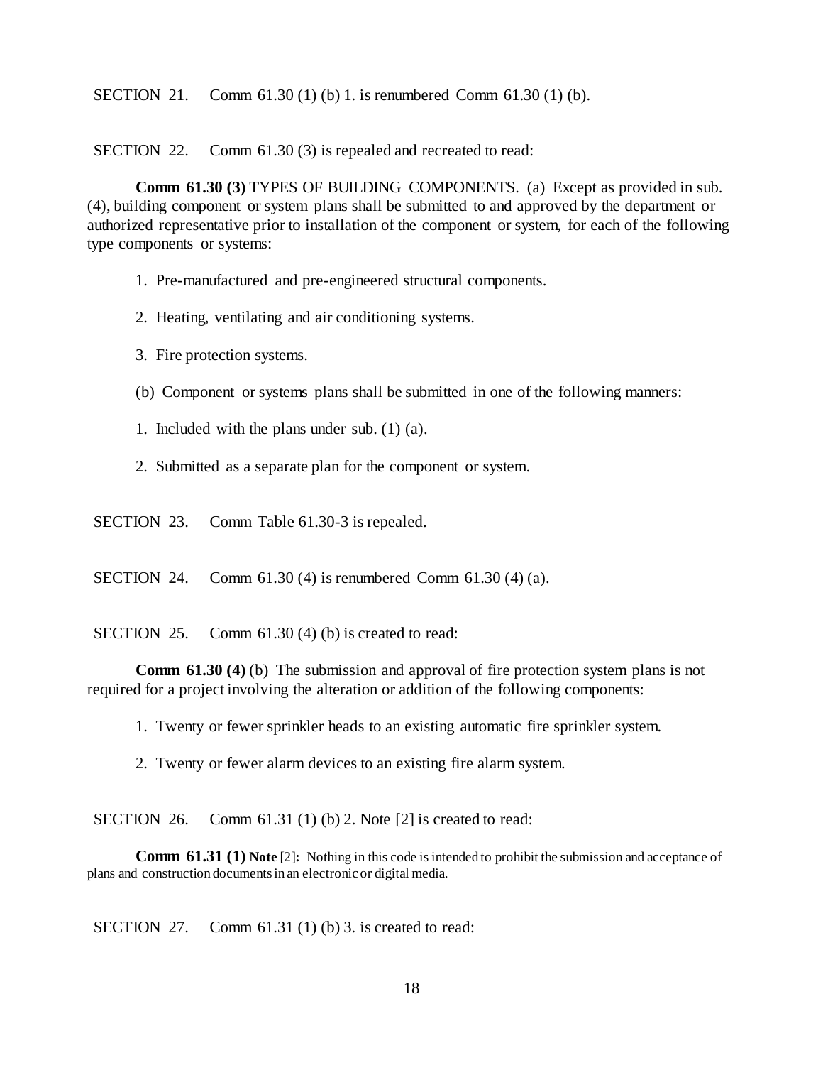SECTION 21. Comm 61.30 (1) (b) 1. is renumbered Comm 61.30 (1) (b).

SECTION 22. Comm 61.30 (3) is repealed and recreated to read:

**Comm 61.30 (3)** TYPES OF BUILDING COMPONENTS. (a) Except as provided in sub. (4), building component or system plans shall be submitted to and approved by the department or authorized representative prior to installation of the component or system, for each of the following type components or systems:

1. Pre-manufactured and pre-engineered structural components.

2. Heating, ventilating and air conditioning systems.

3. Fire protection systems.

(b) Component or systems plans shall be submitted in one of the following manners:

1. Included with the plans under sub. (1) (a).

2. Submitted as a separate plan for the component or system.

SECTION 23. Comm Table 61.30-3 is repealed.

SECTION 24. Comm 61.30 (4) is renumbered Comm 61.30 (4) (a).

SECTION 25. Comm 61.30 (4) (b) is created to read:

**Comm 61.30 (4)** (b) The submission and approval of fire protection system plans is not required for a project involving the alteration or addition of the following components:

1. Twenty or fewer sprinkler heads to an existing automatic fire sprinkler system.

2. Twenty or fewer alarm devices to an existing fire alarm system.

SECTION 26. Comm 61.31 (1) (b) 2. Note [2] is created to read:

**Comm 61.31 (1) Note** [2]**:** Nothing in this code is intended to prohibit the submission and acceptance of plans and construction documents in an electronic or digital media.

SECTION 27. Comm 61.31 (1) (b) 3. is created to read: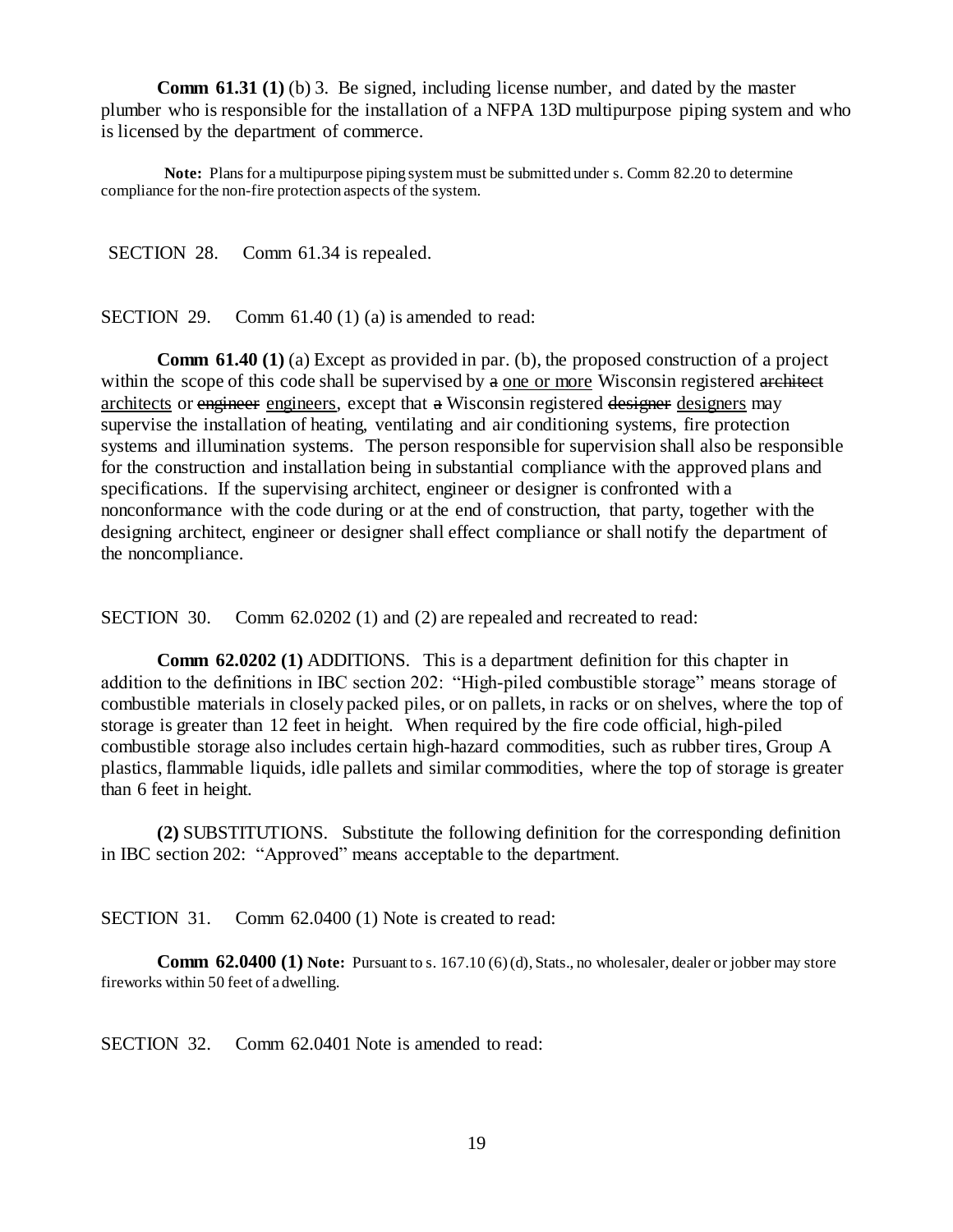**Comm 61.31 (1)** (b) 3. Be signed, including license number, and dated by the master plumber who is responsible for the installation of a NFPA 13D multipurpose piping system and who is licensed by the department of commerce.

**Note:** Plans for a multipurpose piping system must be submitted under s. Comm 82.20 to determine compliance for the non-fire protection aspects of the system.

SECTION 28. Comm 61.34 is repealed.

SECTION 29. Comm 61.40 (1) (a) is amended to read:

**Comm 61.40 (1)** (a) Except as provided in par. (b), the proposed construction of a project within the scope of this code shall be supervised by ~~a~~ <u>one or more</u> Wisconsin registered ~~architect~~ <u>architects</u> or ~~engineer~~ <u>engineers</u>, except that ~~a~~ Wisconsin registered ~~designer~~ <u>designers</u> may supervise the installation of heating, ventilating and air conditioning systems, fire protection systems and illumination systems. The person responsible for supervision shall also be responsible for the construction and installation being in substantial compliance with the approved plans and specifications. If the supervising architect, engineer or designer is confronted with a nonconformance with the code during or at the end of construction, that party, together with the designing architect, engineer or designer shall effect compliance or shall notify the department of the noncompliance.

SECTION 30. Comm 62.0202 (1) and (2) are repealed and recreated to read:

**Comm 62.0202 (1)** ADDITIONS. This is a department definition for this chapter in addition to the definitions in IBC section 202: "High-piled combustible storage" means storage of combustible materials in closely packed piles, or on pallets, in racks or on shelves, where the top of storage is greater than 12 feet in height. When required by the fire code official, high-piled combustible storage also includes certain high-hazard commodities, such as rubber tires, Group A plastics, flammable liquids, idle pallets and similar commodities, where the top of storage is greater than 6 feet in height.

**(2)** SUBSTITUTIONS. Substitute the following definition for the corresponding definition in IBC section 202: "Approved" means acceptable to the department.

SECTION 31. Comm 62.0400 (1) Note is created to read:

**Comm 62.0400 (1) Note:** Pursuant to s. 167.10 (6) (d), Stats., no wholesaler, dealer or jobber may store fireworks within 50 feet of a dwelling.

SECTION 32. Comm 62.0401 Note is amended to read: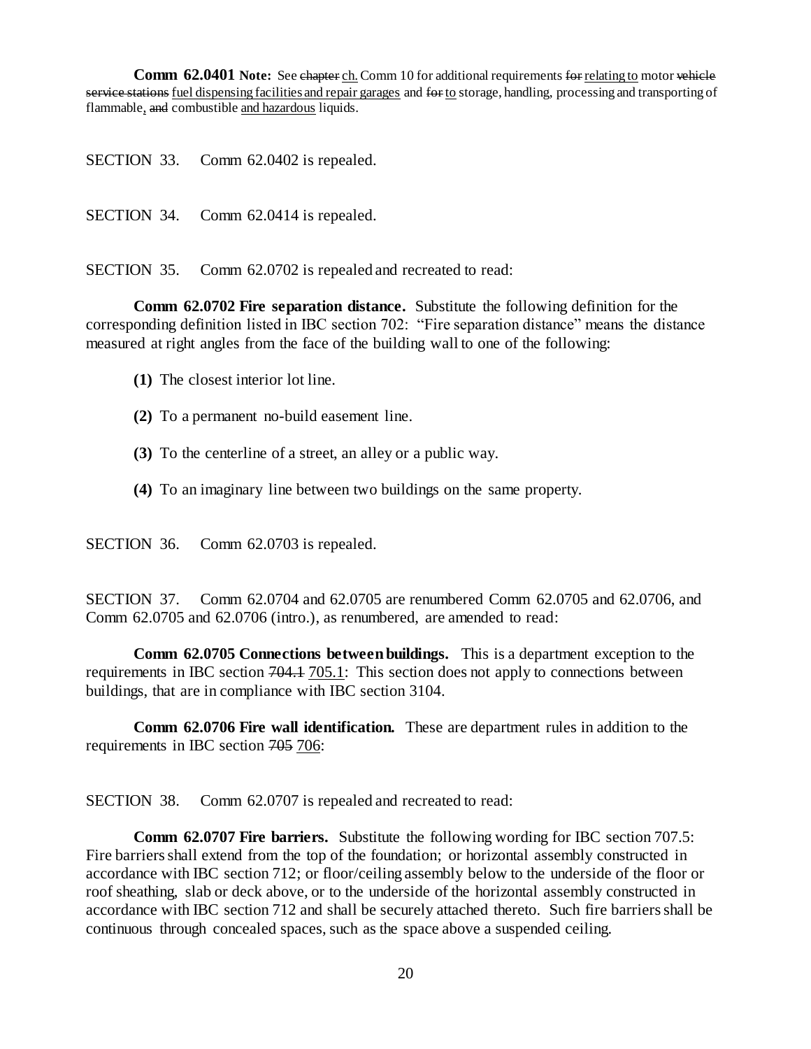**Comm 62.0401 Note:** See ~~chapter~~ ch. Comm 10 for additional requirements ~~for~~ relating to motor ~~vehicle service stations~~ fuel dispensing facilities and repair garages and ~~for~~ to storage, handling, processing and transporting of flammable, ~~and~~ combustible and hazardous liquids.

SECTION 33. Comm 62.0402 is repealed.

SECTION 34. Comm 62.0414 is repealed.

SECTION 35. Comm 62.0702 is repealed and recreated to read:

**Comm 62.0702 Fire separation distance.** Substitute the following definition for the corresponding definition listed in IBC section 702: "Fire separation distance" means the distance measured at right angles from the face of the building wall to one of the following:

**(1)** The closest interior lot line.

**(2)** To a permanent no-build easement line.

**(3)** To the centerline of a street, an alley or a public way.

**(4)** To an imaginary line between two buildings on the same property.

SECTION 36. Comm 62.0703 is repealed.

SECTION 37. Comm 62.0704 and 62.0705 are renumbered Comm 62.0705 and 62.0706, and Comm 62.0705 and 62.0706 (intro.), as renumbered, are amended to read:

**Comm 62.0705 Connections between buildings.** This is a department exception to the requirements in IBC section ~~704.1~~ 705.1: This section does not apply to connections between buildings, that are in compliance with IBC section 3104.

**Comm 62.0706 Fire wall identification.** These are department rules in addition to the requirements in IBC section ~~705~~ 706:

SECTION 38. Comm 62.0707 is repealed and recreated to read:

**Comm 62.0707 Fire barriers.** Substitute the following wording for IBC section 707.5: Fire barriers shall extend from the top of the foundation; or horizontal assembly constructed in accordance with IBC section 712; or floor/ceiling assembly below to the underside of the floor or roof sheathing, slab or deck above, or to the underside of the horizontal assembly constructed in accordance with IBC section 712 and shall be securely attached thereto. Such fire barriers shall be continuous through concealed spaces, such as the space above a suspended ceiling.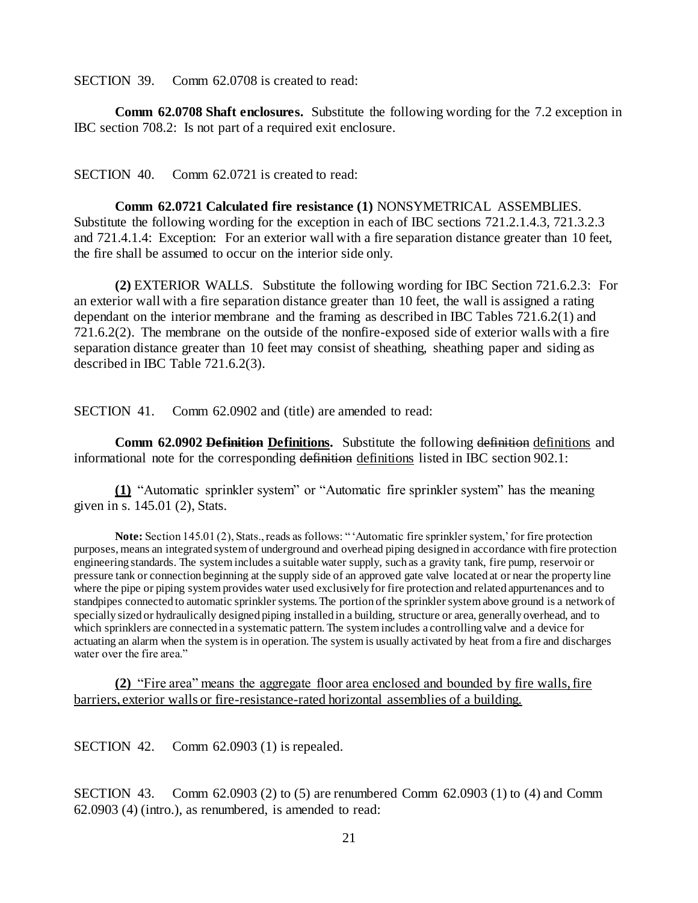SECTION 39. Comm 62.0708 is created to read:

**Comm 62.0708 Shaft enclosures.** Substitute the following wording for the 7.2 exception in IBC section 708.2: Is not part of a required exit enclosure.

SECTION 40. Comm 62.0721 is created to read:

**Comm 62.0721 Calculated fire resistance (1)** NONSYMETRICAL ASSEMBLIES. Substitute the following wording for the exception in each of IBC sections 721.2.1.4.3, 721.3.2.3 and 721.4.1.4: Exception: For an exterior wall with a fire separation distance greater than 10 feet, the fire shall be assumed to occur on the interior side only.

**(2)** EXTERIOR WALLS. Substitute the following wording for IBC Section 721.6.2.3: For an exterior wall with a fire separation distance greater than 10 feet, the wall is assigned a rating dependant on the interior membrane and the framing as described in IBC Tables 721.6.2(1) and 721.6.2(2). The membrane on the outside of the nonfire-exposed side of exterior walls with a fire separation distance greater than 10 feet may consist of sheathing, sheathing paper and siding as described in IBC Table 721.6.2(3).

SECTION 41. Comm 62.0902 and (title) are amended to read:

**Comm 62.0902 ~~Definition~~ <u>Definitions</u>.** Substitute the following ~~definition~~ <u>definitions</u> and informational note for the corresponding ~~definition~~ <u>definitions</u> listed in IBC section 902.1:

**<u>(1)</u>** "Automatic sprinkler system" or "Automatic fire sprinkler system" has the meaning given in s. 145.01 (2), Stats.

**Note:** Section 145.01 (2), Stats., reads as follows: " 'Automatic fire sprinkler system,' for fire protection purposes, means an integrated system of underground and overhead piping designed in accordance with fire protection engineering standards. The system includes a suitable water supply, such as a gravity tank, fire pump, reservoir or pressure tank or connection beginning at the supply side of an approved gate valve located at or near the property line where the pipe or piping system provides water used exclusively for fire protection and related appurtenances and to standpipes connected to automatic sprinkler systems. The portion of the sprinkler system above ground is a network of specially sized or hydraulically designed piping installed in a building, structure or area, generally overhead, and to which sprinklers are connected in a systematic pattern. The system includes a controlling valve and a device for actuating an alarm when the system is in operation. The system is usually activated by heat from a fire and discharges water over the fire area."

<u>**(2)** "Fire area" means the aggregate floor area enclosed and bounded by fire walls, fire barriers, exterior walls or fire-resistance-rated horizontal assemblies of a building.</u>

SECTION 42. Comm 62.0903 (1) is repealed.

SECTION 43. Comm 62.0903 (2) to (5) are renumbered Comm 62.0903 (1) to (4) and Comm 62.0903 (4) (intro.), as renumbered, is amended to read: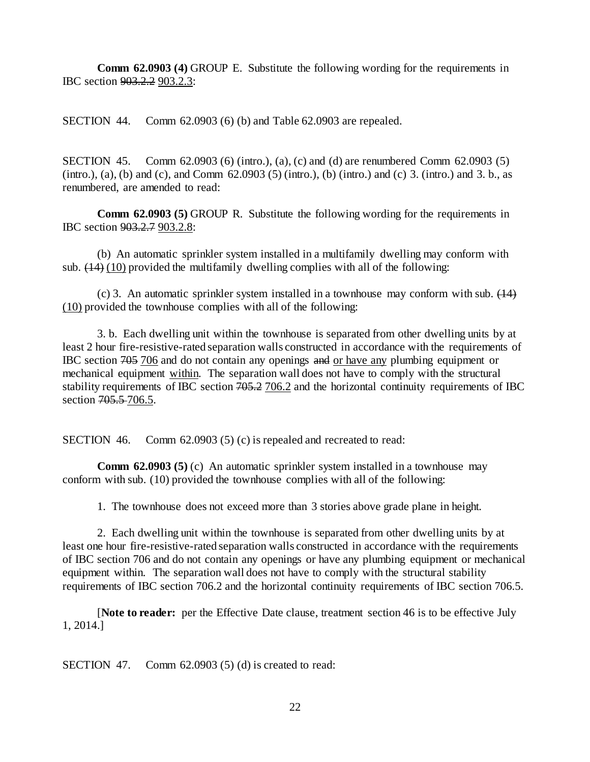**Comm 62.0903 (4)** GROUP E. Substitute the following wording for the requirements in IBC section ~~903.2.2~~ <u>903.2.3</u>:

SECTION 44. Comm 62.0903 (6) (b) and Table 62.0903 are repealed.

SECTION 45. Comm 62.0903 (6) (intro.), (a), (c) and (d) are renumbered Comm 62.0903 (5) (intro.), (a), (b) and (c), and Comm 62.0903 (5) (intro.), (b) (intro.) and (c) 3. (intro.) and 3. b., as renumbered, are amended to read:

**Comm 62.0903 (5)** GROUP R. Substitute the following wording for the requirements in IBC section ~~903.2.7~~ <u>903.2.8</u>:

(b) An automatic sprinkler system installed in a multifamily dwelling may conform with sub. ~~(14)~~ <u>(10)</u> provided the multifamily dwelling complies with all of the following:

(c) 3. An automatic sprinkler system installed in a townhouse may conform with sub. ~~(14)~~ <u>(10)</u> provided the townhouse complies with all of the following:

3. b. Each dwelling unit within the townhouse is separated from other dwelling units by at least 2 hour fire-resistive-rated separation walls constructed in accordance with the requirements of IBC section ~~705~~ <u>706</u> and do not contain any openings ~~and~~ <u>or have any</u> plumbing equipment or mechanical equipment <u>within</u>. The separation wall does not have to comply with the structural stability requirements of IBC section ~~705.2~~ <u>706.2</u> and the horizontal continuity requirements of IBC section ~~705.5~~ <u>706.5</u>.

SECTION 46. Comm 62.0903 (5) (c) is repealed and recreated to read:

**Comm 62.0903 (5)** (c) An automatic sprinkler system installed in a townhouse may conform with sub. (10) provided the townhouse complies with all of the following:

1. The townhouse does not exceed more than 3 stories above grade plane in height.

2. Each dwelling unit within the townhouse is separated from other dwelling units by at least one hour fire-resistive-rated separation walls constructed in accordance with the requirements of IBC section 706 and do not contain any openings or have any plumbing equipment or mechanical equipment within. The separation wall does not have to comply with the structural stability requirements of IBC section 706.2 and the horizontal continuity requirements of IBC section 706.5.

[**Note to reader:** per the Effective Date clause, treatment section 46 is to be effective July 1, 2014.]

SECTION 47. Comm 62.0903 (5) (d) is created to read: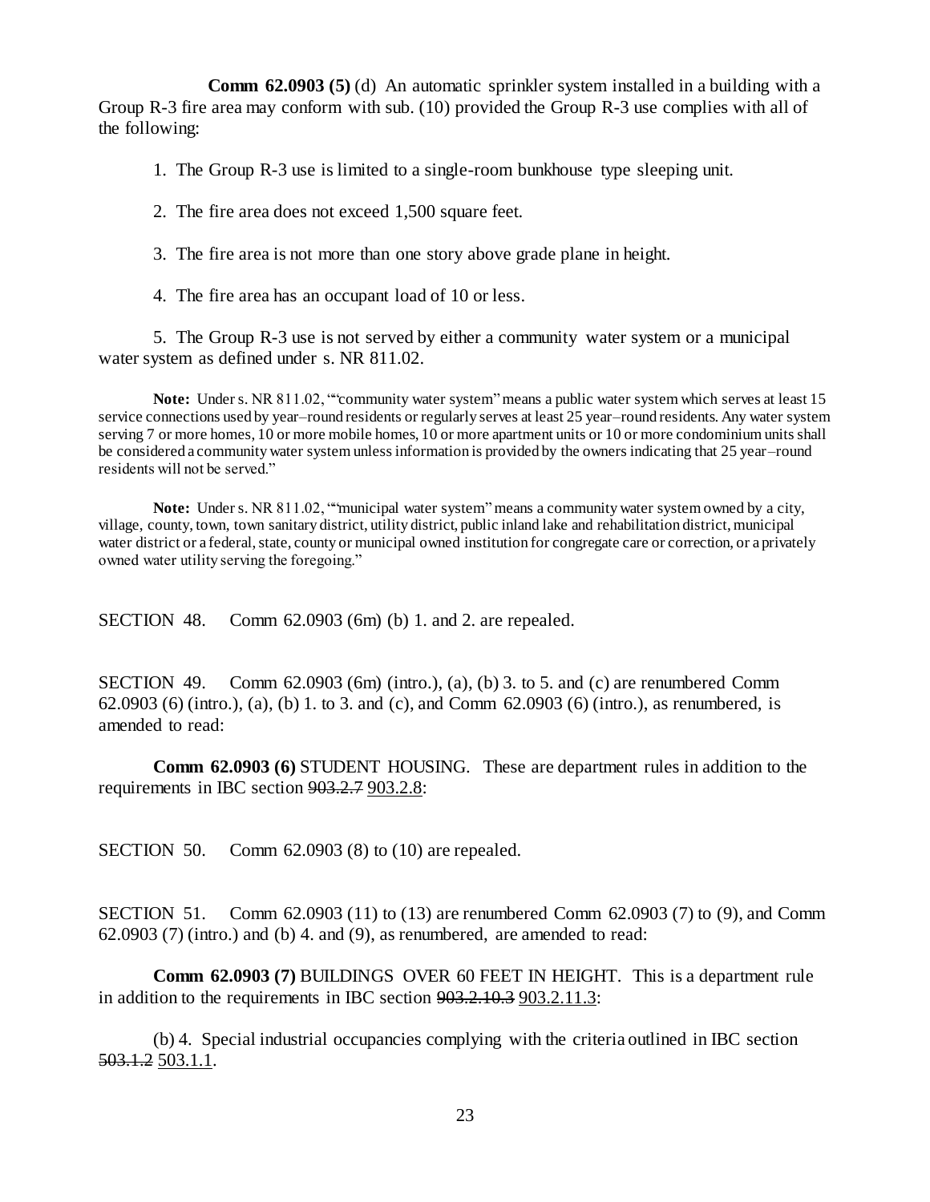**Comm 62.0903 (5)** (d) An automatic sprinkler system installed in a building with a Group R-3 fire area may conform with sub. (10) provided the Group R-3 use complies with all of the following:

1. The Group R-3 use is limited to a single-room bunkhouse type sleeping unit.

2. The fire area does not exceed 1,500 square feet.

3. The fire area is not more than one story above grade plane in height.

4. The fire area has an occupant load of 10 or less.

5. The Group R-3 use is not served by either a community water system or a municipal water system as defined under s. NR 811.02.

**Note:** Under s. NR 811.02, ""community water system" means a public water system which serves at least 15 service connections used by year–round residents or regularly serves at least 25 year–round residents. Any water system serving 7 or more homes, 10 or more mobile homes, 10 or more apartment units or 10 or more condominium units shall be considered a community water system unless information is provided by the owners indicating that 25 year–round residents will not be served."

**Note:** Under s. NR 811.02, ""municipal water system" means a community water system owned by a city, village, county, town, town sanitary district, utility district, public inland lake and rehabilitation district, municipal water district or a federal, state, county or municipal owned institution for congregate care or correction, or a privately owned water utility serving the foregoing."

SECTION 48. Comm 62.0903 (6m) (b) 1. and 2. are repealed.

SECTION 49. Comm 62.0903 (6m) (intro.), (a), (b) 3. to 5. and (c) are renumbered Comm 62.0903 (6) (intro.), (a), (b) 1. to 3. and (c), and Comm 62.0903 (6) (intro.), as renumbered, is amended to read:

**Comm 62.0903 (6)** STUDENT HOUSING. These are department rules in addition to the requirements in IBC section ~~903.2.7~~ <u>903.2.8</u>:

SECTION 50. Comm 62.0903 (8) to (10) are repealed.

SECTION 51. Comm 62.0903 (11) to (13) are renumbered Comm 62.0903 (7) to (9), and Comm 62.0903 (7) (intro.) and (b) 4. and (9), as renumbered, are amended to read:

**Comm 62.0903 (7)** BUILDINGS OVER 60 FEET IN HEIGHT. This is a department rule in addition to the requirements in IBC section ~~903.2.10.3~~ <u>903.2.11.3</u>:

(b) 4. Special industrial occupancies complying with the criteria outlined in IBC section ~~503.1.2~~ <u>503.1.1</u>.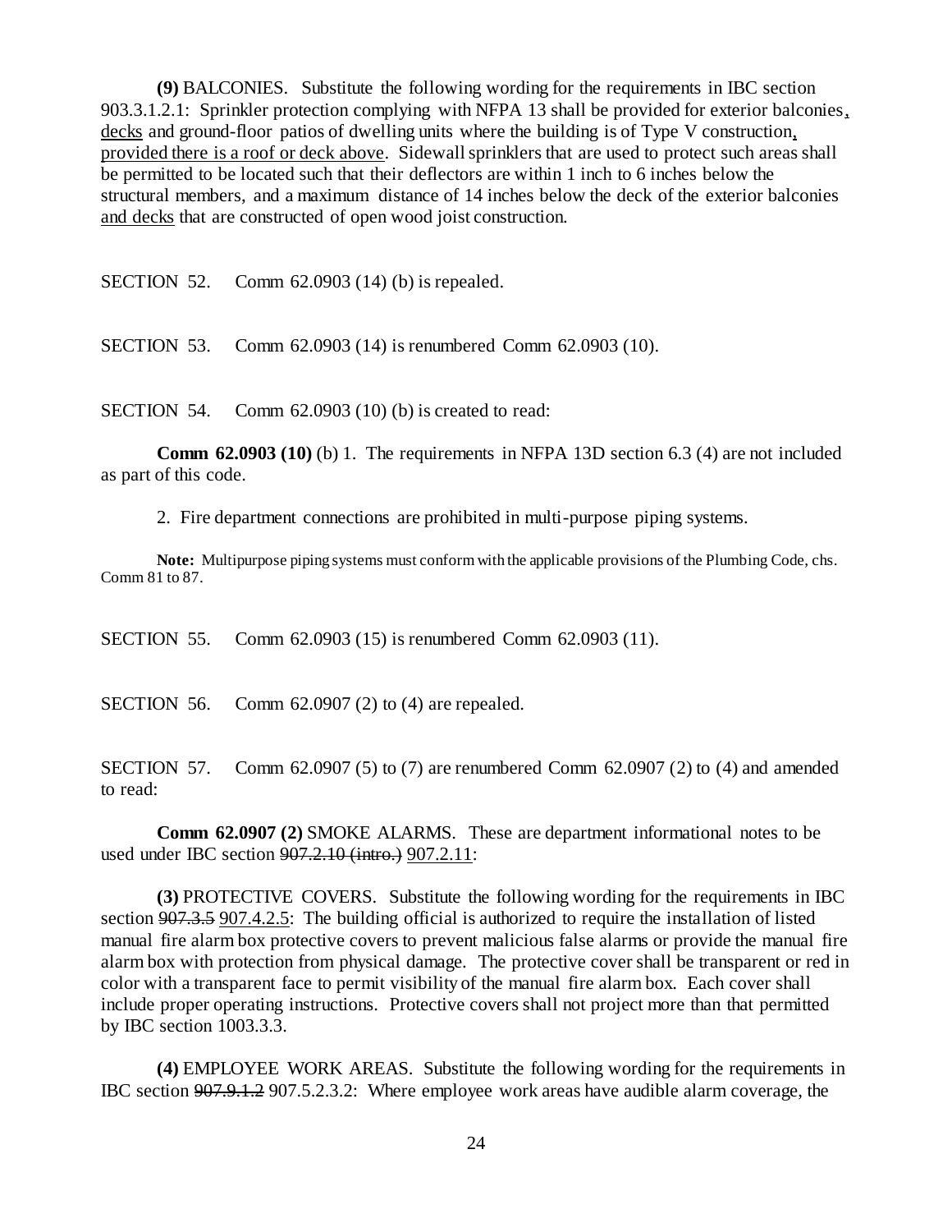**(9)** BALCONIES. Substitute the following wording for the requirements in IBC section 903.3.1.2.1: Sprinkler protection complying with NFPA 13 shall be provided for exterior balconies, decks and ground-floor patios of dwelling units where the building is of Type V construction, provided there is a roof or deck above. Sidewall sprinklers that are used to protect such areas shall be permitted to be located such that their deflectors are within 1 inch to 6 inches below the structural members, and a maximum distance of 14 inches below the deck of the exterior balconies and decks that are constructed of open wood joist construction.

SECTION 52. Comm 62.0903 (14) (b) is repealed.

SECTION 53. Comm 62.0903 (14) is renumbered Comm 62.0903 (10).

SECTION 54. Comm 62.0903 (10) (b) is created to read:

**Comm 62.0903 (10)** (b) 1. The requirements in NFPA 13D section 6.3 (4) are not included as part of this code.

2. Fire department connections are prohibited in multi-purpose piping systems.

**Note:** Multipurpose piping systems must conform with the applicable provisions of the Plumbing Code, chs. Comm 81 to 87.

SECTION 55. Comm 62.0903 (15) is renumbered Comm 62.0903 (11).

SECTION 56. Comm 62.0907 (2) to (4) are repealed.

SECTION 57. Comm 62.0907 (5) to (7) are renumbered Comm 62.0907 (2) to (4) and amended to read:

**Comm 62.0907 (2)** SMOKE ALARMS. These are department informational notes to be used under IBC section ~~907.2.10 (intro.)~~ 907.2.11:

**(3)** PROTECTIVE COVERS. Substitute the following wording for the requirements in IBC section ~~907.3.5~~ 907.4.2.5: The building official is authorized to require the installation of listed manual fire alarm box protective covers to prevent malicious false alarms or provide the manual fire alarm box with protection from physical damage. The protective cover shall be transparent or red in color with a transparent face to permit visibility of the manual fire alarm box. Each cover shall include proper operating instructions. Protective covers shall not project more than that permitted by IBC section 1003.3.3.

**(4)** EMPLOYEE WORK AREAS. Substitute the following wording for the requirements in IBC section ~~907.9.1.2~~ 907.5.2.3.2: Where employee work areas have audible alarm coverage, the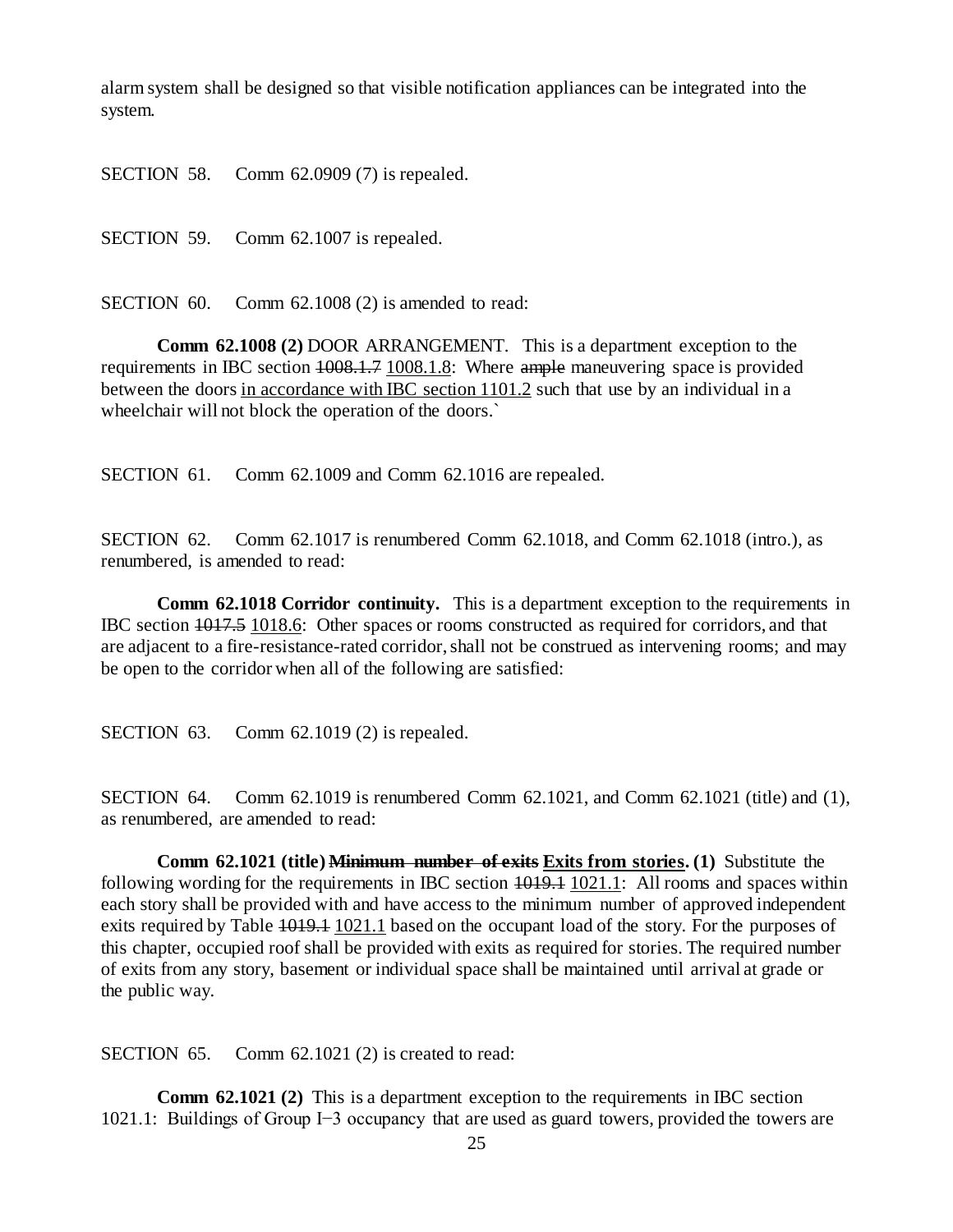alarm system shall be designed so that visible notification appliances can be integrated into the system.

SECTION 58. Comm 62.0909 (7) is repealed.

SECTION 59. Comm 62.1007 is repealed.

SECTION 60. Comm 62.1008 (2) is amended to read:

**Comm 62.1008 (2)** DOOR ARRANGEMENT. This is a department exception to the requirements in IBC section ~~1008.1.7~~ 1008.1.8: Where ~~ample~~ maneuvering space is provided between the doors in accordance with IBC section 1101.2 such that use by an individual in a wheelchair will not block the operation of the doors.`

SECTION 61. Comm 62.1009 and Comm 62.1016 are repealed.

SECTION 62. Comm 62.1017 is renumbered Comm 62.1018, and Comm 62.1018 (intro.), as renumbered, is amended to read:

**Comm 62.1018 Corridor continuity.** This is a department exception to the requirements in IBC section ~~1017.5~~ 1018.6: Other spaces or rooms constructed as required for corridors, and that are adjacent to a fire-resistance-rated corridor, shall not be construed as intervening rooms; and may be open to the corridor when all of the following are satisfied:

SECTION 63. Comm 62.1019 (2) is repealed.

SECTION 64. Comm 62.1019 is renumbered Comm 62.1021, and Comm 62.1021 (title) and (1), as renumbered, are amended to read:

**Comm 62.1021 (title) ~~Minimum number of exits~~ Exits from stories. (1)** Substitute the following wording for the requirements in IBC section ~~1019.1~~ 1021.1: All rooms and spaces within each story shall be provided with and have access to the minimum number of approved independent exits required by Table ~~1019.1~~ 1021.1 based on the occupant load of the story. For the purposes of this chapter, occupied roof shall be provided with exits as required for stories. The required number of exits from any story, basement or individual space shall be maintained until arrival at grade or the public way.

SECTION 65. Comm 62.1021 (2) is created to read:

**Comm 62.1021 (2)** This is a department exception to the requirements in IBC section 1021.1: Buildings of Group I−3 occupancy that are used as guard towers, provided the towers are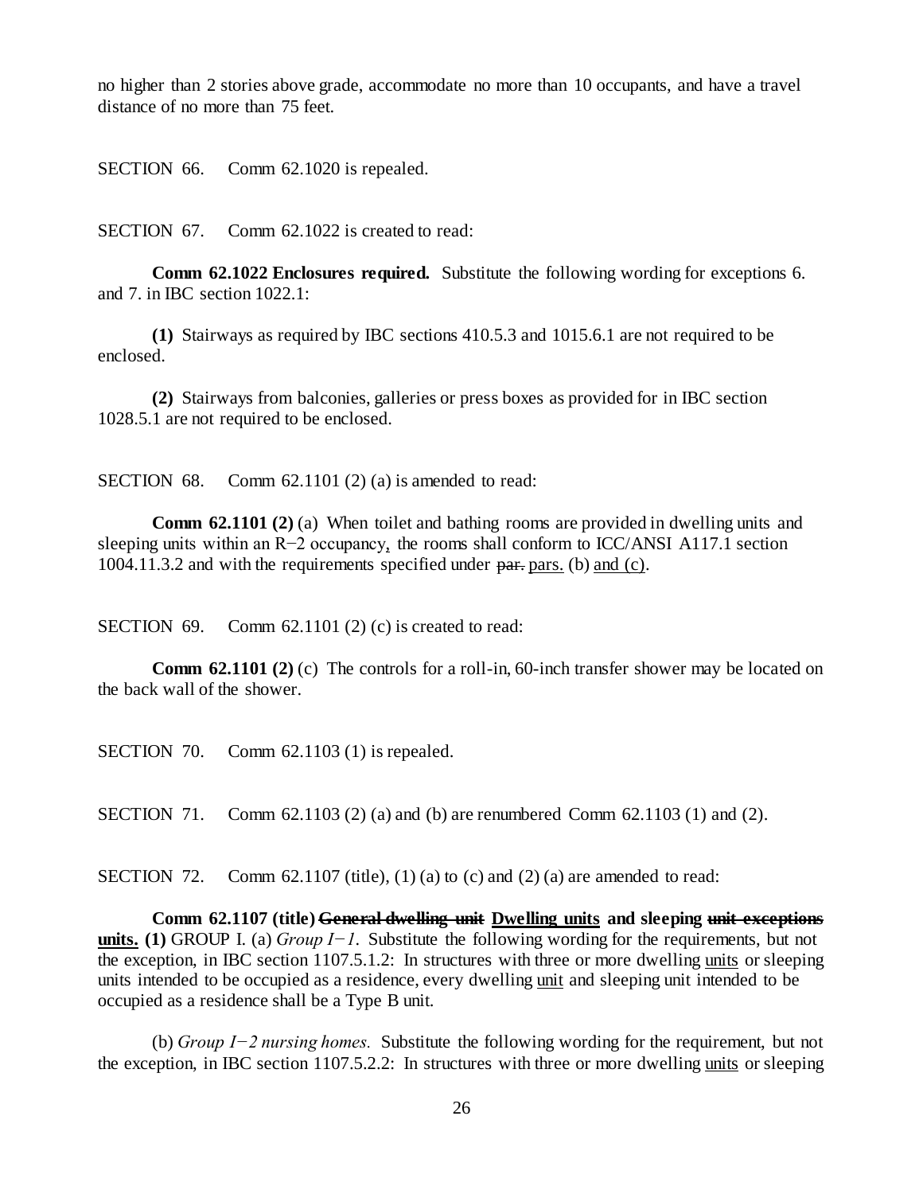no higher than 2 stories above grade, accommodate no more than 10 occupants, and have a travel distance of no more than 75 feet.

SECTION 66. Comm 62.1020 is repealed.

SECTION 67. Comm 62.1022 is created to read:

**Comm 62.1022 Enclosures required.** Substitute the following wording for exceptions 6. and 7. in IBC section 1022.1:

**(1)** Stairways as required by IBC sections 410.5.3 and 1015.6.1 are not required to be enclosed.

**(2)** Stairways from balconies, galleries or press boxes as provided for in IBC section 1028.5.1 are not required to be enclosed.

SECTION 68. Comm 62.1101 (2) (a) is amended to read:

**Comm 62.1101 (2)** (a) When toilet and bathing rooms are provided in dwelling units and sleeping units within an R−2 occupancy<u>,</u> the rooms shall conform to ICC/ANSI A117.1 section 1004.11.3.2 and with the requirements specified under ~~par.~~ <u>pars.</u> (b) <u>and (c)</u>.

SECTION 69. Comm 62.1101 (2) (c) is created to read:

**Comm 62.1101 (2)** (c) The controls for a roll-in, 60-inch transfer shower may be located on the back wall of the shower.

SECTION 70. Comm 62.1103 (1) is repealed.

SECTION 71. Comm 62.1103 (2) (a) and (b) are renumbered Comm 62.1103 (1) and (2).

SECTION 72. Comm 62.1107 (title), (1) (a) to (c) and (2) (a) are amended to read:

**Comm 62.1107 (title) ~~General dwelling unit~~ <u>Dwelling units</u> and sleeping ~~unit exceptions~~ <u>units.</u> (1)** GROUP I. (a) *Group I−1.* Substitute the following wording for the requirements, but not the exception, in IBC section 1107.5.1.2: In structures with three or more dwelling <u>units</u> or sleeping units intended to be occupied as a residence, every dwelling <u>unit</u> and sleeping unit intended to be occupied as a residence shall be a Type B unit.

(b) *Group I−2 nursing homes.* Substitute the following wording for the requirement, but not the exception, in IBC section 1107.5.2.2: In structures with three or more dwelling <u>units</u> or sleeping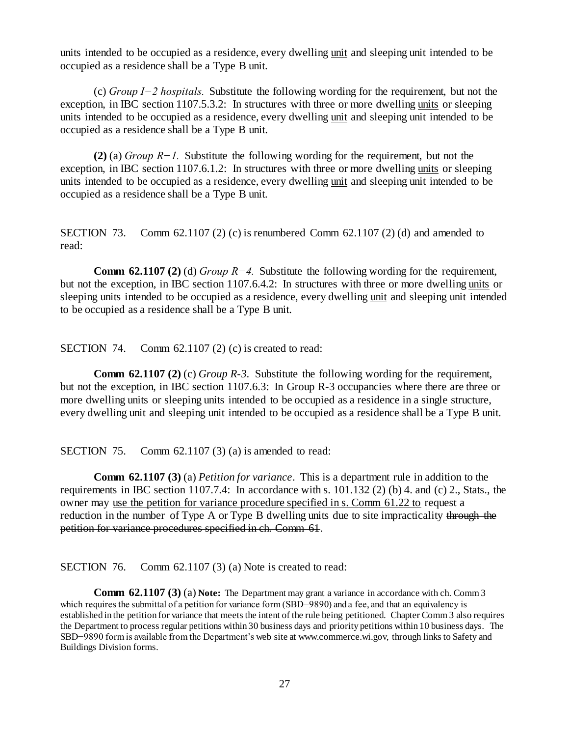units intended to be occupied as a residence, every dwelling unit and sleeping unit intended to be occupied as a residence shall be a Type B unit.

(c) *Group I−2 hospitals.* Substitute the following wording for the requirement, but not the exception, in IBC section 1107.5.3.2: In structures with three or more dwelling units or sleeping units intended to be occupied as a residence, every dwelling unit and sleeping unit intended to be occupied as a residence shall be a Type B unit.

**(2)** (a) *Group R−1.* Substitute the following wording for the requirement, but not the exception, in IBC section 1107.6.1.2: In structures with three or more dwelling units or sleeping units intended to be occupied as a residence, every dwelling unit and sleeping unit intended to be occupied as a residence shall be a Type B unit.

SECTION 73. Comm 62.1107 (2) (c) is renumbered Comm 62.1107 (2) (d) and amended to read:

**Comm 62.1107 (2)** (d) *Group R−4.* Substitute the following wording for the requirement, but not the exception, in IBC section 1107.6.4.2: In structures with three or more dwelling units or sleeping units intended to be occupied as a residence, every dwelling unit and sleeping unit intended to be occupied as a residence shall be a Type B unit.

SECTION 74. Comm 62.1107 (2) (c) is created to read:

**Comm 62.1107 (2)** (c) *Group R-3.* Substitute the following wording for the requirement, but not the exception, in IBC section 1107.6.3: In Group R-3 occupancies where there are three or more dwelling units or sleeping units intended to be occupied as a residence in a single structure, every dwelling unit and sleeping unit intended to be occupied as a residence shall be a Type B unit.

SECTION 75. Comm 62.1107 (3) (a) is amended to read:

**Comm 62.1107 (3)** (a) *Petition for variance*. This is a department rule in addition to the requirements in IBC section 1107.7.4: In accordance with s. 101.132 (2) (b) 4. and (c) 2., Stats., the owner may use the petition for variance procedure specified in s. Comm 61.22 to request a reduction in the number of Type A or Type B dwelling units due to site impracticality ~~through the petition for variance procedures specified in ch. Comm 61~~.

SECTION 76. Comm 62.1107 (3) (a) Note is created to read:

**Comm 62.1107 (3)** (a) **Note:** The Department may grant a variance in accordance with ch. Comm 3 which requires the submittal of a petition for variance form (SBD−9890) and a fee, and that an equivalency is established in the petition for variance that meets the intent of the rule being petitioned. Chapter Comm 3 also requires the Department to process regular petitions within 30 business days and priority petitions within 10 business days. The SBD−9890 form is available from the Department's web site at www.commerce.wi.gov, through links to Safety and Buildings Division forms.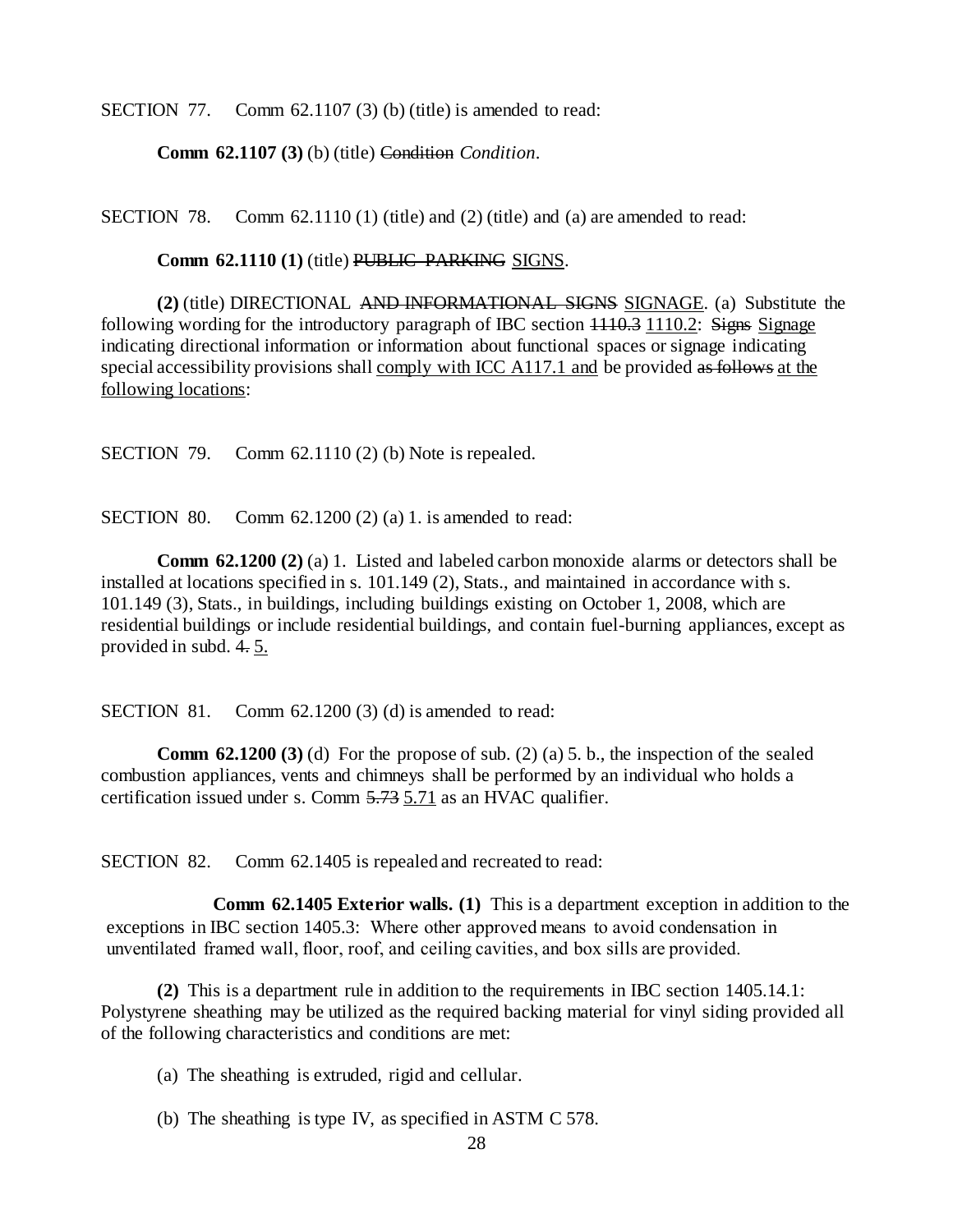SECTION 77. Comm 62.1107 (3) (b) (title) is amended to read:

**Comm 62.1107 (3)** (b) (title) ~~Condition~~ *Condition*.

SECTION 78. Comm 62.1110 (1) (title) and (2) (title) and (a) are amended to read:

**Comm 62.1110 (1)** (title) ~~PUBLIC PARKING~~ <u>SIGNS</u>.

**(2)** (title) DIRECTIONAL ~~AND INFORMATIONAL SIGNS~~ <u>SIGNAGE</u>. (a) Substitute the following wording for the introductory paragraph of IBC section ~~1110.3~~ <u>1110.2</u>: ~~Signs~~ <u>Signage</u> indicating directional information or information about functional spaces or signage indicating special accessibility provisions shall <u>comply with ICC A117.1 and</u> be provided ~~as follows~~ <u>at the following locations</u>:

SECTION 79. Comm 62.1110 (2) (b) Note is repealed.

SECTION 80. Comm 62.1200 (2) (a) 1. is amended to read:

**Comm 62.1200 (2)** (a) 1. Listed and labeled carbon monoxide alarms or detectors shall be installed at locations specified in s. 101.149 (2), Stats., and maintained in accordance with s. 101.149 (3), Stats., in buildings, including buildings existing on October 1, 2008, which are residential buildings or include residential buildings, and contain fuel-burning appliances, except as provided in subd. ~~4.~~ <u>5.</u>

SECTION 81. Comm 62.1200 (3) (d) is amended to read:

**Comm 62.1200 (3)** (d) For the propose of sub. (2) (a) 5. b., the inspection of the sealed combustion appliances, vents and chimneys shall be performed by an individual who holds a certification issued under s. Comm ~~5.73~~ <u>5.71</u> as an HVAC qualifier.

SECTION 82. Comm 62.1405 is repealed and recreated to read:

**Comm 62.1405 Exterior walls. (1)** This is a department exception in addition to the exceptions in IBC section 1405.3: Where other approved means to avoid condensation in unventilated framed wall, floor, roof, and ceiling cavities, and box sills are provided.

**(2)** This is a department rule in addition to the requirements in IBC section 1405.14.1: Polystyrene sheathing may be utilized as the required backing material for vinyl siding provided all of the following characteristics and conditions are met:

(a) The sheathing is extruded, rigid and cellular.

(b) The sheathing is type IV, as specified in ASTM C 578.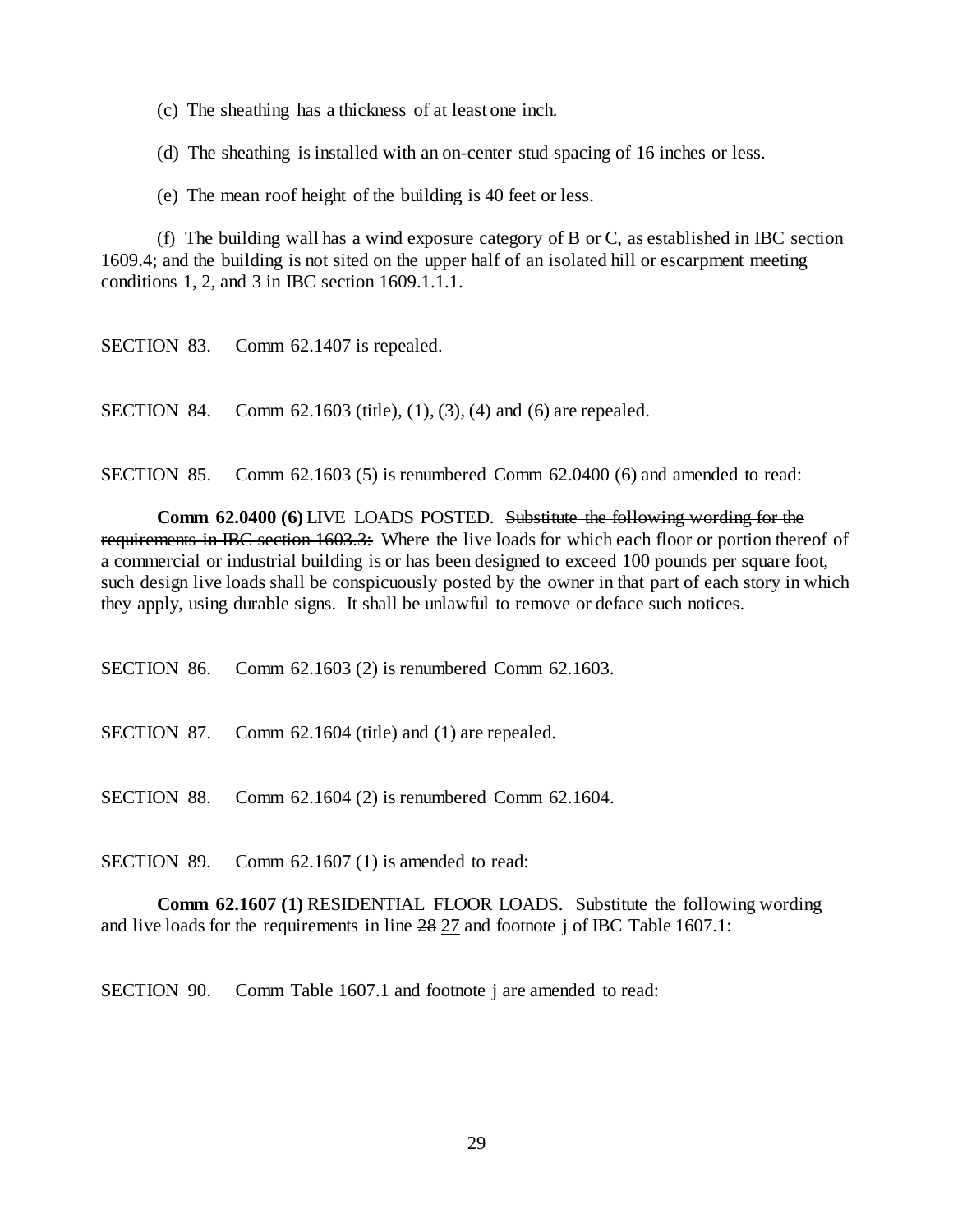(c) The sheathing has a thickness of at least one inch.

(d) The sheathing is installed with an on-center stud spacing of 16 inches or less.

(e) The mean roof height of the building is 40 feet or less.

(f) The building wall has a wind exposure category of B or C, as established in IBC section 1609.4; and the building is not sited on the upper half of an isolated hill or escarpment meeting conditions 1, 2, and 3 in IBC section 1609.1.1.1.

SECTION 83. Comm 62.1407 is repealed.

SECTION 84. Comm 62.1603 (title), (1), (3), (4) and (6) are repealed.

SECTION 85. Comm 62.1603 (5) is renumbered Comm 62.0400 (6) and amended to read:

**Comm 62.0400 (6)** LIVE LOADS POSTED. ~~Substitute the following wording for the requirements in IBC section 1603.3:~~ Where the live loads for which each floor or portion thereof of a commercial or industrial building is or has been designed to exceed 100 pounds per square foot, such design live loads shall be conspicuously posted by the owner in that part of each story in which they apply, using durable signs. It shall be unlawful to remove or deface such notices.

SECTION 86. Comm 62.1603 (2) is renumbered Comm 62.1603.

SECTION 87. Comm 62.1604 (title) and (1) are repealed.

SECTION 88. Comm 62.1604 (2) is renumbered Comm 62.1604.

SECTION 89. Comm 62.1607 (1) is amended to read:

**Comm 62.1607 (1)** RESIDENTIAL FLOOR LOADS. Substitute the following wording and live loads for the requirements in line ~~28~~ <u>27</u> and footnote j of IBC Table 1607.1:

SECTION 90. Comm Table 1607.1 and footnote j are amended to read: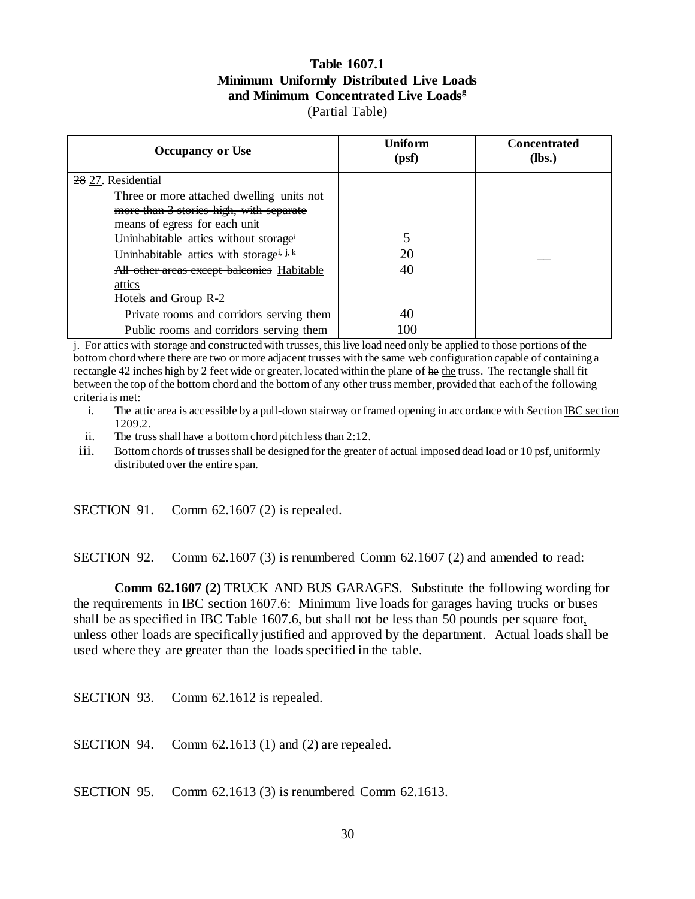**Table 1607.1**
**Minimum Uniformly Distributed Live Loads and Minimum Concentrated Live Loads[g]**
(Partial Table)

| Occupancy or Use | Uniform (psf) | Concentrated (lbs.) |
|---|---|---|
| ~~28~~ 27. Residential | | |
| ~~Three or more attached dwelling units not more than 3 stories high, with separate means of egress for each unit~~ | | |
| Uninhabitable attics without storage[i] | 5 | |
| Uninhabitable attics with storage[i, j, k] | 20 | __ |
| ~~All other areas except balconies~~ Habitable attics | 40 | |
| Hotels and Group R-2 | | |
| Private rooms and corridors serving them | 40 | |
| Public rooms and corridors serving them | 100 | |

j. For attics with storage and constructed with trusses, this live load need only be applied to those portions of the bottom chord where there are two or more adjacent trusses with the same web configuration capable of containing a rectangle 42 inches high by 2 feet wide or greater, located within the plane of ~~he~~ the truss. The rectangle shall fit between the top of the bottom chord and the bottom of any other truss member, provided that each of the following criteria is met:

i. The attic area is accessible by a pull-down stairway or framed opening in accordance with ~~Section~~ IBC section 1209.2.
ii. The truss shall have a bottom chord pitch less than 2:12.
iii. Bottom chords of trusses shall be designed for the greater of actual imposed dead load or 10 psf, uniformly distributed over the entire span.

SECTION 91. Comm 62.1607 (2) is repealed.

SECTION 92. Comm 62.1607 (3) is renumbered Comm 62.1607 (2) and amended to read:

**Comm 62.1607 (2)** TRUCK AND BUS GARAGES. Substitute the following wording for the requirements in IBC section 1607.6: Minimum live loads for garages having trucks or buses shall be as specified in IBC Table 1607.6, but shall not be less than 50 pounds per square foot, unless other loads are specifically justified and approved by the department. Actual loads shall be used where they are greater than the loads specified in the table.

SECTION 93. Comm 62.1612 is repealed.

SECTION 94. Comm 62.1613 (1) and (2) are repealed.

SECTION 95. Comm 62.1613 (3) is renumbered Comm 62.1613.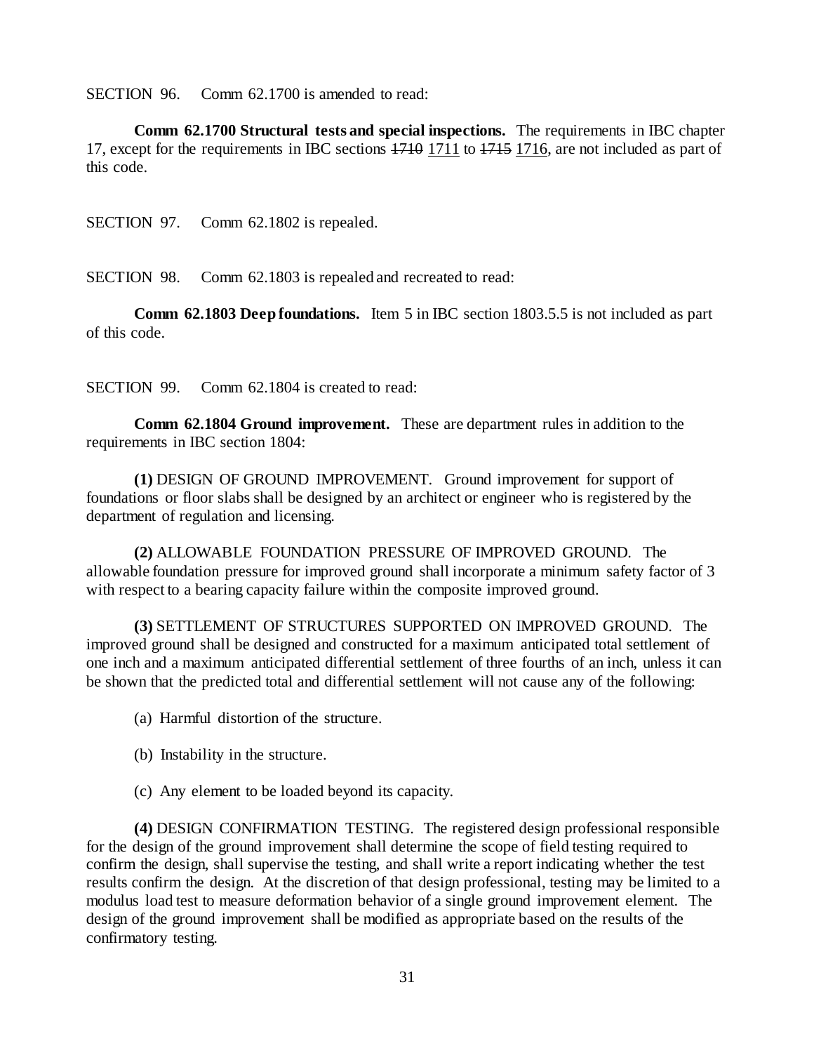SECTION 96. Comm 62.1700 is amended to read:

**Comm 62.1700 Structural tests and special inspections.** The requirements in IBC chapter 17, except for the requirements in IBC sections ~~1710~~ <u>1711</u> to ~~1715~~ <u>1716</u>, are not included as part of this code.

SECTION 97. Comm 62.1802 is repealed.

SECTION 98. Comm 62.1803 is repealed and recreated to read:

**Comm 62.1803 Deep foundations.** Item 5 in IBC section 1803.5.5 is not included as part of this code.

SECTION 99. Comm 62.1804 is created to read:

**Comm 62.1804 Ground improvement.** These are department rules in addition to the requirements in IBC section 1804:

**(1)** DESIGN OF GROUND IMPROVEMENT. Ground improvement for support of foundations or floor slabs shall be designed by an architect or engineer who is registered by the department of regulation and licensing.

**(2)** ALLOWABLE FOUNDATION PRESSURE OF IMPROVED GROUND. The allowable foundation pressure for improved ground shall incorporate a minimum safety factor of 3 with respect to a bearing capacity failure within the composite improved ground.

**(3)** SETTLEMENT OF STRUCTURES SUPPORTED ON IMPROVED GROUND. The improved ground shall be designed and constructed for a maximum anticipated total settlement of one inch and a maximum anticipated differential settlement of three fourths of an inch, unless it can be shown that the predicted total and differential settlement will not cause any of the following:

(a) Harmful distortion of the structure.

(b) Instability in the structure.

(c) Any element to be loaded beyond its capacity.

**(4)** DESIGN CONFIRMATION TESTING. The registered design professional responsible for the design of the ground improvement shall determine the scope of field testing required to confirm the design, shall supervise the testing, and shall write a report indicating whether the test results confirm the design. At the discretion of that design professional, testing may be limited to a modulus load test to measure deformation behavior of a single ground improvement element. The design of the ground improvement shall be modified as appropriate based on the results of the confirmatory testing.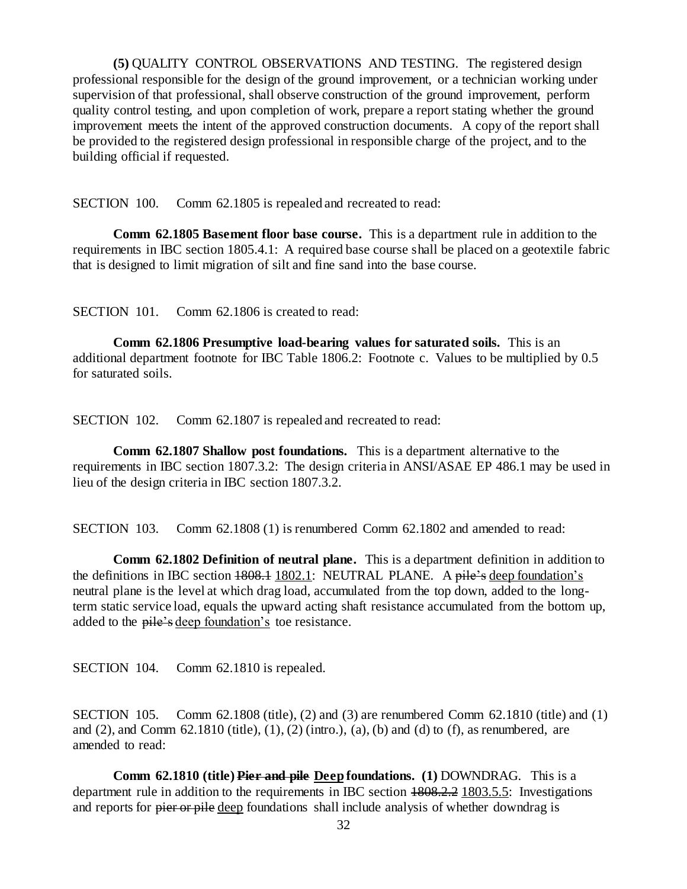**(5)** QUALITY CONTROL OBSERVATIONS AND TESTING. The registered design professional responsible for the design of the ground improvement, or a technician working under supervision of that professional, shall observe construction of the ground improvement, perform quality control testing, and upon completion of work, prepare a report stating whether the ground improvement meets the intent of the approved construction documents. A copy of the report shall be provided to the registered design professional in responsible charge of the project, and to the building official if requested.

SECTION 100. Comm 62.1805 is repealed and recreated to read:

**Comm 62.1805 Basement floor base course.** This is a department rule in addition to the requirements in IBC section 1805.4.1: A required base course shall be placed on a geotextile fabric that is designed to limit migration of silt and fine sand into the base course.

SECTION 101. Comm 62.1806 is created to read:

**Comm 62.1806 Presumptive load-bearing values for saturated soils.** This is an additional department footnote for IBC Table 1806.2: Footnote c. Values to be multiplied by 0.5 for saturated soils.

SECTION 102. Comm 62.1807 is repealed and recreated to read:

**Comm 62.1807 Shallow post foundations.** This is a department alternative to the requirements in IBC section 1807.3.2: The design criteria in ANSI/ASAE EP 486.1 may be used in lieu of the design criteria in IBC section 1807.3.2.

SECTION 103. Comm 62.1808 (1) is renumbered Comm 62.1802 and amended to read:

**Comm 62.1802 Definition of neutral plane.** This is a department definition in addition to the definitions in IBC section ~~1808.1~~ <u>1802.1</u>: NEUTRAL PLANE. A ~~pile's~~ <u>deep foundation's</u> neutral plane is the level at which drag load, accumulated from the top down, added to the long-term static service load, equals the upward acting shaft resistance accumulated from the bottom up, added to the ~~pile's~~ <u>deep foundation's</u> toe resistance.

SECTION 104. Comm 62.1810 is repealed.

SECTION 105. Comm 62.1808 (title), (2) and (3) are renumbered Comm 62.1810 (title) and (1) and (2), and Comm 62.1810 (title), (1), (2) (intro.), (a), (b) and (d) to (f), as renumbered, are amended to read:

**Comm 62.1810 (title) ~~Pier and pile~~ <u>Deep</u> foundations. (1)** DOWNDRAG. This is a department rule in addition to the requirements in IBC section ~~1808.2.2~~ <u>1803.5.5</u>: Investigations and reports for ~~pier or pile~~ <u>deep</u> foundations shall include analysis of whether downdrag is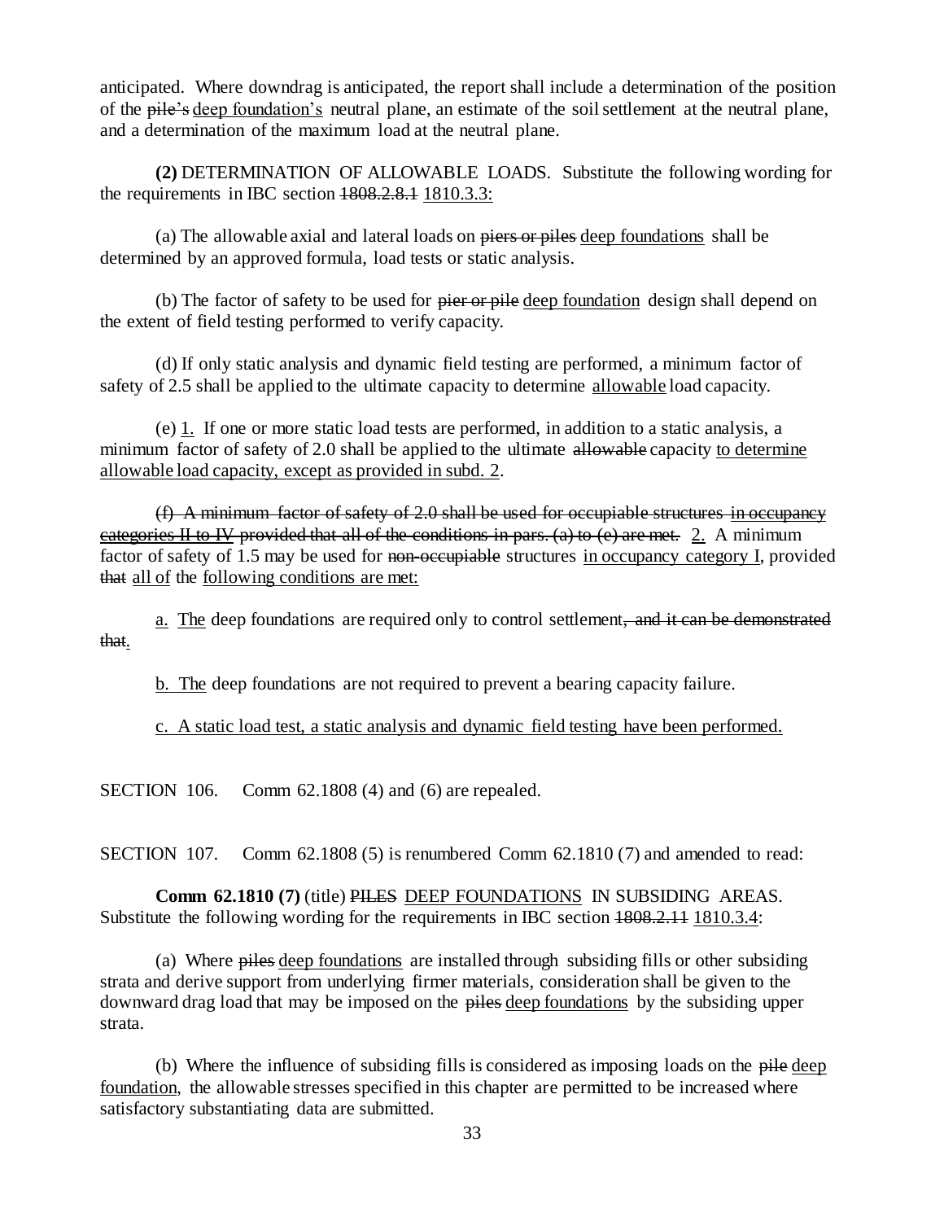anticipated. Where downdrag is anticipated, the report shall include a determination of the position of the ~~pile's~~ <u>deep foundation's</u> neutral plane, an estimate of the soil settlement at the neutral plane, and a determination of the maximum load at the neutral plane.

**(2)** DETERMINATION OF ALLOWABLE LOADS. Substitute the following wording for the requirements in IBC section ~~1808.2.8.1~~ <u>1810.3.3:</u>

(a) The allowable axial and lateral loads on ~~piers or piles~~ <u>deep foundations</u> shall be determined by an approved formula, load tests or static analysis.

(b) The factor of safety to be used for ~~pier or pile~~ <u>deep foundation</u> design shall depend on the extent of field testing performed to verify capacity.

(d) If only static analysis and dynamic field testing are performed, a minimum factor of safety of 2.5 shall be applied to the ultimate capacity to determine <u>allowable</u> load capacity.

(e) <u>1.</u> If one or more static load tests are performed, in addition to a static analysis, a minimum factor of safety of 2.0 shall be applied to the ultimate ~~allowable~~ capacity <u>to determine allowable load capacity, except as provided in subd. 2</u>.

~~(f) A minimum factor of safety of 2.0 shall be used for occupiable structures~~ ~~<u>in occupancy categories II to IV</u>~~ ~~provided that all of the conditions in pars. (a) to (e) are met.~~ <u>2.</u> A minimum factor of safety of 1.5 may be used for ~~non-occupiable~~ structures <u>in occupancy category I</u>, provided ~~that~~ <u>all of</u> the <u>following conditions are met:</u>

<u>a.</u> <u>The</u> deep foundations are required only to control settlement~~, and it can be demonstrated that~~<u>.</u>

<u>b.</u> <u>The</u> deep foundations are not required to prevent a bearing capacity failure.

<u>c. A static load test, a static analysis and dynamic field testing have been performed.</u>

SECTION 106. Comm 62.1808 (4) and (6) are repealed.

SECTION 107. Comm 62.1808 (5) is renumbered Comm 62.1810 (7) and amended to read:

**Comm 62.1810 (7)** (title) ~~PILES~~ <u>DEEP FOUNDATIONS</u> IN SUBSIDING AREAS. Substitute the following wording for the requirements in IBC section ~~1808.2.11~~ <u>1810.3.4</u>:

(a) Where ~~piles~~ <u>deep foundations</u> are installed through subsiding fills or other subsiding strata and derive support from underlying firmer materials, consideration shall be given to the downward drag load that may be imposed on the ~~piles~~ <u>deep foundations</u> by the subsiding upper strata.

(b) Where the influence of subsiding fills is considered as imposing loads on the ~~pile~~ <u>deep foundation</u>, the allowable stresses specified in this chapter are permitted to be increased where satisfactory substantiating data are submitted.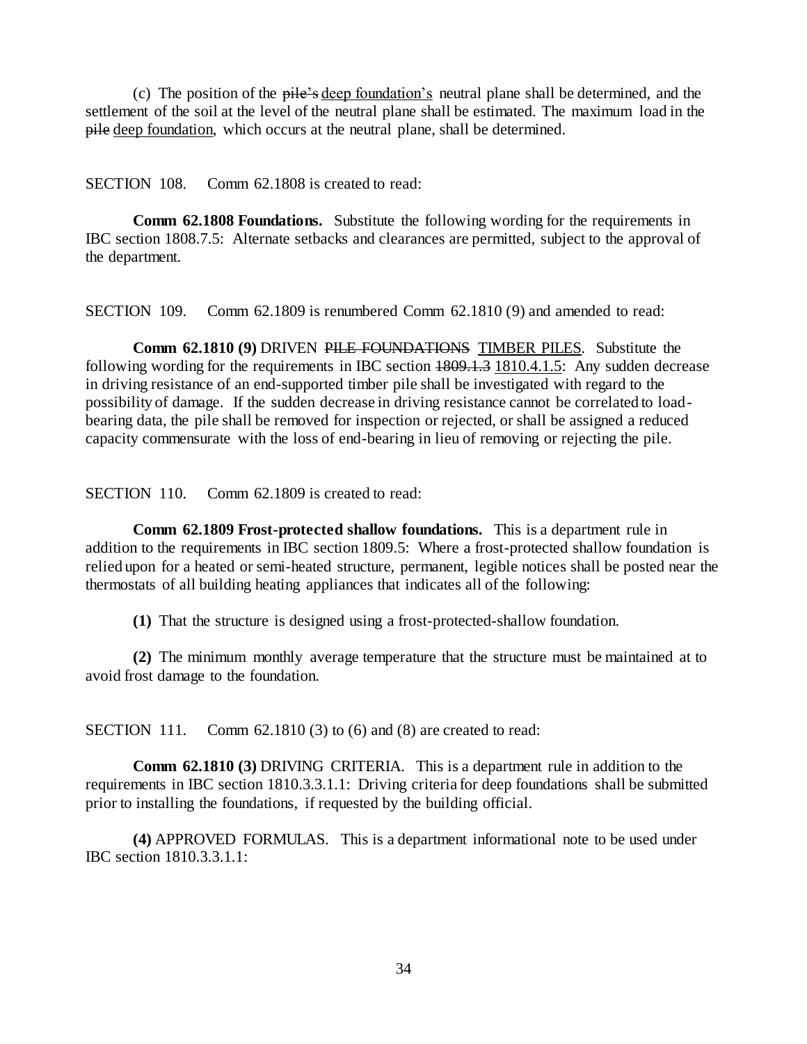(c) The position of the ~~pile's~~ <u>deep foundation's</u> neutral plane shall be determined, and the settlement of the soil at the level of the neutral plane shall be estimated. The maximum load in the ~~pile~~ <u>deep foundation</u>, which occurs at the neutral plane, shall be determined.

SECTION 108. Comm 62.1808 is created to read:

**Comm 62.1808 Foundations.** Substitute the following wording for the requirements in IBC section 1808.7.5: Alternate setbacks and clearances are permitted, subject to the approval of the department.

SECTION 109. Comm 62.1809 is renumbered Comm 62.1810 (9) and amended to read:

**Comm 62.1810 (9)** DRIVEN ~~PILE FOUNDATIONS~~ <u>TIMBER PILES</u>. Substitute the following wording for the requirements in IBC section ~~1809.1.3~~ <u>1810.4.1.5</u>: Any sudden decrease in driving resistance of an end-supported timber pile shall be investigated with regard to the possibility of damage. If the sudden decrease in driving resistance cannot be correlated to load-bearing data, the pile shall be removed for inspection or rejected, or shall be assigned a reduced capacity commensurate with the loss of end-bearing in lieu of removing or rejecting the pile.

SECTION 110. Comm 62.1809 is created to read:

**Comm 62.1809 Frost-protected shallow foundations.** This is a department rule in addition to the requirements in IBC section 1809.5: Where a frost-protected shallow foundation is relied upon for a heated or semi-heated structure, permanent, legible notices shall be posted near the thermostats of all building heating appliances that indicates all of the following:

**(1)** That the structure is designed using a frost-protected-shallow foundation.

**(2)** The minimum monthly average temperature that the structure must be maintained at to avoid frost damage to the foundation.

SECTION 111. Comm 62.1810 (3) to (6) and (8) are created to read:

**Comm 62.1810 (3)** DRIVING CRITERIA. This is a department rule in addition to the requirements in IBC section 1810.3.3.1.1: Driving criteria for deep foundations shall be submitted prior to installing the foundations, if requested by the building official.

**(4)** APPROVED FORMULAS. This is a department informational note to be used under IBC section 1810.3.3.1.1: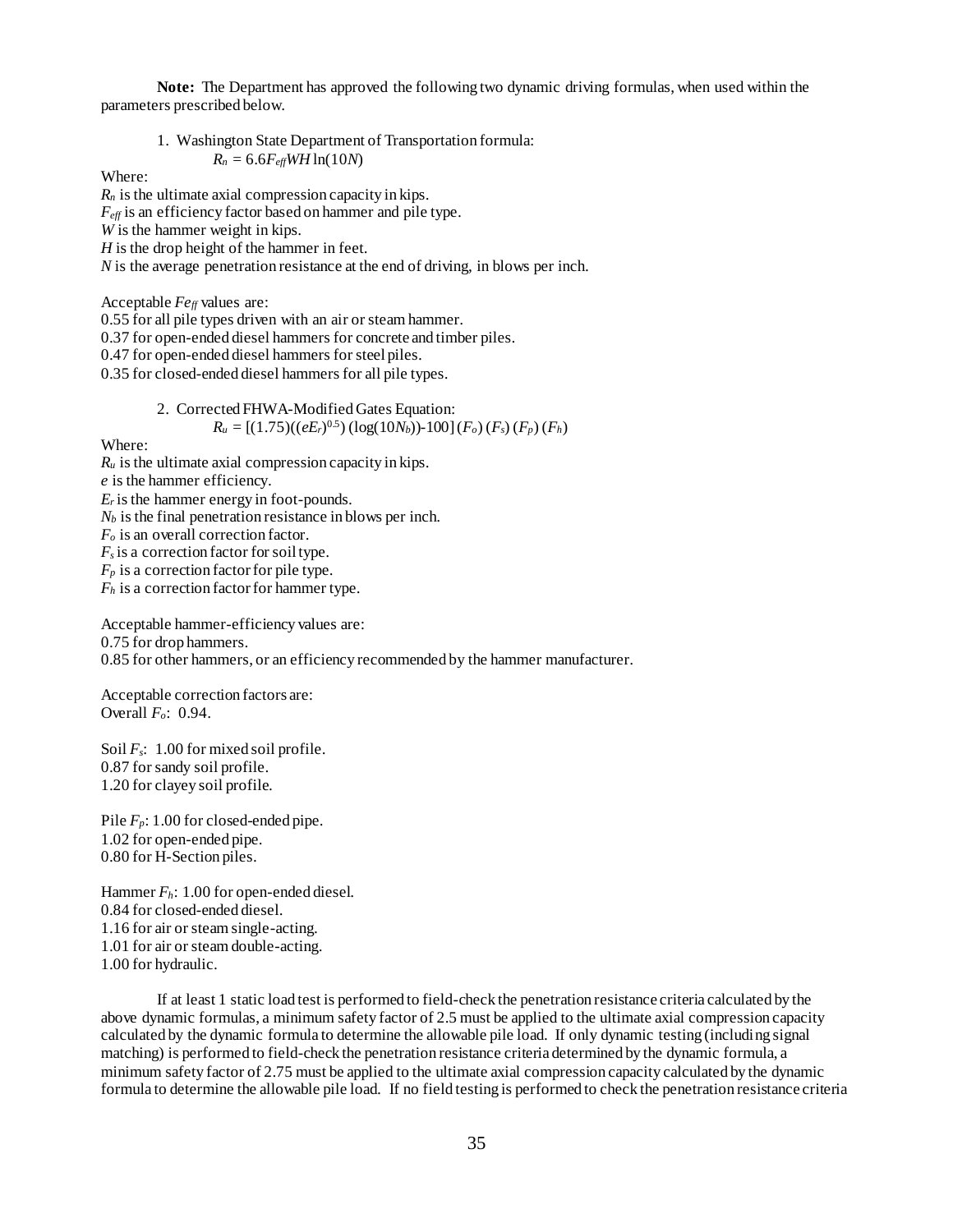**Note:** The Department has approved the following two dynamic driving formulas, when used within the parameters prescribed below.

1. Washington State Department of Transportation formula:

$$R_n = 6.6F_{eff}WH\ln(10N)$$

Where:
$R_n$ is the ultimate axial compression capacity in kips.
$F_{eff}$ is an efficiency factor based on hammer and pile type.
$W$ is the hammer weight in kips.
$H$ is the drop height of the hammer in feet.
$N$ is the average penetration resistance at the end of driving, in blows per inch.

Acceptable $Fe_{ff}$ values are:
0.55 for all pile types driven with an air or steam hammer.
0.37 for open-ended diesel hammers for concrete and timber piles.
0.47 for open-ended diesel hammers for steel piles.
0.35 for closed-ended diesel hammers for all pile types.

2. Corrected FHWA-Modified Gates Equation:

$$R_u = [(1.75)((eE_r)^{0.5})(\log(10N_b))-100](F_o)(F_s)(F_p)(F_h)$$

Where:
$R_u$ is the ultimate axial compression capacity in kips.
$e$ is the hammer efficiency.
$E_r$ is the hammer energy in foot-pounds.
$N_b$ is the final penetration resistance in blows per inch.
$F_o$ is an overall correction factor.
$F_s$ is a correction factor for soil type.
$F_p$ is a correction factor for pile type.
$F_h$ is a correction factor for hammer type.

Acceptable hammer-efficiency values are:
0.75 for drop hammers.
0.85 for other hammers, or an efficiency recommended by the hammer manufacturer.

Acceptable correction factors are:
Overall $F_o$: 0.94.

Soil $F_s$: 1.00 for mixed soil profile.
0.87 for sandy soil profile.
1.20 for clayey soil profile.

Pile $F_p$: 1.00 for closed-ended pipe.
1.02 for open-ended pipe.
0.80 for H-Section piles.

Hammer $F_h$: 1.00 for open-ended diesel.
0.84 for closed-ended diesel.
1.16 for air or steam single-acting.
1.01 for air or steam double-acting.
1.00 for hydraulic.

If at least 1 static load test is performed to field-check the penetration resistance criteria calculated by the above dynamic formulas, a minimum safety factor of 2.5 must be applied to the ultimate axial compression capacity calculated by the dynamic formula to determine the allowable pile load. If only dynamic testing (including signal matching) is performed to field-check the penetration resistance criteria determined by the dynamic formula, a minimum safety factor of 2.75 must be applied to the ultimate axial compression capacity calculated by the dynamic formula to determine the allowable pile load. If no field testing is performed to check the penetration resistance criteria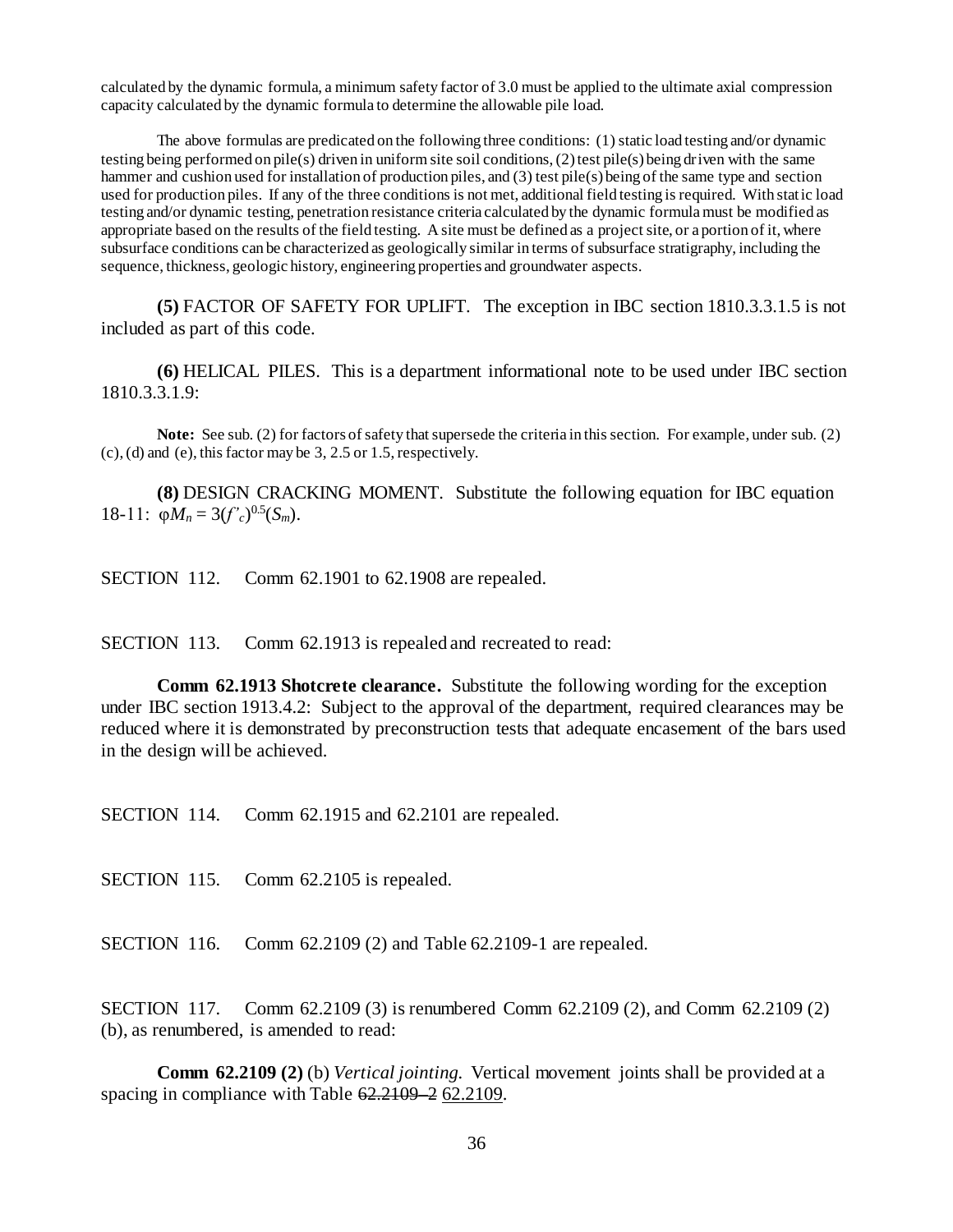calculated by the dynamic formula, a minimum safety factor of 3.0 must be applied to the ultimate axial compression capacity calculated by the dynamic formula to determine the allowable pile load.

The above formulas are predicated on the following three conditions: (1) static load testing and/or dynamic testing being performed on pile(s) driven in uniform site soil conditions, (2) test pile(s) being driven with the same hammer and cushion used for installation of production piles, and (3) test pile(s) being of the same type and section used for production piles. If any of the three conditions is not met, additional field testing is required. With static load testing and/or dynamic testing, penetration resistance criteria calculated by the dynamic formula must be modified as appropriate based on the results of the field testing. A site must be defined as a project site, or a portion of it, where subsurface conditions can be characterized as geologically similar in terms of subsurface stratigraphy, including the sequence, thickness, geologic history, engineering properties and groundwater aspects.

**(5)** FACTOR OF SAFETY FOR UPLIFT. The exception in IBC section 1810.3.3.1.5 is not included as part of this code.

**(6)** HELICAL PILES. This is a department informational note to be used under IBC section 1810.3.3.1.9:

**Note:** See sub. (2) for factors of safety that supersede the criteria in this section. For example, under sub. (2) (c), (d) and (e), this factor may be 3, 2.5 or 1.5, respectively.

**(8)** DESIGN CRACKING MOMENT. Substitute the following equation for IBC equation 18-11: $\varphi M_n = 3(f'_c)^{0.5}(S_m)$.

SECTION 112. Comm 62.1901 to 62.1908 are repealed.

SECTION 113. Comm 62.1913 is repealed and recreated to read:

**Comm 62.1913 Shotcrete clearance.** Substitute the following wording for the exception under IBC section 1913.4.2: Subject to the approval of the department, required clearances may be reduced where it is demonstrated by preconstruction tests that adequate encasement of the bars used in the design will be achieved.

SECTION 114. Comm 62.1915 and 62.2101 are repealed.

SECTION 115. Comm 62.2105 is repealed.

SECTION 116. Comm 62.2109 (2) and Table 62.2109-1 are repealed.

SECTION 117. Comm 62.2109 (3) is renumbered Comm 62.2109 (2), and Comm 62.2109 (2) (b), as renumbered, is amended to read:

**Comm 62.2109 (2)** (b) *Vertical jointing.* Vertical movement joints shall be provided at a spacing in compliance with Table ~~62.2109–2~~ <u>62.2109</u>.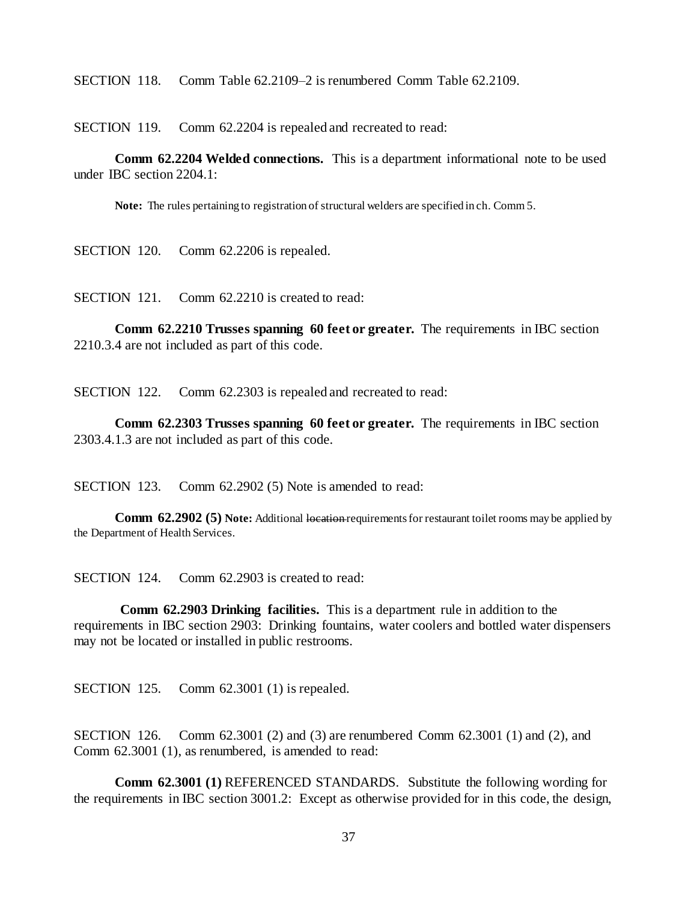SECTION 118. Comm Table 62.2109–2 is renumbered Comm Table 62.2109.

SECTION 119. Comm 62.2204 is repealed and recreated to read:

**Comm 62.2204 Welded connections.** This is a department informational note to be used under IBC section 2204.1:

**Note:** The rules pertaining to registration of structural welders are specified in ch. Comm 5.

SECTION 120. Comm 62.2206 is repealed.

SECTION 121. Comm 62.2210 is created to read:

**Comm 62.2210 Trusses spanning 60 feet or greater.** The requirements in IBC section 2210.3.4 are not included as part of this code.

SECTION 122. Comm 62.2303 is repealed and recreated to read:

**Comm 62.2303 Trusses spanning 60 feet or greater.** The requirements in IBC section 2303.4.1.3 are not included as part of this code.

SECTION 123. Comm 62.2902 (5) Note is amended to read:

**Comm 62.2902 (5) Note:** Additional ~~location~~ requirements for restaurant toilet rooms may be applied by the Department of Health Services.

SECTION 124. Comm 62.2903 is created to read:

**Comm 62.2903 Drinking facilities.** This is a department rule in addition to the requirements in IBC section 2903: Drinking fountains, water coolers and bottled water dispensers may not be located or installed in public restrooms.

SECTION 125. Comm 62.3001 (1) is repealed.

SECTION 126. Comm 62.3001 (2) and (3) are renumbered Comm 62.3001 (1) and (2), and Comm 62.3001 (1), as renumbered, is amended to read:

**Comm 62.3001 (1)** REFERENCED STANDARDS. Substitute the following wording for the requirements in IBC section 3001.2: Except as otherwise provided for in this code, the design,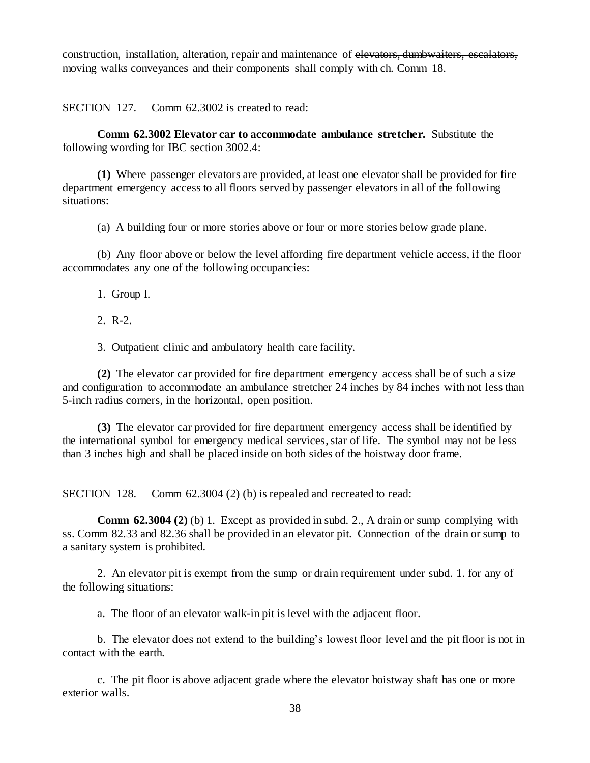construction, installation, alteration, repair and maintenance of ~~elevators, dumbwaiters, escalators, moving walks~~ <u>conveyances</u> and their components shall comply with ch. Comm 18.

SECTION 127. Comm 62.3002 is created to read:

**Comm 62.3002 Elevator car to accommodate ambulance stretcher.** Substitute the following wording for IBC section 3002.4:

**(1)** Where passenger elevators are provided, at least one elevator shall be provided for fire department emergency access to all floors served by passenger elevators in all of the following situations:

(a) A building four or more stories above or four or more stories below grade plane.

(b) Any floor above or below the level affording fire department vehicle access, if the floor accommodates any one of the following occupancies:

1. Group I.

2. R-2.

3. Outpatient clinic and ambulatory health care facility.

**(2)** The elevator car provided for fire department emergency access shall be of such a size and configuration to accommodate an ambulance stretcher 24 inches by 84 inches with not less than 5-inch radius corners, in the horizontal, open position.

**(3)** The elevator car provided for fire department emergency access shall be identified by the international symbol for emergency medical services, star of life. The symbol may not be less than 3 inches high and shall be placed inside on both sides of the hoistway door frame.

SECTION 128. Comm 62.3004 (2) (b) is repealed and recreated to read:

**Comm 62.3004 (2)** (b) 1. Except as provided in subd. 2., A drain or sump complying with ss. Comm 82.33 and 82.36 shall be provided in an elevator pit. Connection of the drain or sump to a sanitary system is prohibited.

2. An elevator pit is exempt from the sump or drain requirement under subd. 1. for any of the following situations:

a. The floor of an elevator walk-in pit is level with the adjacent floor.

b. The elevator does not extend to the building's lowest floor level and the pit floor is not in contact with the earth.

c. The pit floor is above adjacent grade where the elevator hoistway shaft has one or more exterior walls.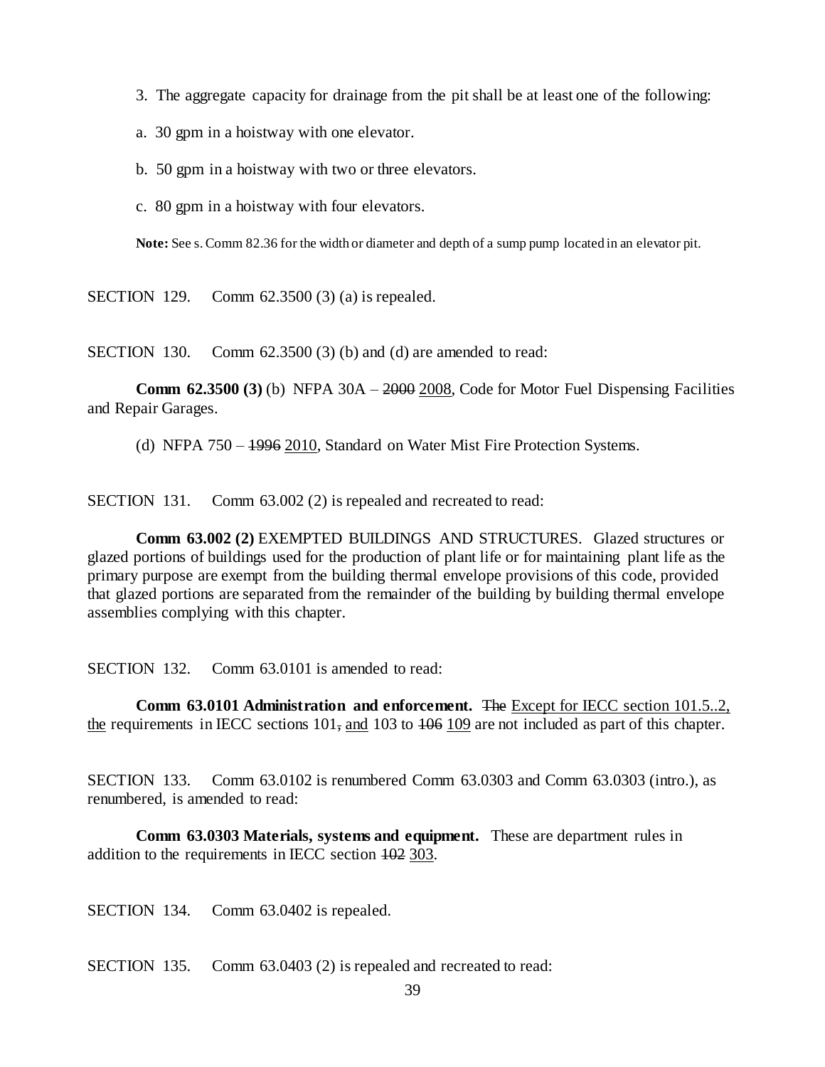3. The aggregate capacity for drainage from the pit shall be at least one of the following:

a. 30 gpm in a hoistway with one elevator.

b. 50 gpm in a hoistway with two or three elevators.

c. 80 gpm in a hoistway with four elevators.

**Note:** See s. Comm 82.36 for the width or diameter and depth of a sump pump located in an elevator pit.

SECTION 129. Comm 62.3500 (3) (a) is repealed.

SECTION 130. Comm 62.3500 (3) (b) and (d) are amended to read:

**Comm 62.3500 (3)** (b) NFPA 30A – ~~2000~~ <u>2008</u>, Code for Motor Fuel Dispensing Facilities and Repair Garages.

(d) NFPA 750 – ~~1996~~ <u>2010</u>, Standard on Water Mist Fire Protection Systems.

SECTION 131. Comm 63.002 (2) is repealed and recreated to read:

**Comm 63.002 (2)** EXEMPTED BUILDINGS AND STRUCTURES. Glazed structures or glazed portions of buildings used for the production of plant life or for maintaining plant life as the primary purpose are exempt from the building thermal envelope provisions of this code, provided that glazed portions are separated from the remainder of the building by building thermal envelope assemblies complying with this chapter.

SECTION 132. Comm 63.0101 is amended to read:

**Comm 63.0101 Administration and enforcement.** ~~The~~ <u>Except for IECC section 101.5..2, the</u> requirements in IECC sections 101~~,~~ <u>and</u> 103 to ~~106~~ <u>109</u> are not included as part of this chapter.

SECTION 133. Comm 63.0102 is renumbered Comm 63.0303 and Comm 63.0303 (intro.), as renumbered, is amended to read:

**Comm 63.0303 Materials, systems and equipment.** These are department rules in addition to the requirements in IECC section ~~102~~ <u>303</u>.

SECTION 134. Comm 63.0402 is repealed.

SECTION 135. Comm 63.0403 (2) is repealed and recreated to read: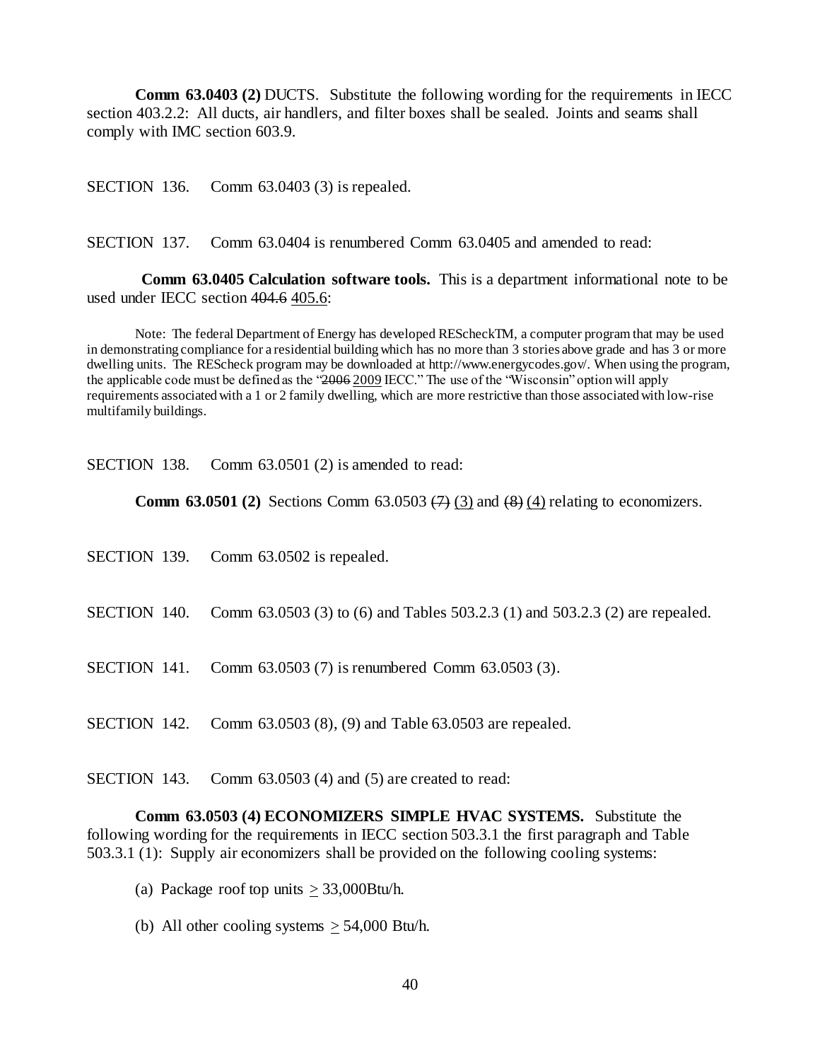**Comm 63.0403 (2)** DUCTS. Substitute the following wording for the requirements in IECC section 403.2.2: All ducts, air handlers, and filter boxes shall be sealed. Joints and seams shall comply with IMC section 603.9.

SECTION 136. Comm 63.0403 (3) is repealed.

SECTION 137. Comm 63.0404 is renumbered Comm 63.0405 and amended to read:

**Comm 63.0405 Calculation software tools.** This is a department informational note to be used under IECC section ~~404.6~~ 405.6:

Note: The federal Department of Energy has developed REScheckTM, a computer program that may be used in demonstrating compliance for a residential building which has no more than 3 stories above grade and has 3 or more dwelling units. The REScheck program may be downloaded at http://www.energycodes.gov/. When using the program, the applicable code must be defined as the "~~2006~~ 2009 IECC." The use of the "Wisconsin" option will apply requirements associated with a 1 or 2 family dwelling, which are more restrictive than those associated with low-rise multifamily buildings.

SECTION 138. Comm 63.0501 (2) is amended to read:

**Comm 63.0501 (2)** Sections Comm 63.0503 ~~(7)~~ (3) and ~~(8)~~ (4) relating to economizers.

SECTION 139. Comm 63.0502 is repealed.

SECTION 140. Comm 63.0503 (3) to (6) and Tables 503.2.3 (1) and 503.2.3 (2) are repealed.

SECTION 141. Comm 63.0503 (7) is renumbered Comm 63.0503 (3).

SECTION 142. Comm 63.0503 (8), (9) and Table 63.0503 are repealed.

SECTION 143. Comm 63.0503 (4) and (5) are created to read:

**Comm 63.0503 (4) ECONOMIZERS SIMPLE HVAC SYSTEMS.** Substitute the following wording for the requirements in IECC section 503.3.1 the first paragraph and Table 503.3.1 (1): Supply air economizers shall be provided on the following cooling systems:

(a) Package roof top units $\geq$ 33,000Btu/h.

(b) All other cooling systems $\geq$ 54,000 Btu/h.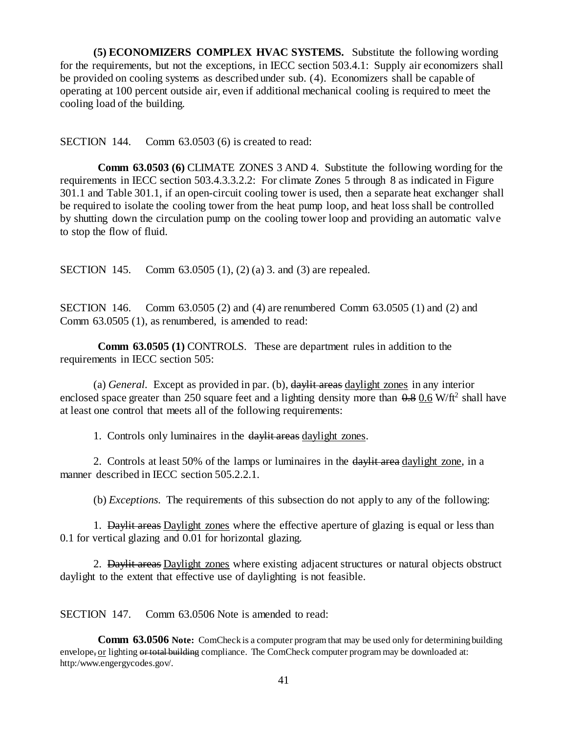**(5) ECONOMIZERS COMPLEX HVAC SYSTEMS.** Substitute the following wording for the requirements, but not the exceptions, in IECC section 503.4.1: Supply air economizers shall be provided on cooling systems as described under sub. (4). Economizers shall be capable of operating at 100 percent outside air, even if additional mechanical cooling is required to meet the cooling load of the building.

SECTION 144. Comm 63.0503 (6) is created to read:

**Comm 63.0503 (6)** CLIMATE ZONES 3 AND 4. Substitute the following wording for the requirements in IECC section 503.4.3.3.2.2: For climate Zones 5 through 8 as indicated in Figure 301.1 and Table 301.1, if an open-circuit cooling tower is used, then a separate heat exchanger shall be required to isolate the cooling tower from the heat pump loop, and heat loss shall be controlled by shutting down the circulation pump on the cooling tower loop and providing an automatic valve to stop the flow of fluid.

SECTION 145. Comm 63.0505 (1), (2) (a) 3. and (3) are repealed.

SECTION 146. Comm 63.0505 (2) and (4) are renumbered Comm 63.0505 (1) and (2) and Comm 63.0505 (1), as renumbered, is amended to read:

**Comm 63.0505 (1)** CONTROLS. These are department rules in addition to the requirements in IECC section 505:

(a) *General.* Except as provided in par. (b), ~~daylit areas~~ <u>daylight zones</u> in any interior enclosed space greater than 250 square feet and a lighting density more than ~~0.8~~ <u>0.6</u> $W/ft^2$ shall have at least one control that meets all of the following requirements:

1. Controls only luminaires in the ~~daylit areas~~ <u>daylight zones</u>.

2. Controls at least 50% of the lamps or luminaires in the ~~daylit area~~ <u>daylight zone</u>, in a manner described in IECC section 505.2.2.1.

(b) *Exceptions.* The requirements of this subsection do not apply to any of the following:

1. ~~Daylit areas~~ <u>Daylight zones</u> where the effective aperture of glazing is equal or less than 0.1 for vertical glazing and 0.01 for horizontal glazing.

2. ~~Daylit areas~~ <u>Daylight zones</u> where existing adjacent structures or natural objects obstruct daylight to the extent that effective use of daylighting is not feasible.

SECTION 147. Comm 63.0506 Note is amended to read:

**Comm 63.0506 Note:** ComCheck is a computer program that may be used only for determining building envelope~~,~~ <u>or</u> lighting ~~or total building~~ compliance. The ComCheck computer program may be downloaded at: http:/www.engergycodes.gov/.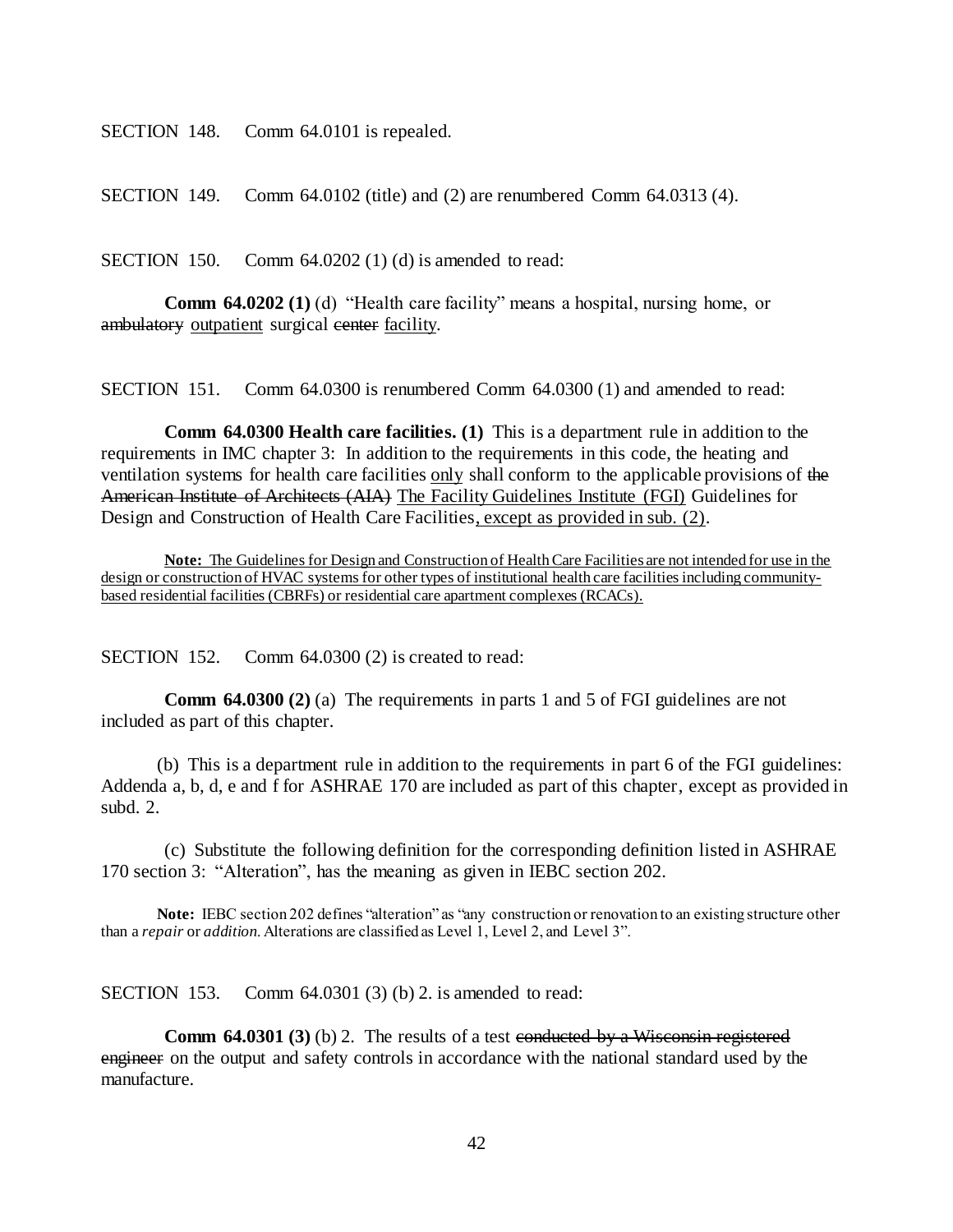SECTION 148. Comm 64.0101 is repealed.

SECTION 149. Comm 64.0102 (title) and (2) are renumbered Comm 64.0313 (4).

SECTION 150. Comm 64.0202 (1) (d) is amended to read:

**Comm 64.0202 (1)** (d) "Health care facility" means a hospital, nursing home, or ~~ambulatory~~ <u>outpatient</u> surgical ~~center~~ <u>facility</u>.

SECTION 151. Comm 64.0300 is renumbered Comm 64.0300 (1) and amended to read:

**Comm 64.0300 Health care facilities. (1)** This is a department rule in addition to the requirements in IMC chapter 3: In addition to the requirements in this code, the heating and ventilation systems for health care facilities <u>only</u> shall conform to the applicable provisions of ~~the American Institute of Architects (AIA)~~ <u>The Facility Guidelines Institute (FGI)</u> Guidelines for Design and Construction of Health Care Facilities<u>, except as provided in sub. (2)</u>.

<u>**Note:** The Guidelines for Design and Construction of Health Care Facilities are not intended for use in the design or construction of HVAC systems for other types of institutional health care facilities including community-based residential facilities (CBRFs) or residential care apartment complexes (RCACs).</u>

SECTION 152. Comm 64.0300 (2) is created to read:

**Comm 64.0300 (2)** (a) The requirements in parts 1 and 5 of FGI guidelines are not included as part of this chapter.

(b) This is a department rule in addition to the requirements in part 6 of the FGI guidelines: Addenda a, b, d, e and f for ASHRAE 170 are included as part of this chapter, except as provided in subd. 2.

(c) Substitute the following definition for the corresponding definition listed in ASHRAE 170 section 3: "Alteration", has the meaning as given in IEBC section 202.

**Note:** IEBC section 202 defines "alteration" as "any construction or renovation to an existing structure other than a *repair* or *addition*. Alterations are classified as Level 1, Level 2, and Level 3".

SECTION 153. Comm 64.0301 (3) (b) 2. is amended to read:

**Comm 64.0301 (3)** (b) 2. The results of a test ~~conducted by a Wisconsin registered engineer~~ on the output and safety controls in accordance with the national standard used by the manufacture.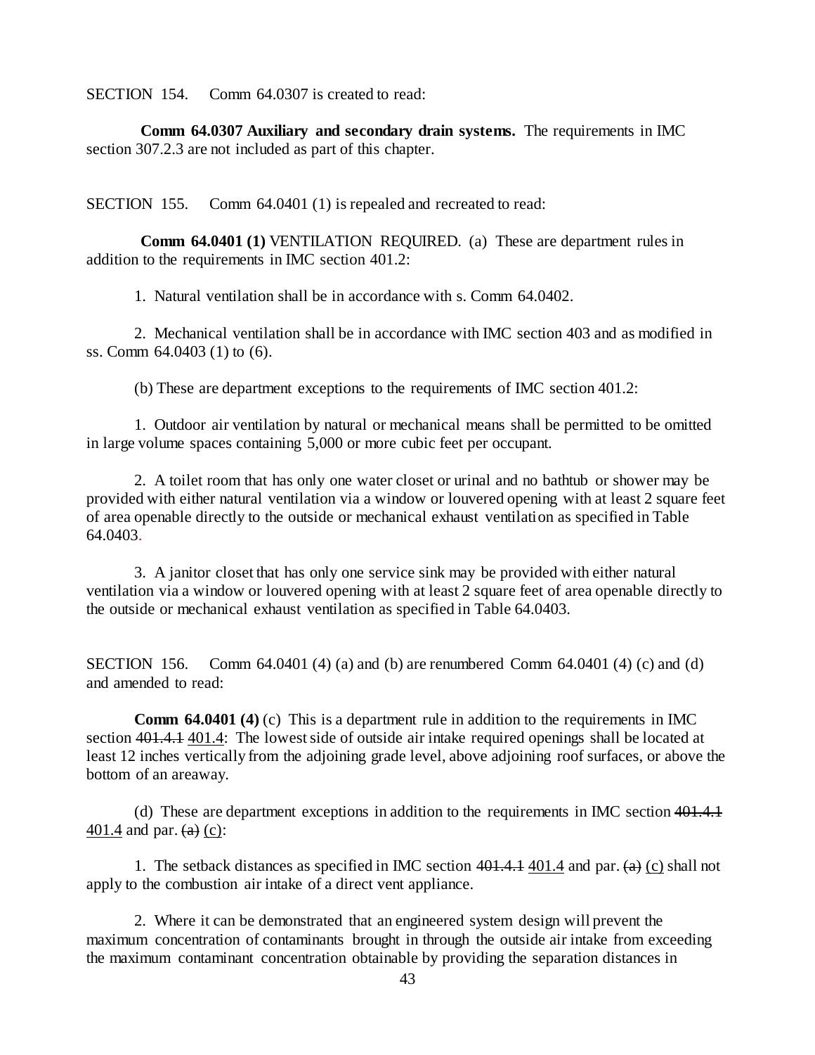SECTION 154. Comm 64.0307 is created to read:

**Comm 64.0307 Auxiliary and secondary drain systems.** The requirements in IMC section 307.2.3 are not included as part of this chapter.

SECTION 155. Comm 64.0401 (1) is repealed and recreated to read:

**Comm 64.0401 (1)** VENTILATION REQUIRED. (a) These are department rules in addition to the requirements in IMC section 401.2:

1. Natural ventilation shall be in accordance with s. Comm 64.0402.

2. Mechanical ventilation shall be in accordance with IMC section 403 and as modified in ss. Comm 64.0403 (1) to (6).

(b) These are department exceptions to the requirements of IMC section 401.2:

1. Outdoor air ventilation by natural or mechanical means shall be permitted to be omitted in large volume spaces containing 5,000 or more cubic feet per occupant.

2. A toilet room that has only one water closet or urinal and no bathtub or shower may be provided with either natural ventilation via a window or louvered opening with at least 2 square feet of area openable directly to the outside or mechanical exhaust ventilation as specified in Table 64.0403.

3. A janitor closet that has only one service sink may be provided with either natural ventilation via a window or louvered opening with at least 2 square feet of area openable directly to the outside or mechanical exhaust ventilation as specified in Table 64.0403.

SECTION 156. Comm 64.0401 (4) (a) and (b) are renumbered Comm 64.0401 (4) (c) and (d) and amended to read:

**Comm 64.0401 (4)** (c) This is a department rule in addition to the requirements in IMC section ~~401.4.1~~ 401.4: The lowest side of outside air intake required openings shall be located at least 12 inches vertically from the adjoining grade level, above adjoining roof surfaces, or above the bottom of an areaway.

(d) These are department exceptions in addition to the requirements in IMC section ~~401.4.1~~ 401.4 and par. ~~(a)~~ (c):

1. The setback distances as specified in IMC section ~~401.4.1~~ 401.4 and par. ~~(a)~~ (c) shall not apply to the combustion air intake of a direct vent appliance.

2. Where it can be demonstrated that an engineered system design will prevent the maximum concentration of contaminants brought in through the outside air intake from exceeding the maximum contaminant concentration obtainable by providing the separation distances in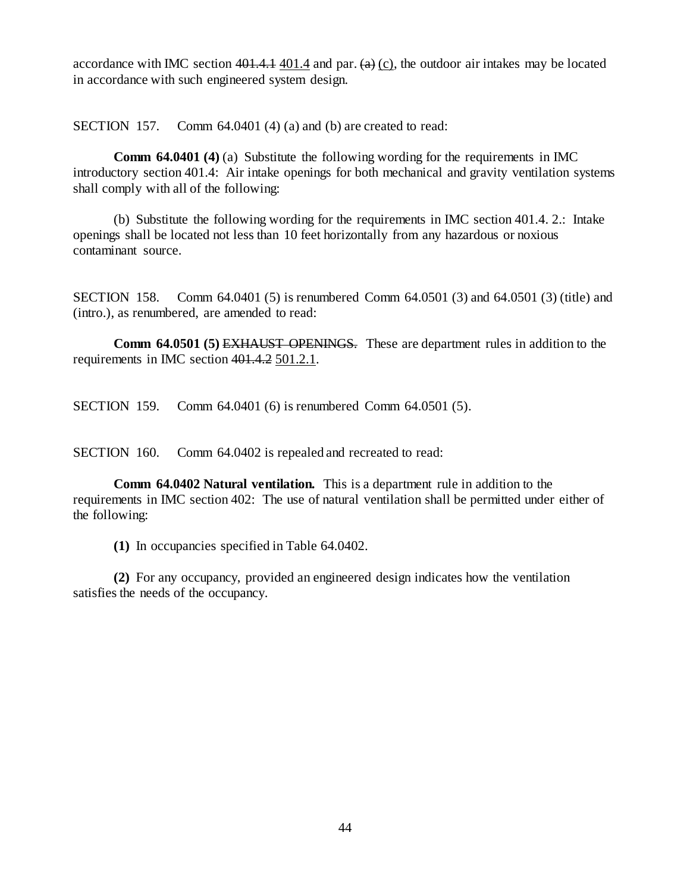accordance with IMC section ~~401.4.1~~ <u>401.4</u> and par. ~~(a)~~ <u>(c)</u>, the outdoor air intakes may be located in accordance with such engineered system design.

SECTION 157. Comm 64.0401 (4) (a) and (b) are created to read:

**Comm 64.0401 (4)** (a) Substitute the following wording for the requirements in IMC introductory section 401.4: Air intake openings for both mechanical and gravity ventilation systems shall comply with all of the following:

(b) Substitute the following wording for the requirements in IMC section 401.4. 2.: Intake openings shall be located not less than 10 feet horizontally from any hazardous or noxious contaminant source.

SECTION 158. Comm 64.0401 (5) is renumbered Comm 64.0501 (3) and 64.0501 (3) (title) and (intro.), as renumbered, are amended to read:

**Comm 64.0501 (5)** ~~EXHAUST OPENINGS.~~ These are department rules in addition to the requirements in IMC section ~~401.4.2~~ <u>501.2.1</u>.

SECTION 159. Comm 64.0401 (6) is renumbered Comm 64.0501 (5).

SECTION 160. Comm 64.0402 is repealed and recreated to read:

**Comm 64.0402 Natural ventilation.** This is a department rule in addition to the requirements in IMC section 402: The use of natural ventilation shall be permitted under either of the following:

**(1)** In occupancies specified in Table 64.0402.

**(2)** For any occupancy, provided an engineered design indicates how the ventilation satisfies the needs of the occupancy.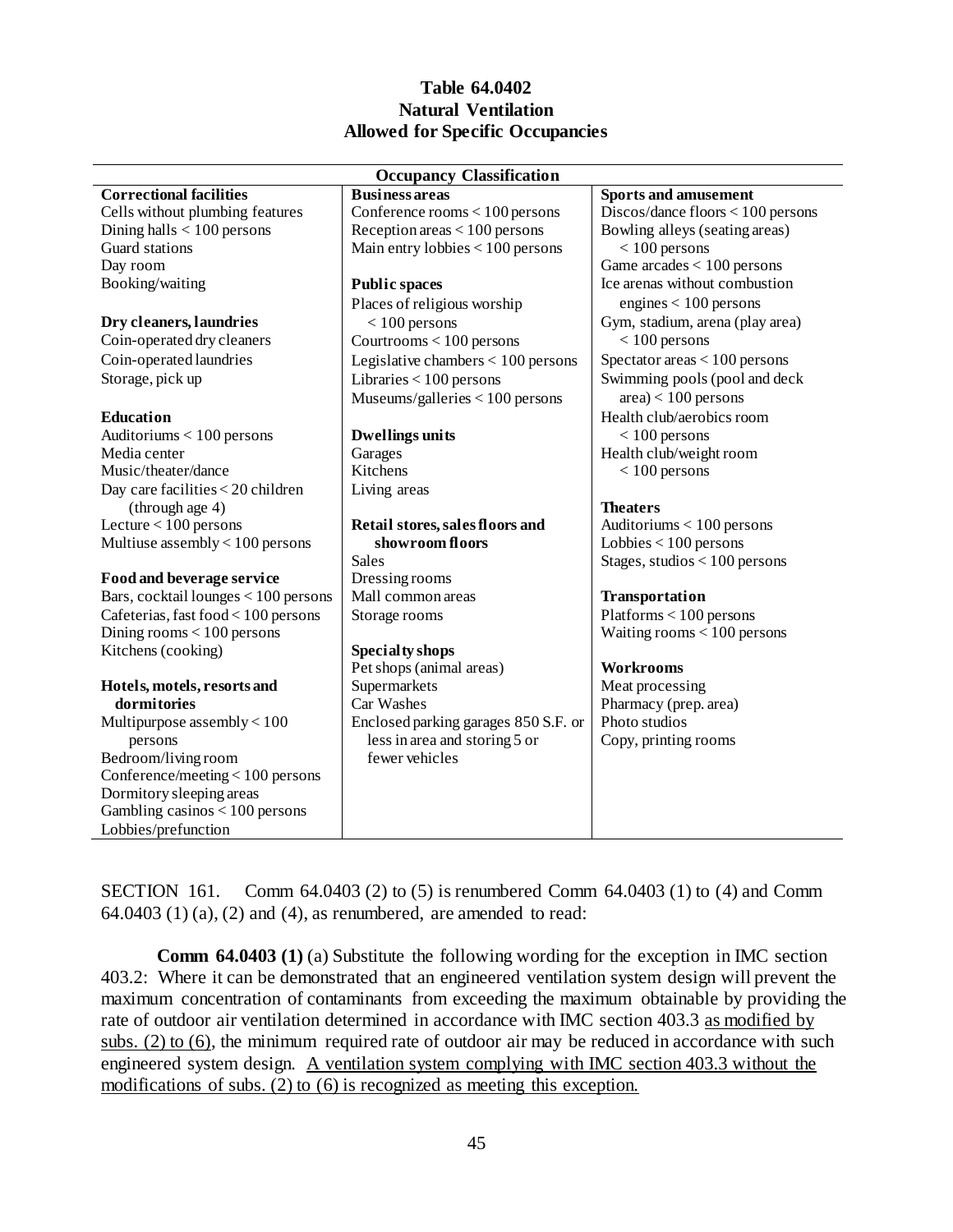**Table 64.0402**
**Natural Ventilation**
**Allowed for Specific Occupancies**

| Occupancy Classification | | |
|---|---|---|
| **Correctional facilities** | **Business areas** | **Sports and amusement** |
| Cells without plumbing features | Conference rooms < 100 persons | Discos/dance floors < 100 persons |
| Dining halls < 100 persons | Reception areas < 100 persons | Bowling alleys (seating areas) < 100 persons |
| Guard stations | Main entry lobbies < 100 persons | Game arcades < 100 persons |
| Day room | | Ice arenas without combustion engines < 100 persons |
| Booking/waiting | **Public spaces** | Gym, stadium, arena (play area) < 100 persons |
| | Places of religious worship < 100 persons | Spectator areas < 100 persons |
| **Dry cleaners, laundries** | Courtrooms < 100 persons | Swimming pools (pool and deck area) < 100 persons |
| Coin-operated dry cleaners | Legislative chambers < 100 persons | Health club/aerobics room < 100 persons |
| Coin-operated laundries | Libraries < 100 persons | Health club/weight room < 100 persons |
| Storage, pick up | Museums/galleries < 100 persons | |
| | | **Theaters** |
| **Education** | **Dwellings units** | Auditoriums < 100 persons |
| Auditoriums < 100 persons | Garages | Lobbies < 100 persons |
| Media center | Kitchens | Stages, studios < 100 persons |
| Music/theater/dance | Living areas | |
| Day care facilities < 20 children (through age 4) | | **Transportation** |
| Lecture < 100 persons | **Retail stores, sales floors and showroom floors** | Platforms < 100 persons |
| Multiuse assembly < 100 persons | Sales | Waiting rooms < 100 persons |
| | Dressing rooms | |
| **Food and beverage service** | Mall common areas | **Workrooms** |
| Bars, cocktail lounges < 100 persons | Storage rooms | Meat processing |
| Cafeterias, fast food < 100 persons | | Pharmacy (prep. area) |
| Dining rooms < 100 persons | **Specialty shops** | Photo studios |
| Kitchens (cooking) | Pet shops (animal areas) | Copy, printing rooms |
| | Supermarkets | |
| **Hotels, motels, resorts and dormitories** | Car Washes | |
| Multipurpose assembly < 100 persons | Enclosed parking garages 850 S.F. or less in area and storing 5 or fewer vehicles | |
| Bedroom/living room | | |
| Conference/meeting < 100 persons | | |
| Dormitory sleeping areas | | |
| Gambling casinos < 100 persons | | |
| Lobbies/prefunction | | |

SECTION 161. Comm 64.0403 (2) to (5) is renumbered Comm 64.0403 (1) to (4) and Comm 64.0403 (1) (a), (2) and (4), as renumbered, are amended to read:

**Comm 64.0403 (1)** (a) Substitute the following wording for the exception in IMC section 403.2: Where it can be demonstrated that an engineered ventilation system design will prevent the maximum concentration of contaminants from exceeding the maximum obtainable by providing the rate of outdoor air ventilation determined in accordance with IMC section 403.3 <u>as modified by subs. (2) to (6)</u>, the minimum required rate of outdoor air may be reduced in accordance with such engineered system design. <u>A ventilation system complying with IMC section 403.3 without the modifications of subs. (2) to (6) is recognized as meeting this exception.</u>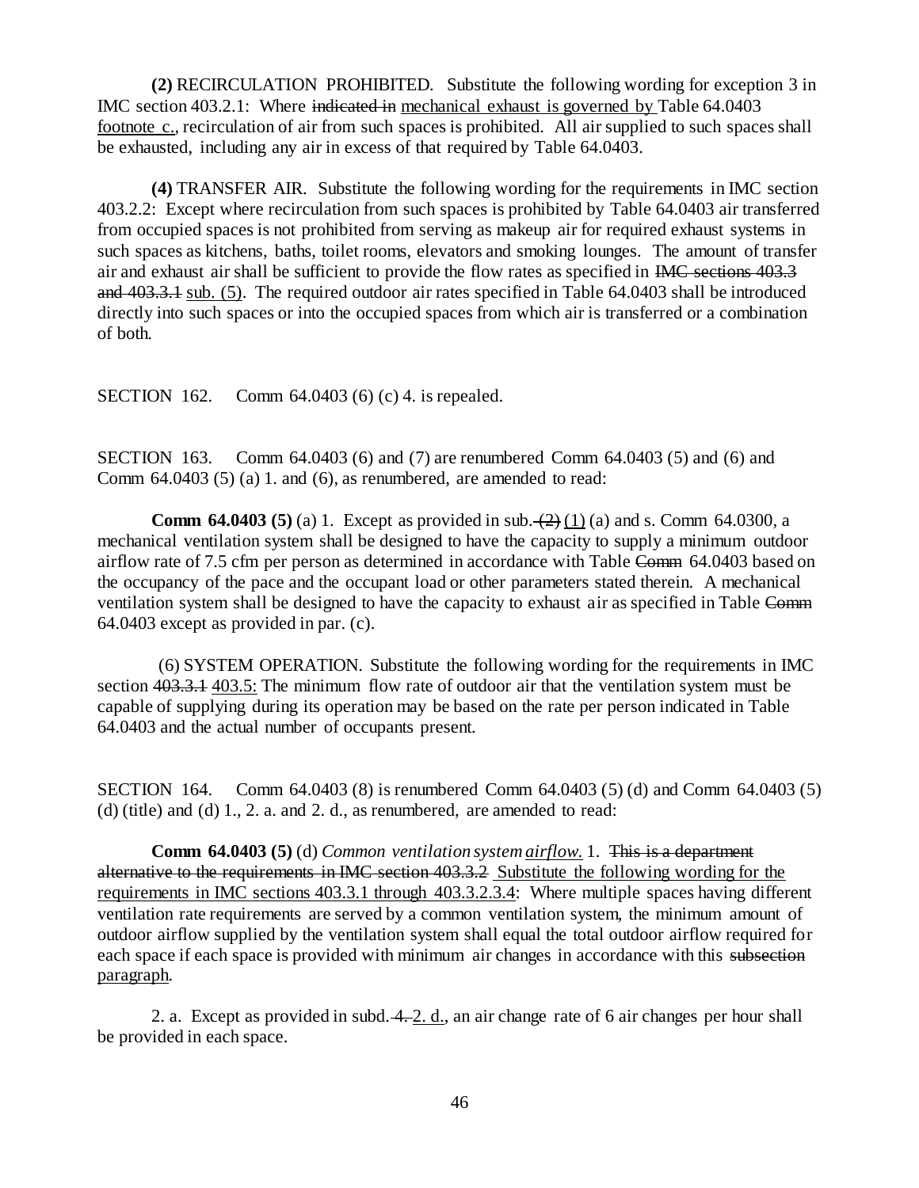**(2)** RECIRCULATION PROHIBITED. Substitute the following wording for exception 3 in IMC section 403.2.1: Where ~~indicated in~~ <u>mechanical exhaust is governed by</u> Table 64.0403 <u>footnote c.</u>, recirculation of air from such spaces is prohibited. All air supplied to such spaces shall be exhausted, including any air in excess of that required by Table 64.0403.

**(4)** TRANSFER AIR. Substitute the following wording for the requirements in IMC section 403.2.2: Except where recirculation from such spaces is prohibited by Table 64.0403 air transferred from occupied spaces is not prohibited from serving as makeup air for required exhaust systems in such spaces as kitchens, baths, toilet rooms, elevators and smoking lounges. The amount of transfer air and exhaust air shall be sufficient to provide the flow rates as specified in ~~IMC sections 403.3 and 403.3.1~~ <u>sub. (5)</u>. The required outdoor air rates specified in Table 64.0403 shall be introduced directly into such spaces or into the occupied spaces from which air is transferred or a combination of both.

SECTION 162. Comm 64.0403 (6) (c) 4. is repealed.

SECTION 163. Comm 64.0403 (6) and (7) are renumbered Comm 64.0403 (5) and (6) and Comm 64.0403 (5) (a) 1. and (6), as renumbered, are amended to read:

**Comm 64.0403 (5)** (a) 1. Except as provided in sub. ~~(2)~~ <u>(1)</u> (a) and s. Comm 64.0300, a mechanical ventilation system shall be designed to have the capacity to supply a minimum outdoor airflow rate of 7.5 cfm per person as determined in accordance with Table ~~Comm~~ 64.0403 based on the occupancy of the pace and the occupant load or other parameters stated therein. A mechanical ventilation system shall be designed to have the capacity to exhaust air as specified in Table ~~Comm~~ 64.0403 except as provided in par. (c).

(6) SYSTEM OPERATION. Substitute the following wording for the requirements in IMC section ~~403.3.1~~ <u>403.5:</u> The minimum flow rate of outdoor air that the ventilation system must be capable of supplying during its operation may be based on the rate per person indicated in Table 64.0403 and the actual number of occupants present.

SECTION 164. Comm 64.0403 (8) is renumbered Comm 64.0403 (5) (d) and Comm 64.0403 (5) (d) (title) and (d) 1., 2. a. and 2. d., as renumbered, are amended to read:

**Comm 64.0403 (5)** (d) *Common ventilation system <u>airflow</u>.* 1. ~~This is a department alternative to the requirements in IMC section 403.3.2~~ <u>Substitute the following wording for the requirements in IMC sections 403.3.1 through 403.3.2.3.4</u>: Where multiple spaces having different ventilation rate requirements are served by a common ventilation system, the minimum amount of outdoor airflow supplied by the ventilation system shall equal the total outdoor airflow required for each space if each space is provided with minimum air changes in accordance with this ~~subsection~~ <u>paragraph</u>.

2. a. Except as provided in subd. ~~4.~~ <u>2. d.</u>, an air change rate of 6 air changes per hour shall be provided in each space.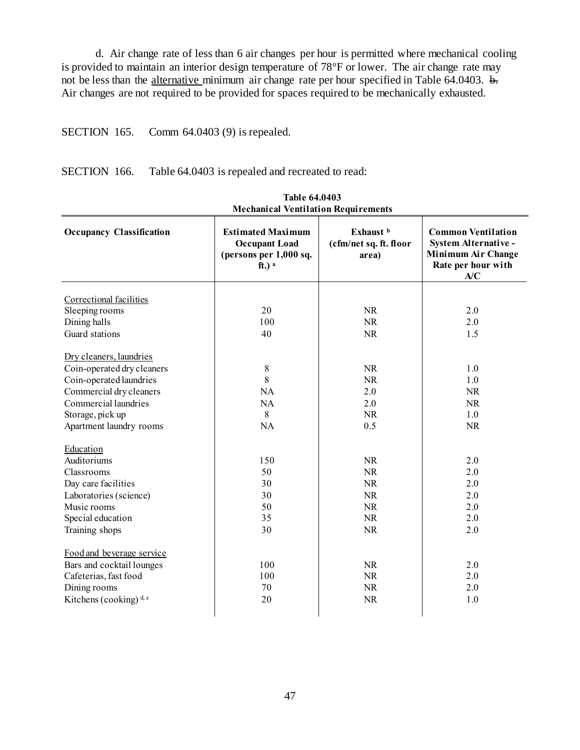d. Air change rate of less than 6 air changes per hour is permitted where mechanical cooling is provided to maintain an interior design temperature of 78°F or lower. The air change rate may not be less than the <u>alternative</u> minimum air change rate per hour specified in Table 64.0403. ~~b.~~ Air changes are not required to be provided for spaces required to be mechanically exhausted.

SECTION 165. Comm 64.0403 (9) is repealed.

SECTION 166. Table 64.0403 is repealed and recreated to read:

**Table 64.0403**
**Mechanical Ventilation Requirements**

| Occupancy Classification | Estimated Maximum Occupant Load (persons per 1,000 sq. ft.) [a] | Exhaust [b] (cfm/net sq. ft. floor area) | Common Ventilation System Alternative - Minimum Air Change Rate per hour with A/C |
|---|---|---|---|
| <u>Correctional facilities</u> | | | |
| Sleeping rooms | 20 | NR | 2.0 |
| Dining halls | 100 | NR | 2.0 |
| Guard stations | 40 | NR | 1.5 |
| <u>Dry cleaners, laundries</u> | | | |
| Coin-operated dry cleaners | 8 | NR | 1.0 |
| Coin-operated laundries | 8 | NR | 1.0 |
| Commercial dry cleaners | NA | 2.0 | NR |
| Commercial laundries | NA | 2.0 | NR |
| Storage, pick up | 8 | NR | 1.0 |
| Apartment laundry rooms | NA | 0.5 | NR |
| <u>Education</u> | | | |
| Auditoriums | 150 | NR | 2.0 |
| Classrooms | 50 | NR | 2.0 |
| Day care facilities | 30 | NR | 2.0 |
| Laboratories (science) | 30 | NR | 2.0 |
| Music rooms | 50 | NR | 2.0 |
| Special education | 35 | NR | 2.0 |
| Training shops | 30 | NR | 2.0 |
| <u>Food and beverage service</u> | | | |
| Bars and cocktail lounges | 100 | NR | 2.0 |
| Cafeterias, fast food | 100 | NR | 2.0 |
| Dining rooms | 70 | NR | 2.0 |
| Kitchens (cooking) [d, e] | 20 | NR | 1.0 |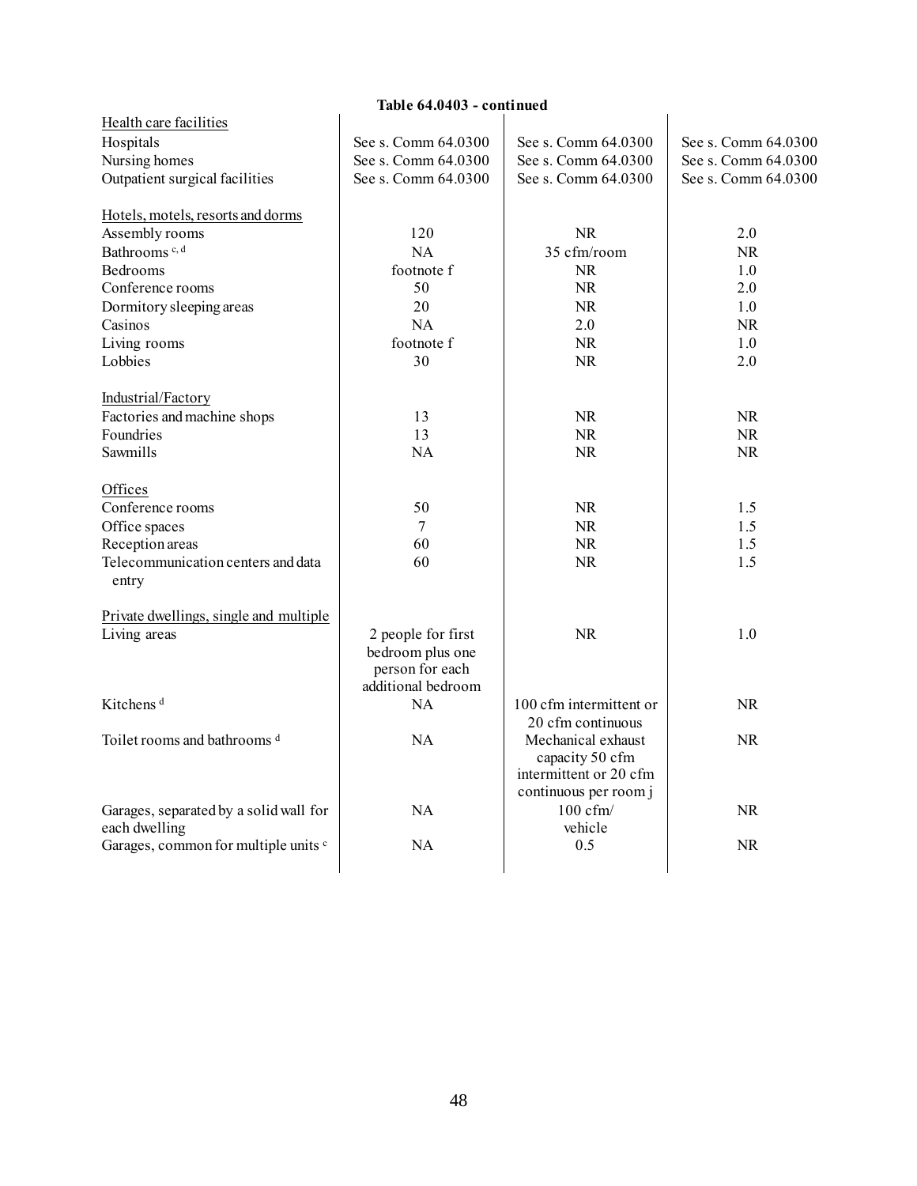**Table 64.0403 - continued**

| | | | |
|---|---|---|---|
| <u>Health care facilities</u> | | | |
| Hospitals | See s. Comm 64.0300 | See s. Comm 64.0300 | See s. Comm 64.0300 |
| Nursing homes | See s. Comm 64.0300 | See s. Comm 64.0300 | See s. Comm 64.0300 |
| Outpatient surgical facilities | See s. Comm 64.0300 | See s. Comm 64.0300 | See s. Comm 64.0300 |
| <u>Hotels, motels, resorts and dorms</u> | | | |
| Assembly rooms | 120 | NR | 2.0 |
| Bathrooms [c, d] | NA | 35 cfm/room | NR |
| Bedrooms | footnote f | NR | 1.0 |
| Conference rooms | 50 | NR | 2.0 |
| Dormitory sleeping areas | 20 | NR | 1.0 |
| Casinos | NA | 2.0 | NR |
| Living rooms | footnote f | NR | 1.0 |
| Lobbies | 30 | NR | 2.0 |
| <u>Industrial/Factory</u> | | | |
| Factories and machine shops | 13 | NR | NR |
| Foundries | 13 | NR | NR |
| Sawmills | NA | NR | NR |
| <u>Offices</u> | | | |
| Conference rooms | 50 | NR | 1.5 |
| Office spaces | 7 | NR | 1.5 |
| Reception areas | 60 | NR | 1.5 |
| Telecommunication centers and data entry | 60 | NR | 1.5 |
| <u>Private dwellings, single and multiple</u> | | | |
| Living areas | 2 people for first bedroom plus one person for each additional bedroom | NR | 1.0 |
| Kitchens [d] | NA | 100 cfm intermittent or 20 cfm continuous | NR |
| Toilet rooms and bathrooms [d] | NA | Mechanical exhaust capacity 50 cfm intermittent or 20 cfm continuous per room j | NR |
| Garages, separated by a solid wall for each dwelling | NA | 100 cfm/ vehicle | NR |
| Garages, common for multiple units [c] | NA | 0.5 | NR |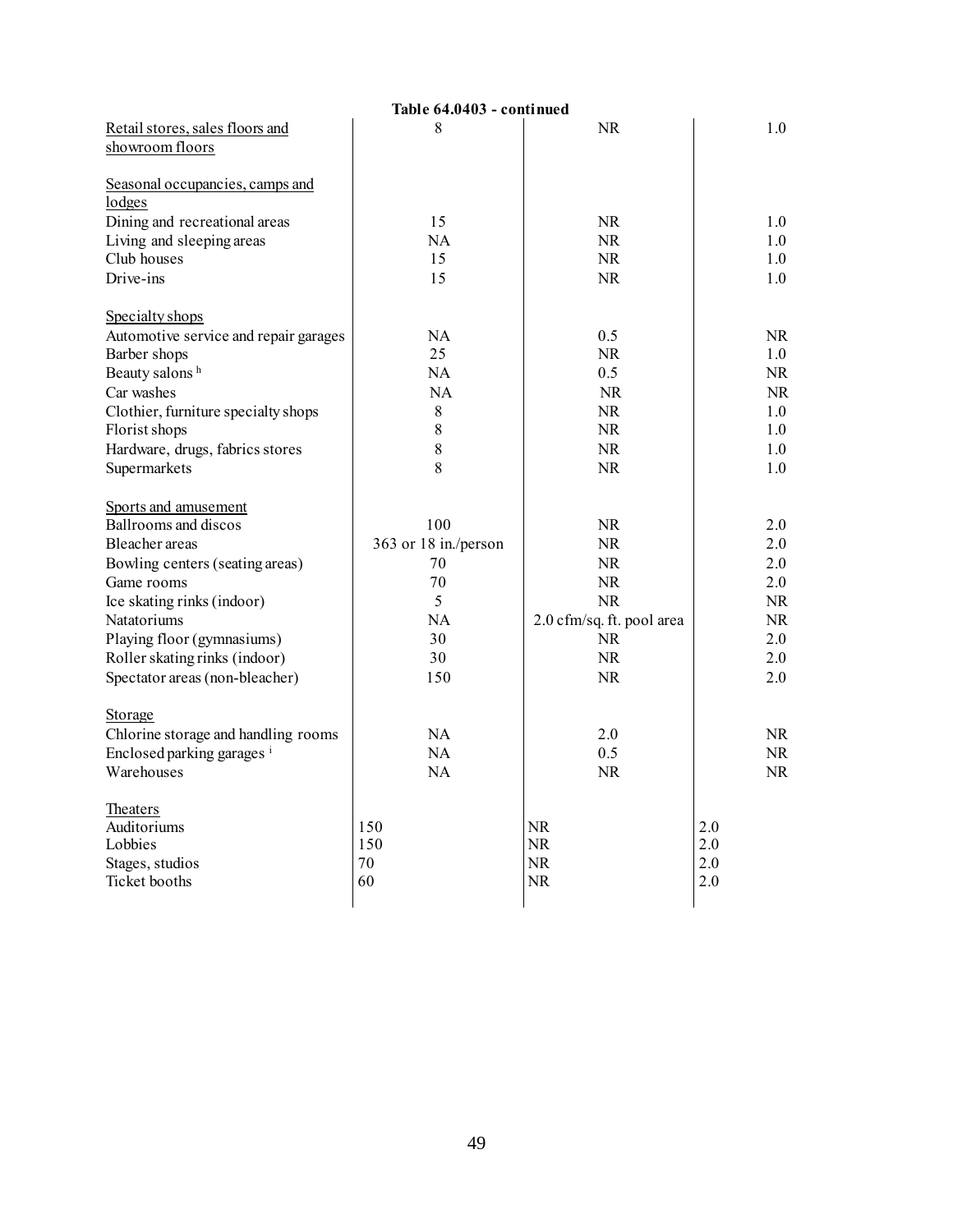**Table 64.0403 - continued**

| | | | |
|---|---|---|---|
| Retail stores, sales floors and showroom floors | 8 | NR | 1.0 |
| | | | |
| Seasonal occupancies, camps and lodges | | | |
| Dining and recreational areas | 15 | NR | 1.0 |
| Living and sleeping areas | NA | NR | 1.0 |
| Club houses | 15 | NR | 1.0 |
| Drive-ins | 15 | NR | 1.0 |
| | | | |
| Specialty shops | | | |
| Automotive service and repair garages | NA | 0.5 | NR |
| Barber shops | 25 | NR | 1.0 |
| Beauty salons [h] | NA | 0.5 | NR |
| Car washes | NA | NR | NR |
| Clothier, furniture specialty shops | 8 | NR | 1.0 |
| Florist shops | 8 | NR | 1.0 |
| Hardware, drugs, fabrics stores | 8 | NR | 1.0 |
| Supermarkets | 8 | NR | 1.0 |
| | | | |
| Sports and amusement | | | |
| Ballrooms and discos | 100 | NR | 2.0 |
| Bleacher areas | 363 or 18 in./person | NR | 2.0 |
| Bowling centers (seating areas) | 70 | NR | 2.0 |
| Game rooms | 70 | NR | 2.0 |
| Ice skating rinks (indoor) | 5 | NR | NR |
| Natatoriums | NA | 2.0 cfm/sq. ft. pool area | NR |
| Playing floor (gymnasiums) | 30 | NR | 2.0 |
| Roller skating rinks (indoor) | 30 | NR | 2.0 |
| Spectator areas (non-bleacher) | 150 | NR | 2.0 |
| | | | |
| Storage | | | |
| Chlorine storage and handling rooms | NA | 2.0 | NR |
| Enclosed parking garages [i] | NA | 0.5 | NR |
| Warehouses | NA | NR | NR |
| | | | |
| Theaters | | | |
| Auditoriums | 150 | NR | 2.0 |
| Lobbies | 150 | NR | 2.0 |
| Stages, studios | 70 | NR | 2.0 |
| Ticket booths | 60 | NR | 2.0 |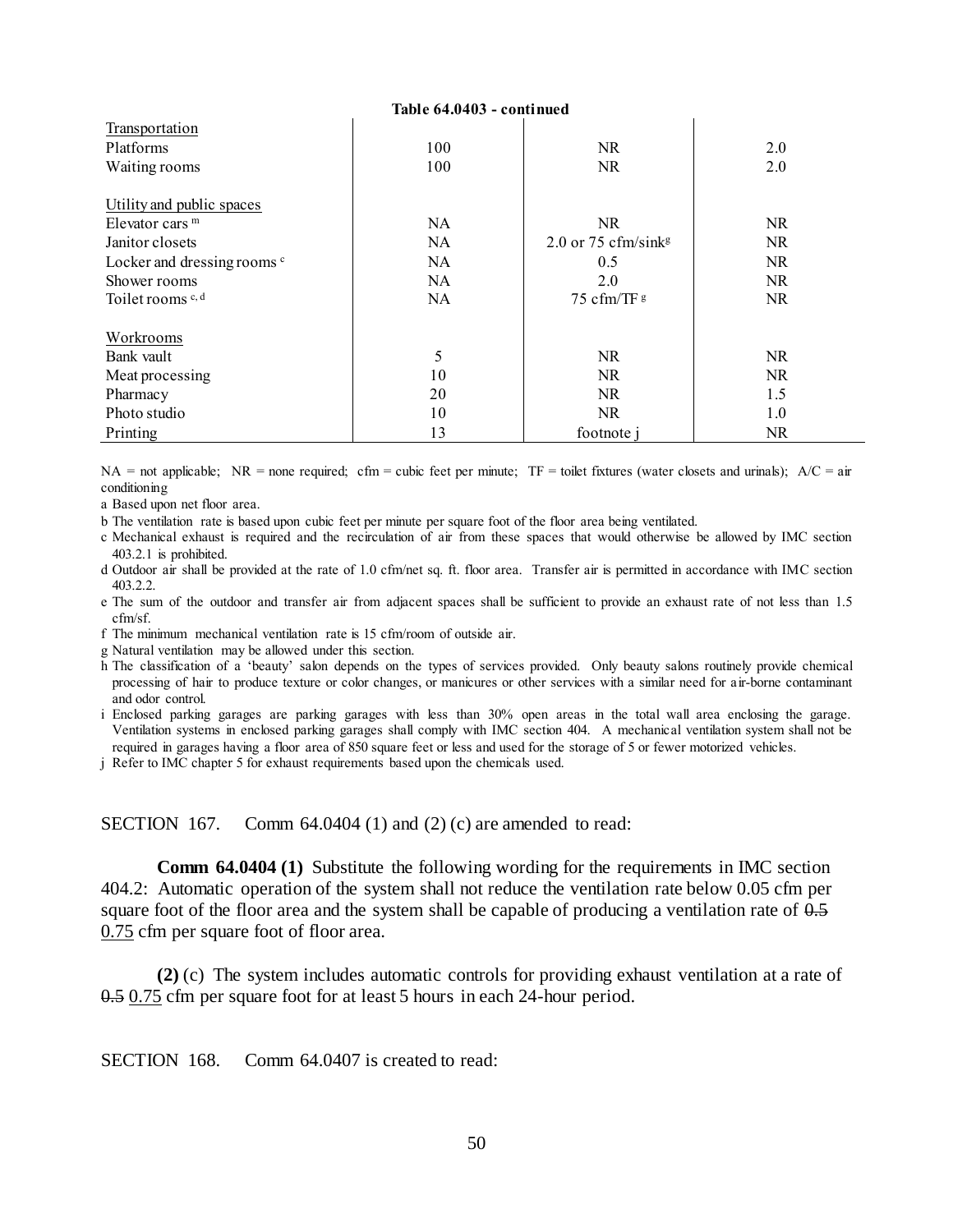**Table 64.0403 - continued**

| | | | |
|---|---|---|---|
| Transportation | | | |
| Platforms | 100 | NR | 2.0 |
| Waiting rooms | 100 | NR | 2.0 |
| | | | |
| Utility and public spaces | | | |
| Elevator cars [m] | NA | NR | NR |
| Janitor closets | NA | 2.0 or 75 cfm/sink[g] | NR |
| Locker and dressing rooms [c] | NA | 0.5 | NR |
| Shower rooms | NA | 2.0 | NR |
| Toilet rooms [c, d] | NA | 75 cfm/TF [g] | NR |
| | | | |
| Workrooms | | | |
| Bank vault | 5 | NR | NR |
| Meat processing | 10 | NR | NR |
| Pharmacy | 20 | NR | 1.5 |
| Photo studio | 10 | NR | 1.0 |
| Printing | 13 | footnote j | NR |

NA = not applicable; NR = none required; cfm = cubic feet per minute; TF = toilet fixtures (water closets and urinals); A/C = air conditioning

a Based upon net floor area.

b The ventilation rate is based upon cubic feet per minute per square foot of the floor area being ventilated.

c Mechanical exhaust is required and the recirculation of air from these spaces that would otherwise be allowed by IMC section 403.2.1 is prohibited.

d Outdoor air shall be provided at the rate of 1.0 cfm/net sq. ft. floor area. Transfer air is permitted in accordance with IMC section 403.2.2.

e The sum of the outdoor and transfer air from adjacent spaces shall be sufficient to provide an exhaust rate of not less than 1.5 cfm/sf.

f The minimum mechanical ventilation rate is 15 cfm/room of outside air.

g Natural ventilation may be allowed under this section.

h The classification of a 'beauty' salon depends on the types of services provided. Only beauty salons routinely provide chemical processing of hair to produce texture or color changes, or manicures or other services with a similar need for air-borne contaminant and odor control.

i Enclosed parking garages are parking garages with less than 30% open areas in the total wall area enclosing the garage. Ventilation systems in enclosed parking garages shall comply with IMC section 404. A mechanical ventilation system shall not be required in garages having a floor area of 850 square feet or less and used for the storage of 5 or fewer motorized vehicles.

j Refer to IMC chapter 5 for exhaust requirements based upon the chemicals used.

SECTION 167. Comm 64.0404 (1) and (2) (c) are amended to read:

**Comm 64.0404 (1)** Substitute the following wording for the requirements in IMC section 404.2: Automatic operation of the system shall not reduce the ventilation rate below 0.05 cfm per square foot of the floor area and the system shall be capable of producing a ventilation rate of ~~0.5~~ 0.75 cfm per square foot of floor area.

**(2)** (c) The system includes automatic controls for providing exhaust ventilation at a rate of ~~0.5~~ 0.75 cfm per square foot for at least 5 hours in each 24-hour period.

SECTION 168. Comm 64.0407 is created to read: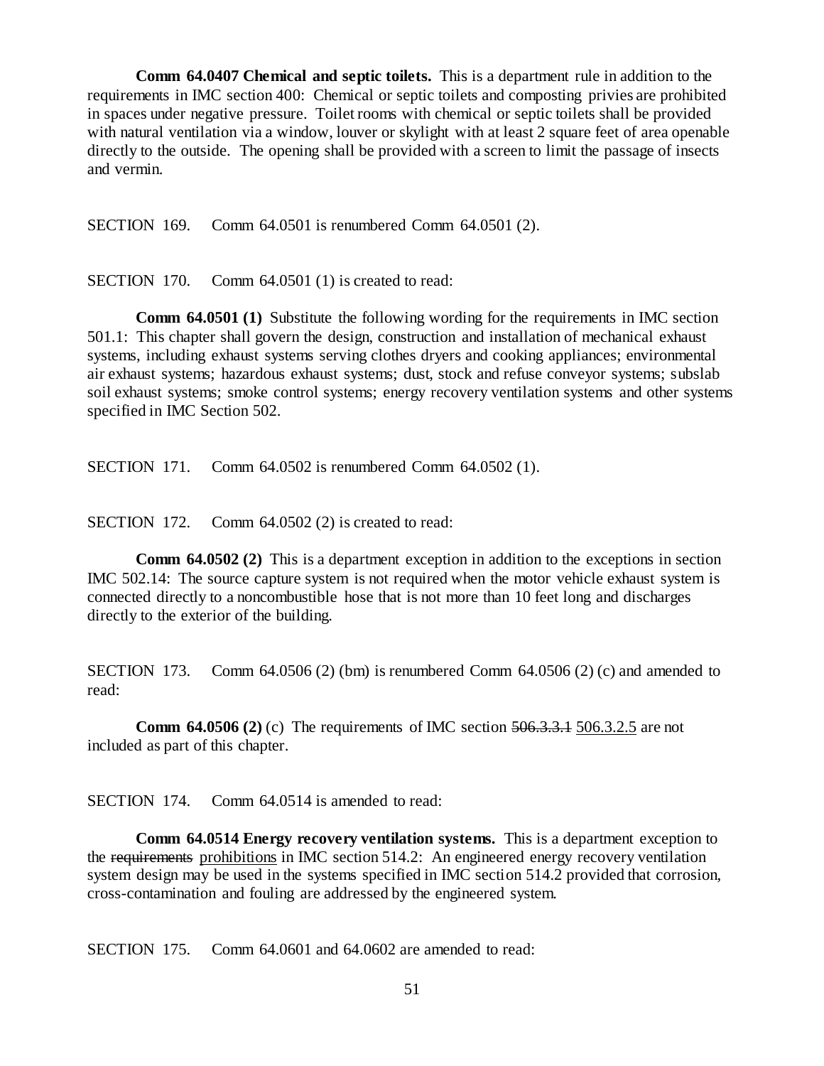**Comm 64.0407 Chemical and septic toilets.** This is a department rule in addition to the requirements in IMC section 400: Chemical or septic toilets and composting privies are prohibited in spaces under negative pressure. Toilet rooms with chemical or septic toilets shall be provided with natural ventilation via a window, louver or skylight with at least 2 square feet of area openable directly to the outside. The opening shall be provided with a screen to limit the passage of insects and vermin.

SECTION 169. Comm 64.0501 is renumbered Comm 64.0501 (2).

SECTION 170. Comm 64.0501 (1) is created to read:

**Comm 64.0501 (1)** Substitute the following wording for the requirements in IMC section 501.1: This chapter shall govern the design, construction and installation of mechanical exhaust systems, including exhaust systems serving clothes dryers and cooking appliances; environmental air exhaust systems; hazardous exhaust systems; dust, stock and refuse conveyor systems; subslab soil exhaust systems; smoke control systems; energy recovery ventilation systems and other systems specified in IMC Section 502.

SECTION 171. Comm 64.0502 is renumbered Comm 64.0502 (1).

SECTION 172. Comm 64.0502 (2) is created to read:

**Comm 64.0502 (2)** This is a department exception in addition to the exceptions in section IMC 502.14: The source capture system is not required when the motor vehicle exhaust system is connected directly to a noncombustible hose that is not more than 10 feet long and discharges directly to the exterior of the building.

SECTION 173. Comm 64.0506 (2) (bm) is renumbered Comm 64.0506 (2) (c) and amended to read:

**Comm 64.0506 (2)** (c) The requirements of IMC section ~~506.3.3.1~~ <u>506.3.2.5</u> are not included as part of this chapter.

SECTION 174. Comm 64.0514 is amended to read:

**Comm 64.0514 Energy recovery ventilation systems.** This is a department exception to the ~~requirements~~ <u>prohibitions</u> in IMC section 514.2: An engineered energy recovery ventilation system design may be used in the systems specified in IMC section 514.2 provided that corrosion, cross-contamination and fouling are addressed by the engineered system.

SECTION 175. Comm 64.0601 and 64.0602 are amended to read: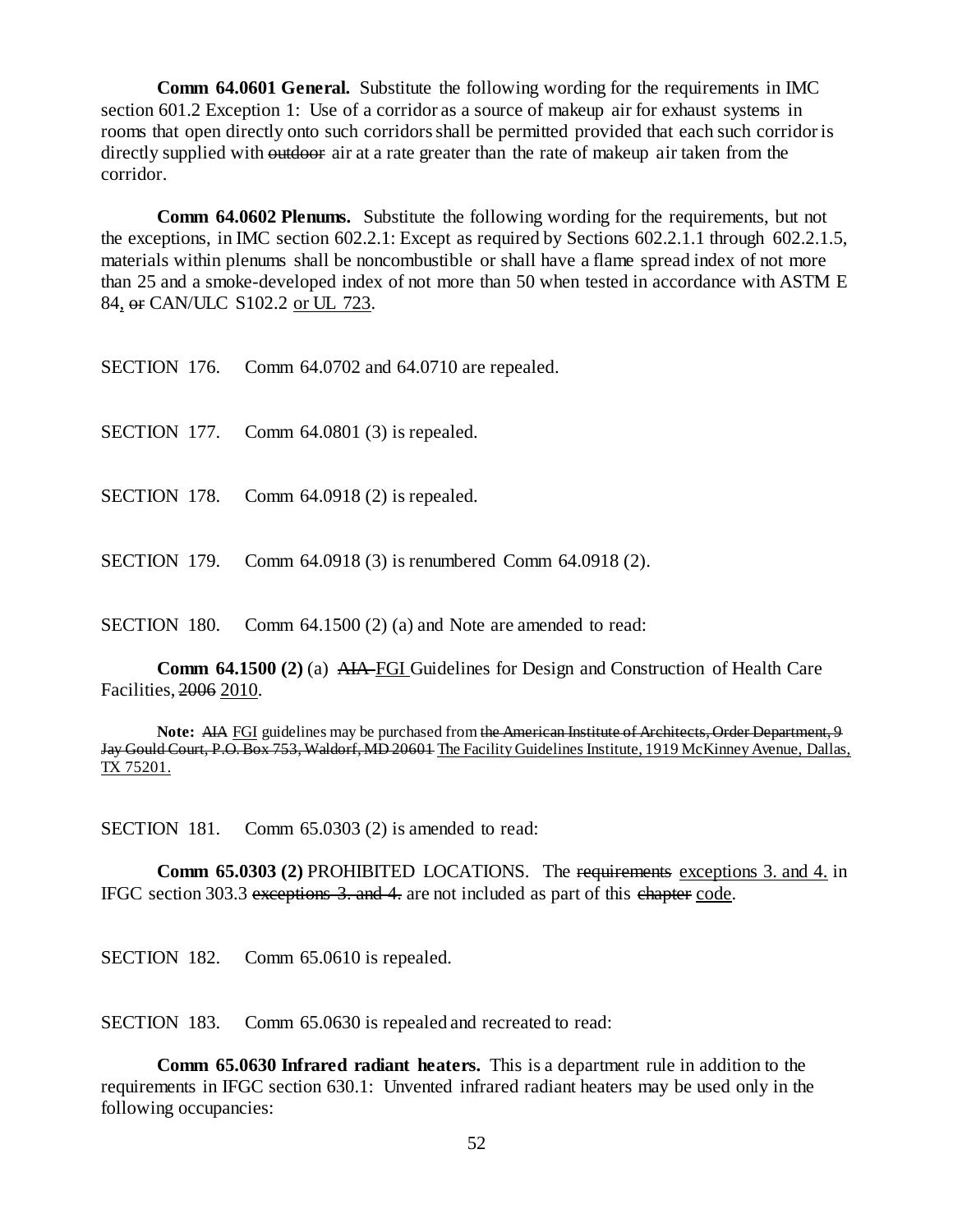**Comm 64.0601 General.** Substitute the following wording for the requirements in IMC section 601.2 Exception 1: Use of a corridor as a source of makeup air for exhaust systems in rooms that open directly onto such corridors shall be permitted provided that each such corridor is directly supplied with ~~outdoor~~ air at a rate greater than the rate of makeup air taken from the corridor.

**Comm 64.0602 Plenums.** Substitute the following wording for the requirements, but not the exceptions, in IMC section 602.2.1: Except as required by Sections 602.2.1.1 through 602.2.1.5, materials within plenums shall be noncombustible or shall have a flame spread index of not more than 25 and a smoke-developed index of not more than 50 when tested in accordance with ASTM E 84<u>,</u> ~~or~~ CAN/ULC S102.2 <u>or UL 723</u>.

SECTION 176. Comm 64.0702 and 64.0710 are repealed.

SECTION 177. Comm 64.0801 (3) is repealed.

SECTION 178. Comm 64.0918 (2) is repealed.

SECTION 179. Comm 64.0918 (3) is renumbered Comm 64.0918 (2).

SECTION 180. Comm 64.1500 (2) (a) and Note are amended to read:

**Comm 64.1500 (2)** (a) ~~AIA~~ <u>FGI</u> Guidelines for Design and Construction of Health Care Facilities, ~~2006~~ <u>2010</u>.

**Note:** ~~AIA~~ <u>FGI</u> guidelines may be purchased from ~~the American Institute of Architects, Order Department, 9 Jay Gould Court, P.O. Box 753, Waldorf, MD 20601~~ <u>The Facility Guidelines Institute, 1919 McKinney Avenue, Dallas, TX 75201.</u>

SECTION 181. Comm 65.0303 (2) is amended to read:

**Comm 65.0303 (2)** PROHIBITED LOCATIONS. The ~~requirements~~ <u>exceptions 3. and 4.</u> in IFGC section 303.3 ~~exceptions 3. and 4.~~ are not included as part of this ~~chapter~~ <u>code</u>.

SECTION 182. Comm 65.0610 is repealed.

SECTION 183. Comm 65.0630 is repealed and recreated to read:

**Comm 65.0630 Infrared radiant heaters.** This is a department rule in addition to the requirements in IFGC section 630.1: Unvented infrared radiant heaters may be used only in the following occupancies: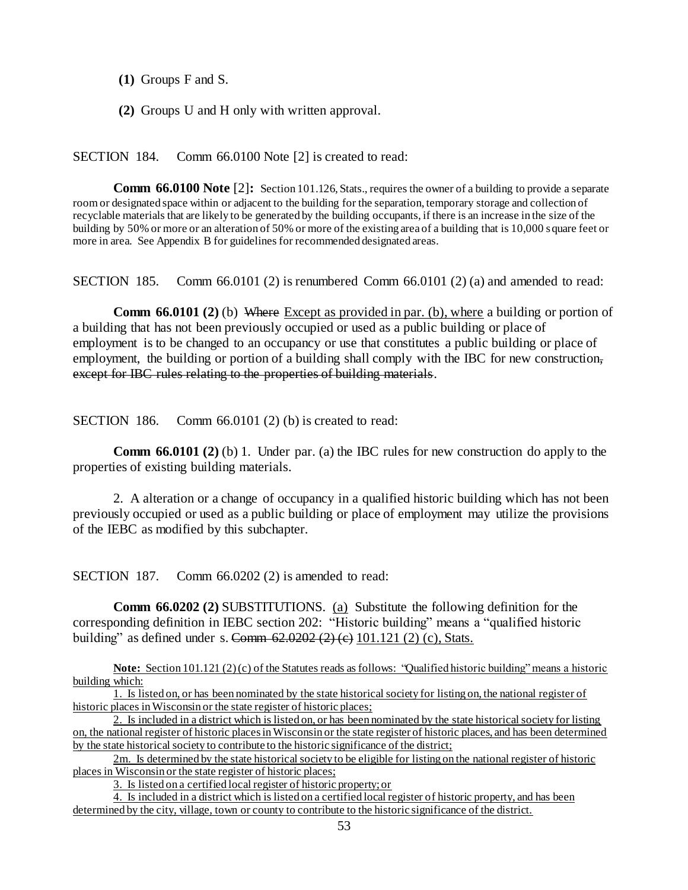**(1)** Groups F and S.

**(2)** Groups U and H only with written approval.

SECTION 184. Comm 66.0100 Note [2] is created to read:

**Comm 66.0100 Note** [2]**:** Section 101.126, Stats., requires the owner of a building to provide a separate room or designated space within or adjacent to the building for the separation, temporary storage and collection of recyclable materials that are likely to be generated by the building occupants, if there is an increase in the size of the building by 50% or more or an alteration of 50% or more of the existing area of a building that is 10,000 square feet or more in area. See Appendix B for guidelines for recommended designated areas.

SECTION 185. Comm 66.0101 (2) is renumbered Comm 66.0101 (2) (a) and amended to read:

**Comm 66.0101 (2)** (b) ~~Where~~ <u>Except as provided in par. (b), where</u> a building or portion of a building that has not been previously occupied or used as a public building or place of employment is to be changed to an occupancy or use that constitutes a public building or place of employment, the building or portion of a building shall comply with the IBC for new construction~~, except for IBC rules relating to the properties of building materials~~.

SECTION 186. Comm 66.0101 (2) (b) is created to read:

**Comm 66.0101 (2)** (b) 1. Under par. (a) the IBC rules for new construction do apply to the properties of existing building materials.

2. A alteration or a change of occupancy in a qualified historic building which has not been previously occupied or used as a public building or place of employment may utilize the provisions of the IEBC as modified by this subchapter.

SECTION 187. Comm 66.0202 (2) is amended to read:

**Comm 66.0202 (2)** SUBSTITUTIONS. <u>(a)</u> Substitute the following definition for the corresponding definition in IEBC section 202: "Historic building" means a "qualified historic building" as defined under s. ~~Comm 62.0202 (2) (c)~~ <u>101.121 (2) (c), Stats.</u>

<u>**Note:** Section 101.121 (2) (c) of the Statutes reads as follows: "Qualified historic building" means a historic building which:</u>

<u>1. Is listed on, or has been nominated by the state historical society for listing on, the national register of historic places in Wisconsin or the state register of historic places;</u>

<u>2. Is included in a district which is listed on, or has been nominated by the state historical society for listing on, the national register of historic places in Wisconsin or the state register of historic places, and has been determined by the state historical society to contribute to the historic significance of the district;</u>

<u>2m. Is determined by the state historical society to be eligible for listing on the national register of historic places in Wisconsin or the state register of historic places;</u>

<u>3. Is listed on a certified local register of historic property; or</u>

<u>4. Is included in a district which is listed on a certified local register of historic property, and has been determined by the city, village, town or county to contribute to the historic significance of the district.</u>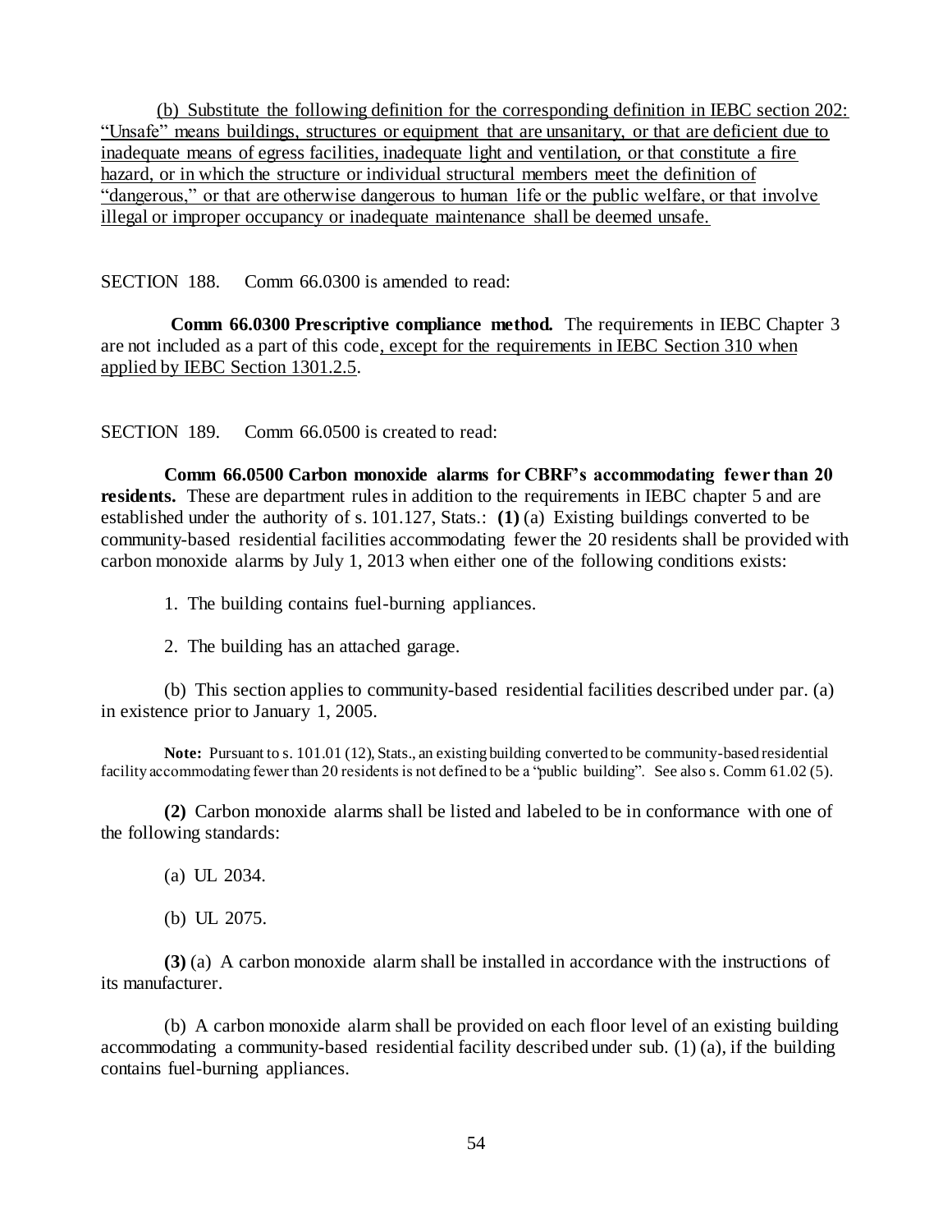<u>(b) Substitute the following definition for the corresponding definition in IEBC section 202: "Unsafe" means buildings, structures or equipment that are unsanitary, or that are deficient due to inadequate means of egress facilities, inadequate light and ventilation, or that constitute a fire hazard, or in which the structure or individual structural members meet the definition of "dangerous," or that are otherwise dangerous to human life or the public welfare, or that involve illegal or improper occupancy or inadequate maintenance shall be deemed unsafe.</u>

SECTION 188. Comm 66.0300 is amended to read:

**Comm 66.0300 Prescriptive compliance method.** The requirements in IEBC Chapter 3 are not included as a part of this code<u>, except for the requirements in IEBC Section 310 when applied by IEBC Section 1301.2.5</u>.

SECTION 189. Comm 66.0500 is created to read:

**Comm 66.0500 Carbon monoxide alarms for CBRF's accommodating fewer than 20 residents.** These are department rules in addition to the requirements in IEBC chapter 5 and are established under the authority of s. 101.127, Stats.: **(1)** (a) Existing buildings converted to be community-based residential facilities accommodating fewer the 20 residents shall be provided with carbon monoxide alarms by July 1, 2013 when either one of the following conditions exists:

1. The building contains fuel-burning appliances.

2. The building has an attached garage.

(b) This section applies to community-based residential facilities described under par. (a) in existence prior to January 1, 2005.

**Note:** Pursuant to s. 101.01 (12), Stats., an existing building converted to be community-based residential facility accommodating fewer than 20 residents is not defined to be a "public building". See also s. Comm 61.02 (5).

**(2)** Carbon monoxide alarms shall be listed and labeled to be in conformance with one of the following standards:

(a) UL 2034.

(b) UL 2075.

**(3)** (a) A carbon monoxide alarm shall be installed in accordance with the instructions of its manufacturer.

(b) A carbon monoxide alarm shall be provided on each floor level of an existing building accommodating a community-based residential facility described under sub. (1) (a), if the building contains fuel-burning appliances.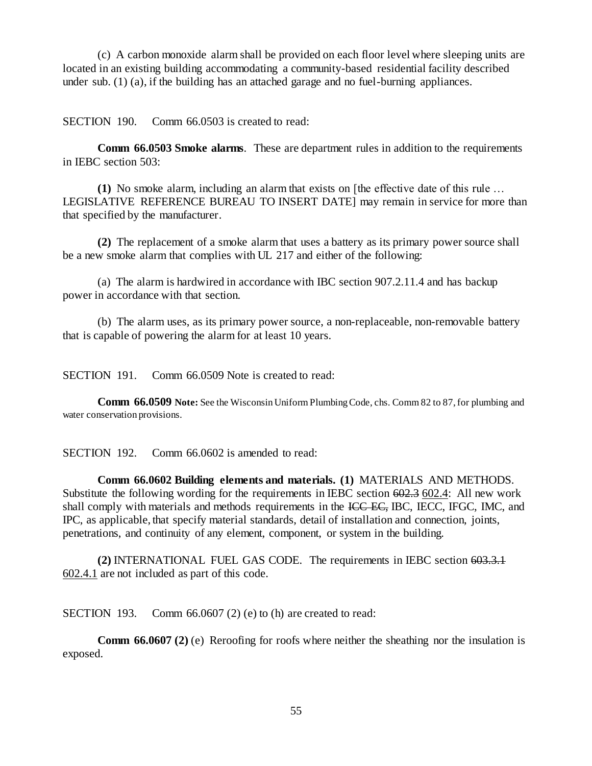(c) A carbon monoxide alarm shall be provided on each floor level where sleeping units are located in an existing building accommodating a community-based residential facility described under sub. (1) (a), if the building has an attached garage and no fuel-burning appliances.

SECTION 190. Comm 66.0503 is created to read:

**Comm 66.0503 Smoke alarms**. These are department rules in addition to the requirements in IEBC section 503:

**(1)** No smoke alarm, including an alarm that exists on [the effective date of this rule … LEGISLATIVE REFERENCE BUREAU TO INSERT DATE] may remain in service for more than that specified by the manufacturer.

**(2)** The replacement of a smoke alarm that uses a battery as its primary power source shall be a new smoke alarm that complies with UL 217 and either of the following:

(a) The alarm is hardwired in accordance with IBC section 907.2.11.4 and has backup power in accordance with that section.

(b) The alarm uses, as its primary power source, a non-replaceable, non-removable battery that is capable of powering the alarm for at least 10 years.

SECTION 191. Comm 66.0509 Note is created to read:

**Comm 66.0509 Note:** See the Wisconsin Uniform Plumbing Code, chs. Comm 82 to 87, for plumbing and water conservation provisions.

SECTION 192. Comm 66.0602 is amended to read:

**Comm 66.0602 Building elements and materials. (1)** MATERIALS AND METHODS. Substitute the following wording for the requirements in IEBC section ~~602.3~~ 602.4: All new work shall comply with materials and methods requirements in the ~~ICC EC,~~ IBC, IECC, IFGC, IMC, and IPC, as applicable, that specify material standards, detail of installation and connection, joints, penetrations, and continuity of any element, component, or system in the building.

**(2)** INTERNATIONAL FUEL GAS CODE. The requirements in IEBC section ~~603.3.1~~ 602.4.1 are not included as part of this code.

SECTION 193. Comm 66.0607 (2) (e) to (h) are created to read:

**Comm 66.0607 (2)** (e) Reroofing for roofs where neither the sheathing nor the insulation is exposed.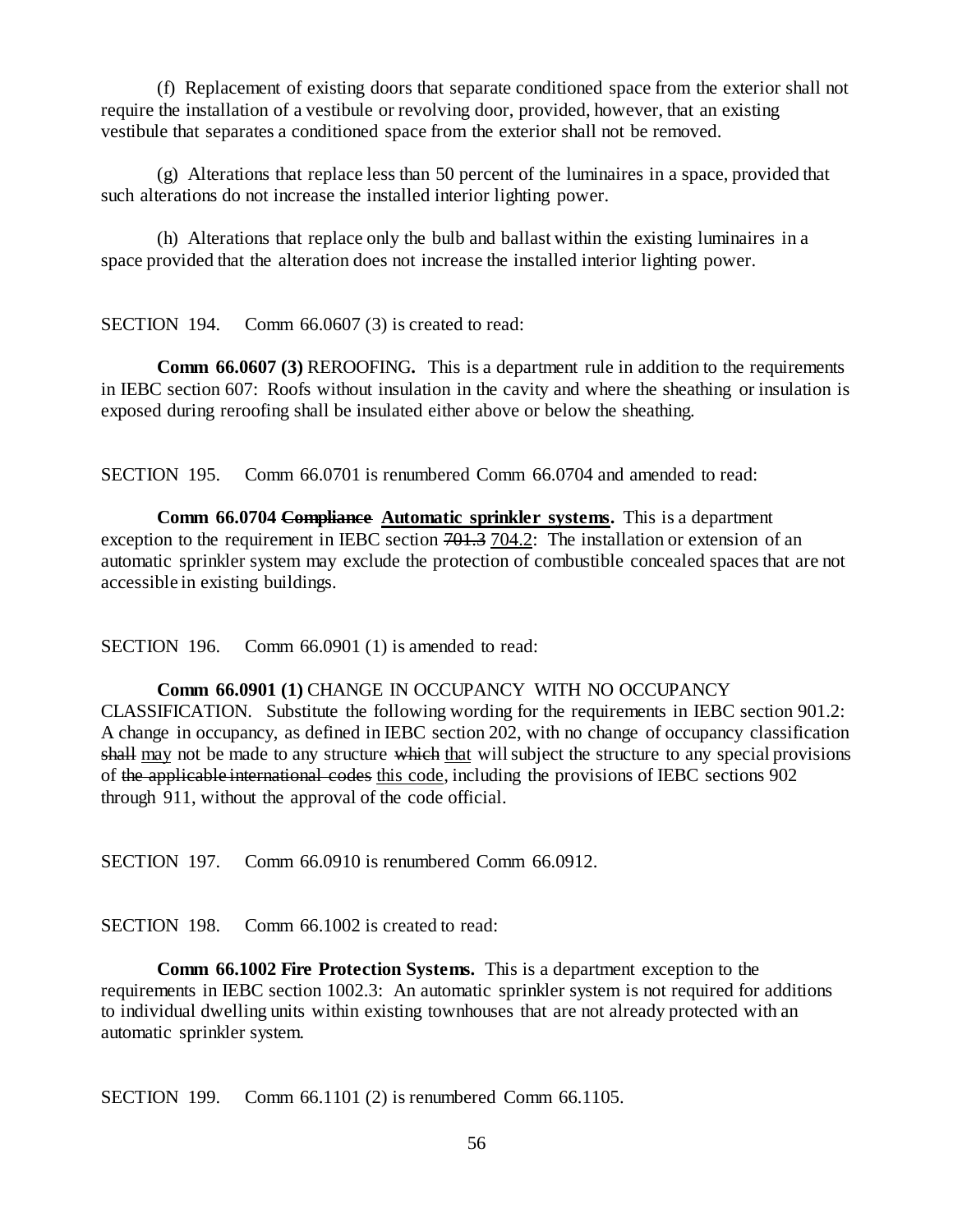(f) Replacement of existing doors that separate conditioned space from the exterior shall not require the installation of a vestibule or revolving door, provided, however, that an existing vestibule that separates a conditioned space from the exterior shall not be removed.

(g) Alterations that replace less than 50 percent of the luminaires in a space, provided that such alterations do not increase the installed interior lighting power.

(h) Alterations that replace only the bulb and ballast within the existing luminaires in a space provided that the alteration does not increase the installed interior lighting power.

SECTION 194. Comm 66.0607 (3) is created to read:

**Comm 66.0607 (3)** REROOFING**.** This is a department rule in addition to the requirements in IEBC section 607: Roofs without insulation in the cavity and where the sheathing or insulation is exposed during reroofing shall be insulated either above or below the sheathing.

SECTION 195. Comm 66.0701 is renumbered Comm 66.0704 and amended to read:

**Comm 66.0704 ~~Compliance~~ <u>Automatic sprinkler systems</u>.** This is a department exception to the requirement in IEBC section ~~701.3~~ <u>704.2</u>: The installation or extension of an automatic sprinkler system may exclude the protection of combustible concealed spaces that are not accessible in existing buildings.

SECTION 196. Comm 66.0901 (1) is amended to read:

**Comm 66.0901 (1)** CHANGE IN OCCUPANCY WITH NO OCCUPANCY CLASSIFICATION. Substitute the following wording for the requirements in IEBC section 901.2: A change in occupancy, as defined in IEBC section 202, with no change of occupancy classification ~~shall~~ <u>may</u> not be made to any structure ~~which~~ <u>that</u> will subject the structure to any special provisions of ~~the applicable international codes~~ <u>this code</u>, including the provisions of IEBC sections 902 through 911, without the approval of the code official.

SECTION 197. Comm 66.0910 is renumbered Comm 66.0912.

SECTION 198. Comm 66.1002 is created to read:

**Comm 66.1002 Fire Protection Systems.** This is a department exception to the requirements in IEBC section 1002.3: An automatic sprinkler system is not required for additions to individual dwelling units within existing townhouses that are not already protected with an automatic sprinkler system.

SECTION 199. Comm 66.1101 (2) is renumbered Comm 66.1105.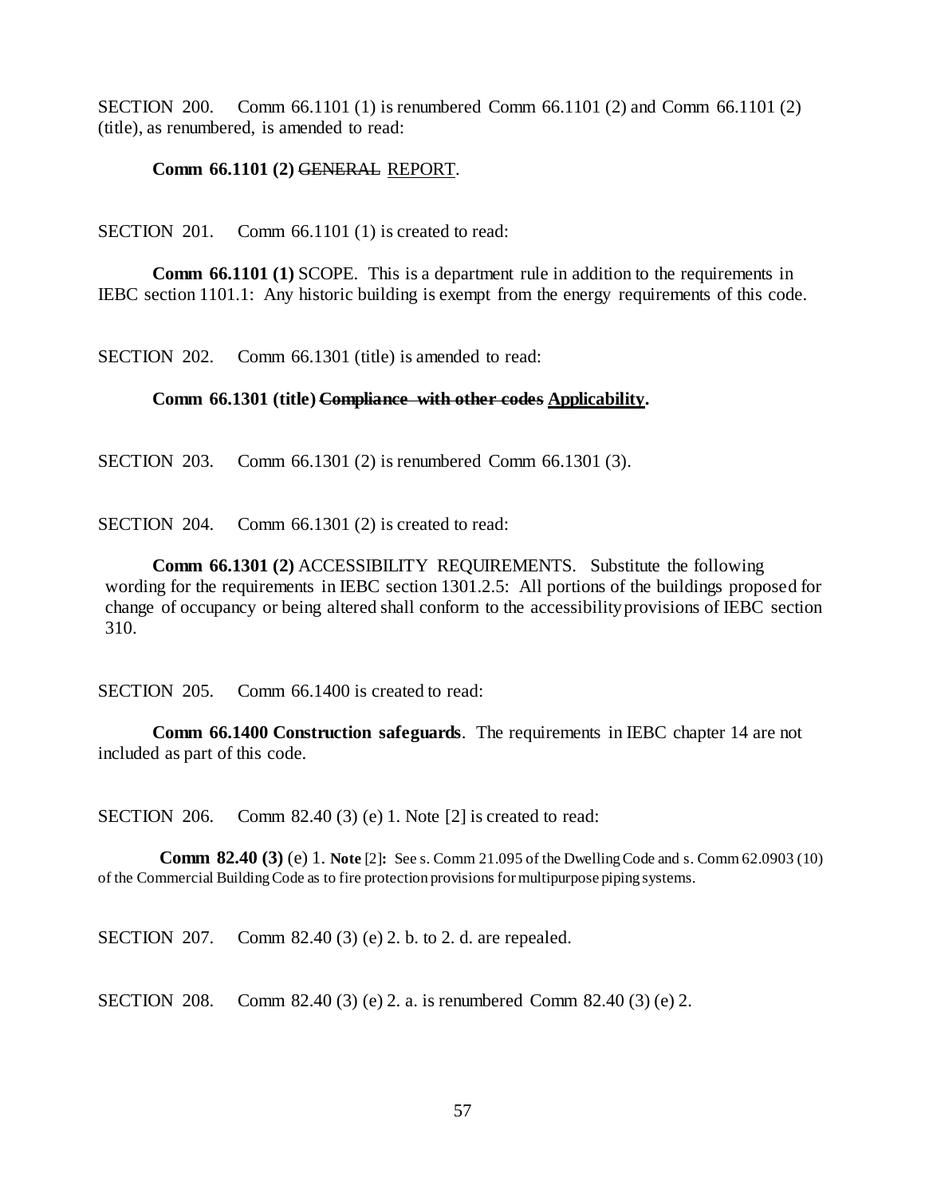SECTION 200. Comm 66.1101 (1) is renumbered Comm 66.1101 (2) and Comm 66.1101 (2) (title), as renumbered, is amended to read:

**Comm 66.1101 (2)** ~~GENERAL~~ <u>REPORT</u>.

SECTION 201. Comm 66.1101 (1) is created to read:

**Comm 66.1101 (1)** SCOPE. This is a department rule in addition to the requirements in IEBC section 1101.1: Any historic building is exempt from the energy requirements of this code.

SECTION 202. Comm 66.1301 (title) is amended to read:

**Comm 66.1301 (title) ~~Compliance with other codes~~ <u>Applicability</u>.**

SECTION 203. Comm 66.1301 (2) is renumbered Comm 66.1301 (3).

SECTION 204. Comm 66.1301 (2) is created to read:

**Comm 66.1301 (2)** ACCESSIBILITY REQUIREMENTS. Substitute the following wording for the requirements in IEBC section 1301.2.5: All portions of the buildings proposed for change of occupancy or being altered shall conform to the accessibility provisions of IEBC section 310.

SECTION 205. Comm 66.1400 is created to read:

**Comm 66.1400 Construction safeguards**. The requirements in IEBC chapter 14 are not included as part of this code.

SECTION 206. Comm 82.40 (3) (e) 1. Note [2] is created to read:

**Comm 82.40 (3)** (e) 1. **Note** [2]**:** See s. Comm 21.095 of the Dwelling Code and s. Comm 62.0903 (10) of the Commercial Building Code as to fire protection provisions for multipurpose piping systems.

SECTION 207. Comm 82.40 (3) (e) 2. b. to 2. d. are repealed.

SECTION 208. Comm 82.40 (3) (e) 2. a. is renumbered Comm 82.40 (3) (e) 2.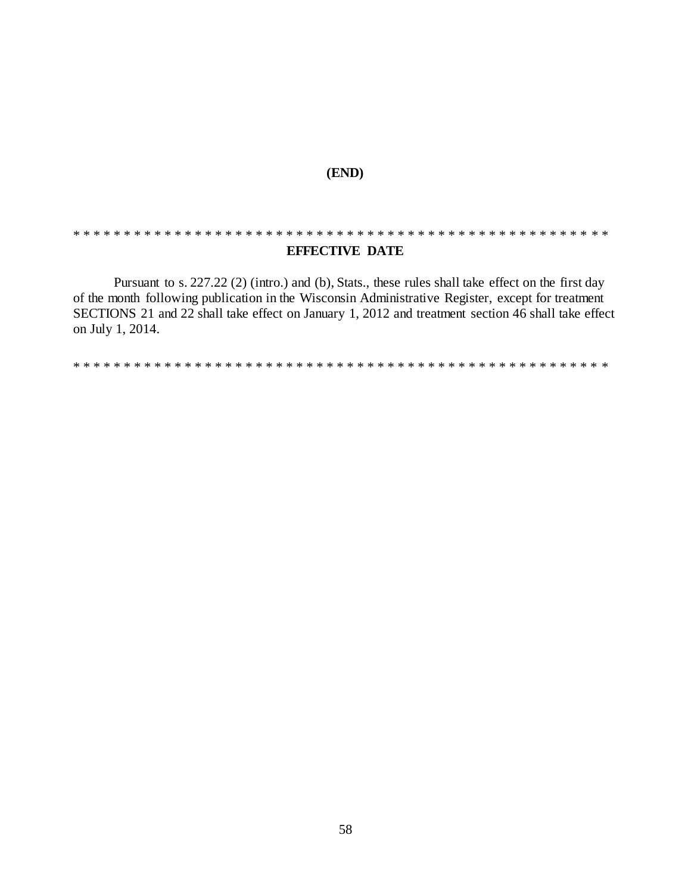**(END)**

\* \* \* \* \* \* \* \* \* \* \* \* \* \* \* \* \* \* \* \* \* \* \* \* \* \* \* \* \* \* \* \* \* \* \* \* \* \* \* \* \* \* \* \* \* \* \* \* \* \* \* \* \* \* \* \* \*

**EFFECTIVE DATE**

Pursuant to s. 227.22 (2) (intro.) and (b), Stats., these rules shall take effect on the first day of the month following publication in the Wisconsin Administrative Register, except for treatment SECTIONS 21 and 22 shall take effect on January 1, 2012 and treatment section 46 shall take effect on July 1, 2014.

\* \* \* \* \* \* \* \* \* \* \* \* \* \* \* \* \* \* \* \* \* \* \* \* \* \* \* \* \* \* \* \* \* \* \* \* \* \* \* \* \* \* \* \* \* \* \* \* \* \* \* \* \* \* \* \*